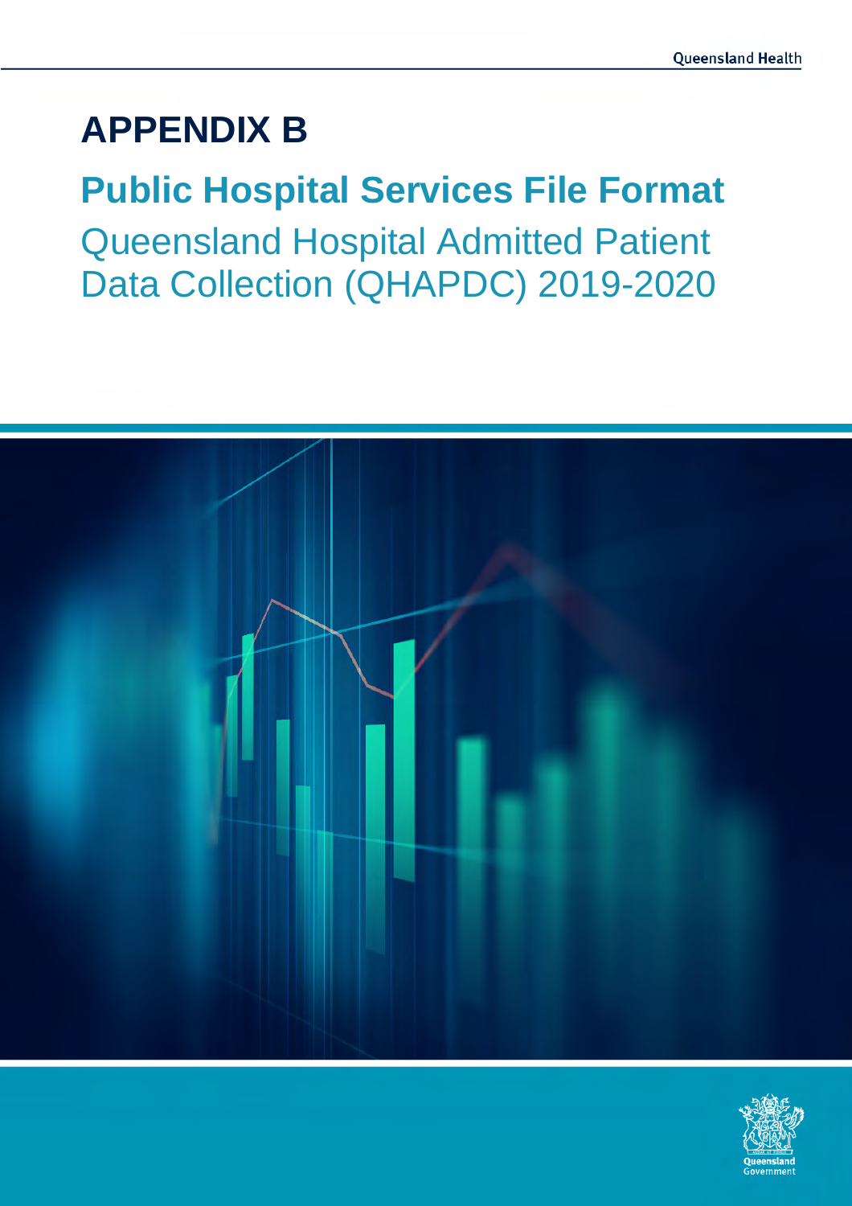# APPENDIX B

## Public Hospital Services File Format

Queensland Hospital Admitted Patient Data Collection (QHAPDC) 2019-2020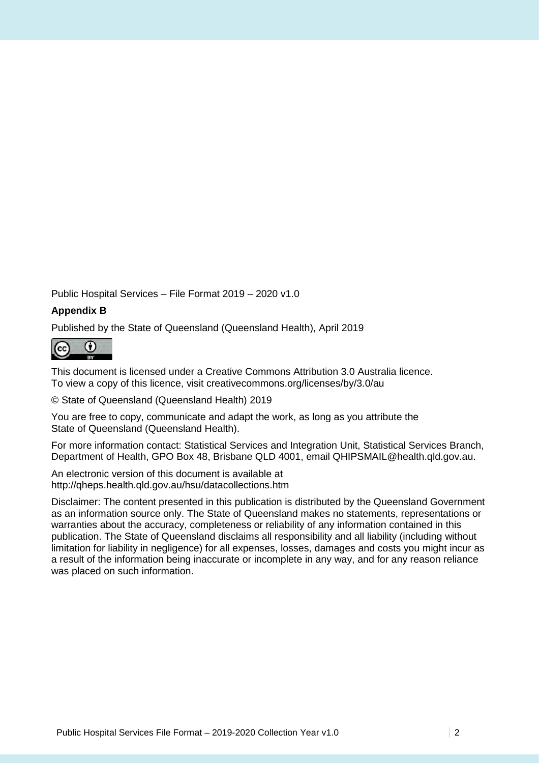Public Hospital Services – File Format 2019 – 2020 v1.0

**Appendix B**

Published by the State of Queensland (Queensland Health), April 2019

This document is licensed under a Creative Commons Attribution 3.0 Australia licence.
To view a copy of this licence, visit creativecommons.org/licenses/by/3.0/au

© State of Queensland (Queensland Health) 2019

You are free to copy, communicate and adapt the work, as long as you attribute the State of Queensland (Queensland Health).

For more information contact: Statistical Services and Integration Unit, Statistical Services Branch, Department of Health, GPO Box 48, Brisbane QLD 4001, email QHIPSMAIL@health.qld.gov.au.

An electronic version of this document is available at http://qheps.health.qld.gov.au/hsu/datacollections.htm

Disclaimer: The content presented in this publication is distributed by the Queensland Government as an information source only. The State of Queensland makes no statements, representations or warranties about the accuracy, completeness or reliability of any information contained in this publication. The State of Queensland disclaims all responsibility and all liability (including without limitation for liability in negligence) for all expenses, losses, damages and costs you might incur as a result of the information being inaccurate or incomplete in any way, and for any reason reliance was placed on such information.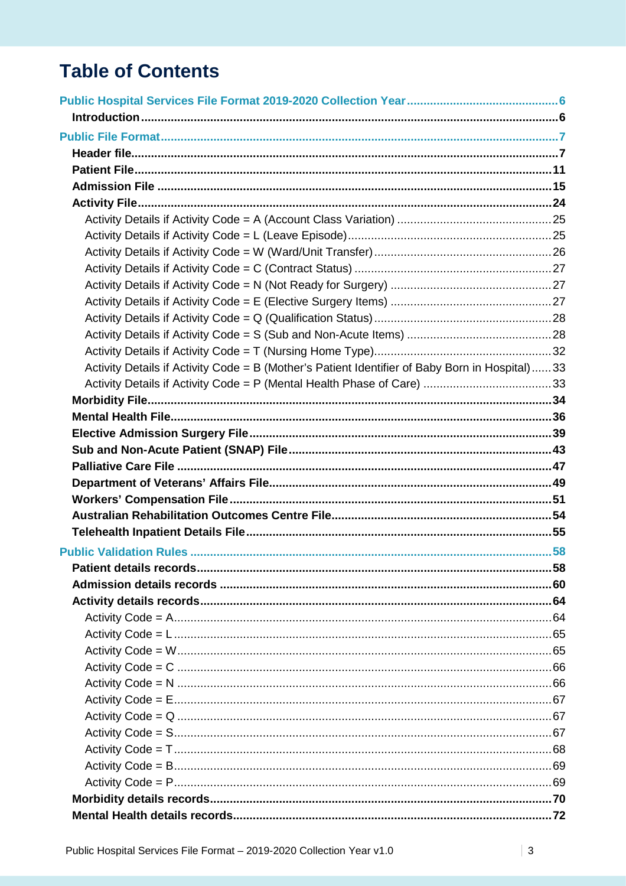# Table of Contents

**Public Hospital Services File Format 2019-2020 Collection Year** .... 6

- **Introduction** .... 6

**Public File Format** .... 7

- **Header file** .... 7
- **Patient File** .... 11
- **Admission File** .... 15
- **Activity File** .... 24
  - Activity Details if Activity Code = A (Account Class Variation) .... 25
  - Activity Details if Activity Code = L (Leave Episode) .... 25
  - Activity Details if Activity Code = W (Ward/Unit Transfer) .... 26
  - Activity Details if Activity Code = C (Contract Status) .... 27
  - Activity Details if Activity Code = N (Not Ready for Surgery) .... 27
  - Activity Details if Activity Code = E (Elective Surgery Items) .... 27
  - Activity Details if Activity Code = Q (Qualification Status) .... 28
  - Activity Details if Activity Code = S (Sub and Non-Acute Items) .... 28
  - Activity Details if Activity Code = T (Nursing Home Type) .... 32
  - Activity Details if Activity Code = B (Mother's Patient Identifier of Baby Born in Hospital) .... 33
  - Activity Details if Activity Code = P (Mental Health Phase of Care) .... 33
- **Morbidity File** .... 34
- **Mental Health File** .... 36
- **Elective Admission Surgery File** .... 39
- **Sub and Non-Acute Patient (SNAP) File** .... 43
- **Palliative Care File** .... 47
- **Department of Veterans' Affairs File** .... 49
- **Workers' Compensation File** .... 51
- **Australian Rehabilitation Outcomes Centre File** .... 54
- **Telehealth Inpatient Details File** .... 55

**Public Validation Rules** .... 58

- **Patient details records** .... 58
- **Admission details records** .... 60
- **Activity details records** .... 64
  - Activity Code = A .... 64
  - Activity Code = L .... 65
  - Activity Code = W .... 65
  - Activity Code = C .... 66
  - Activity Code = N .... 66
  - Activity Code = E .... 67
  - Activity Code = Q .... 67
  - Activity Code = S .... 67
  - Activity Code = T .... 68
  - Activity Code = B .... 69
  - Activity Code = P .... 69
- **Morbidity details records** .... 70
- **Mental Health details records** .... 72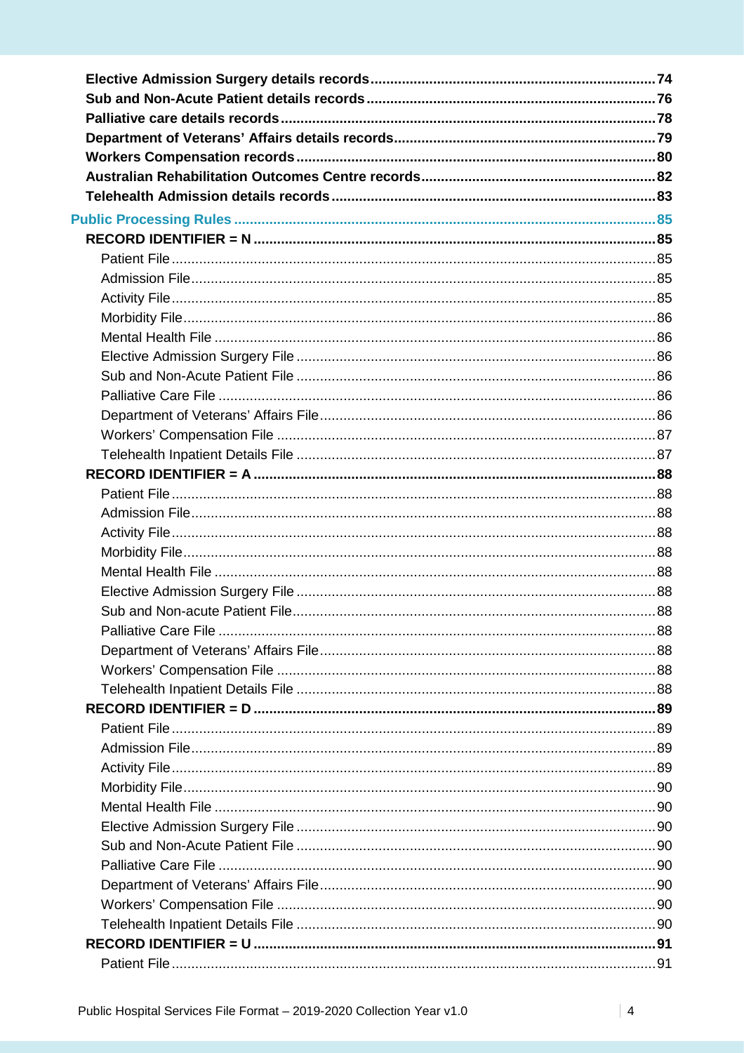**Elective Admission Surgery details records** 74
**Sub and Non-Acute Patient details records** 76
**Palliative care details records** 78
**Department of Veterans' Affairs details records** 79
**Workers Compensation records** 80
**Australian Rehabilitation Outcomes Centre records** 82
**Telehealth Admission details records** 83

**Public Processing Rules** 85

- **RECORD IDENTIFIER = N** 85
  - Patient File 85
  - Admission File 85
  - Activity File 85
  - Morbidity File 86
  - Mental Health File 86
  - Elective Admission Surgery File 86
  - Sub and Non-Acute Patient File 86
  - Palliative Care File 86
  - Department of Veterans' Affairs File 86
  - Workers' Compensation File 87
  - Telehealth Inpatient Details File 87
- **RECORD IDENTIFIER = A** 88
  - Patient File 88
  - Admission File 88
  - Activity File 88
  - Morbidity File 88
  - Mental Health File 88
  - Elective Admission Surgery File 88
  - Sub and Non-acute Patient File 88
  - Palliative Care File 88
  - Department of Veterans' Affairs File 88
  - Workers' Compensation File 88
  - Telehealth Inpatient Details File 88
- **RECORD IDENTIFIER = D** 89
  - Patient File 89
  - Admission File 89
  - Activity File 89
  - Morbidity File 90
  - Mental Health File 90
  - Elective Admission Surgery File 90
  - Sub and Non-Acute Patient File 90
  - Palliative Care File 90
  - Department of Veterans' Affairs File 90
  - Workers' Compensation File 90
  - Telehealth Inpatient Details File 90
- **RECORD IDENTIFIER = U** 91
  - Patient File 91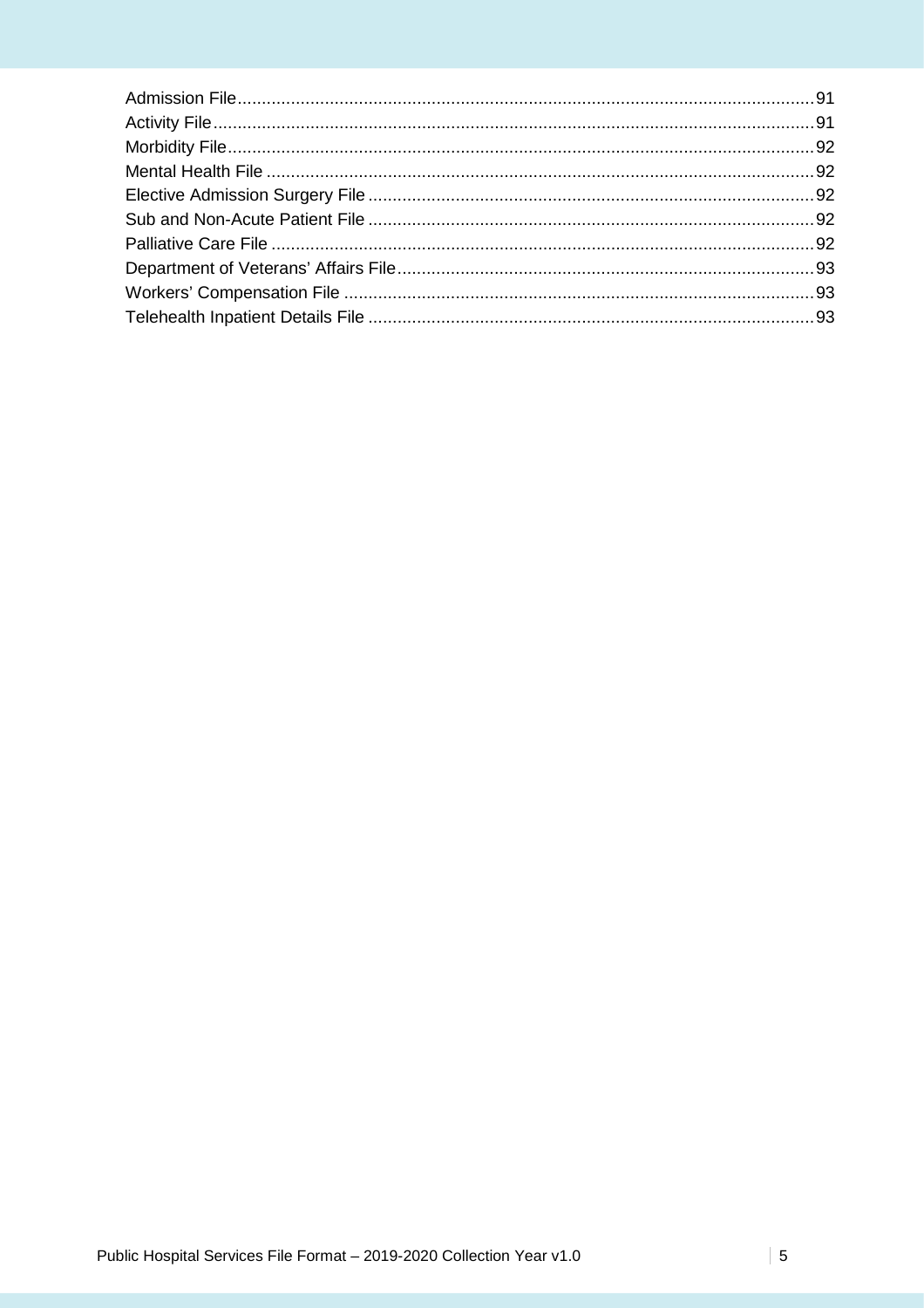Admission File....................................................................................................................91
Activity File.........................................................................................................................91
Morbidity File......................................................................................................................92
Mental Health File ..............................................................................................................92
Elective Admission Surgery File ..........................................................................................92
Sub and Non-Acute Patient File ..........................................................................................92
Palliative Care File ..............................................................................................................92
Department of Veterans' Affairs File....................................................................................93
Workers' Compensation File ...............................................................................................93
Telehealth Inpatient Details File ..........................................................................................93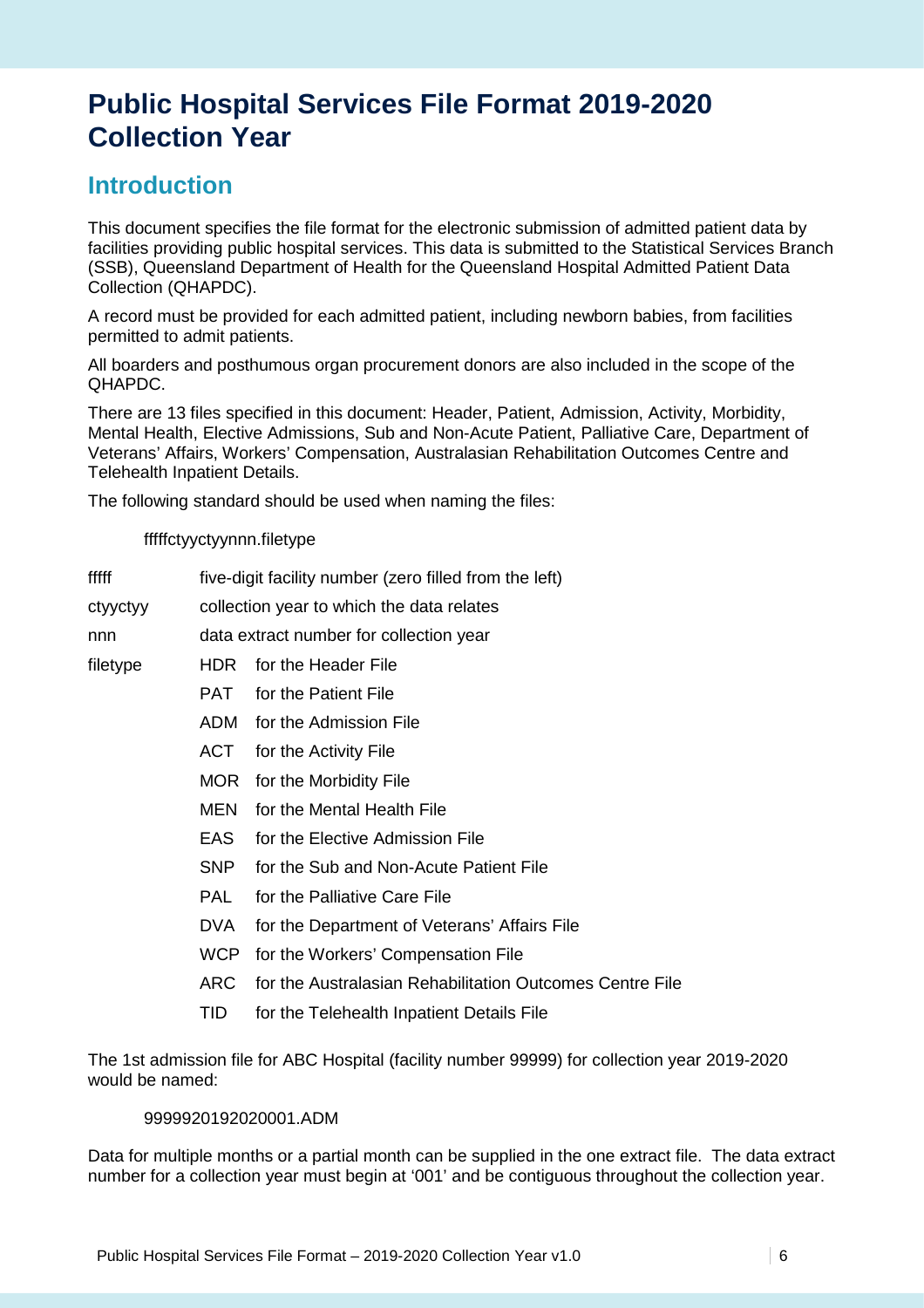# Public Hospital Services File Format 2019-2020 Collection Year

## Introduction

This document specifies the file format for the electronic submission of admitted patient data by facilities providing public hospital services. This data is submitted to the Statistical Services Branch (SSB), Queensland Department of Health for the Queensland Hospital Admitted Patient Data Collection (QHAPDC).

A record must be provided for each admitted patient, including newborn babies, from facilities permitted to admit patients.

All boarders and posthumous organ procurement donors are also included in the scope of the QHAPDC.

There are 13 files specified in this document: Header, Patient, Admission, Activity, Morbidity, Mental Health, Elective Admissions, Sub and Non-Acute Patient, Palliative Care, Department of Veterans' Affairs, Workers' Compensation, Australasian Rehabilitation Outcomes Centre and Telehealth Inpatient Details.

The following standard should be used when naming the files:

fffffctyyctyynnn.filetype

| | | |
|---|---|---|
| fffff | five-digit facility number (zero filled from the left) | |
| ctyyctyy | collection year to which the data relates | |
| nnn | data extract number for collection year | |
| filetype | HDR | for the Header File |
| | PAT | for the Patient File |
| | ADM | for the Admission File |
| | ACT | for the Activity File |
| | MOR | for the Morbidity File |
| | MEN | for the Mental Health File |
| | EAS | for the Elective Admission File |
| | SNP | for the Sub and Non-Acute Patient File |
| | PAL | for the Palliative Care File |
| | DVA | for the Department of Veterans' Affairs File |
| | WCP | for the Workers' Compensation File |
| | ARC | for the Australasian Rehabilitation Outcomes Centre File |
| | TID | for the Telehealth Inpatient Details File |

The 1st admission file for ABC Hospital (facility number 99999) for collection year 2019-2020 would be named:

9999920192020001.ADM

Data for multiple months or a partial month can be supplied in the one extract file. The data extract number for a collection year must begin at '001' and be contiguous throughout the collection year.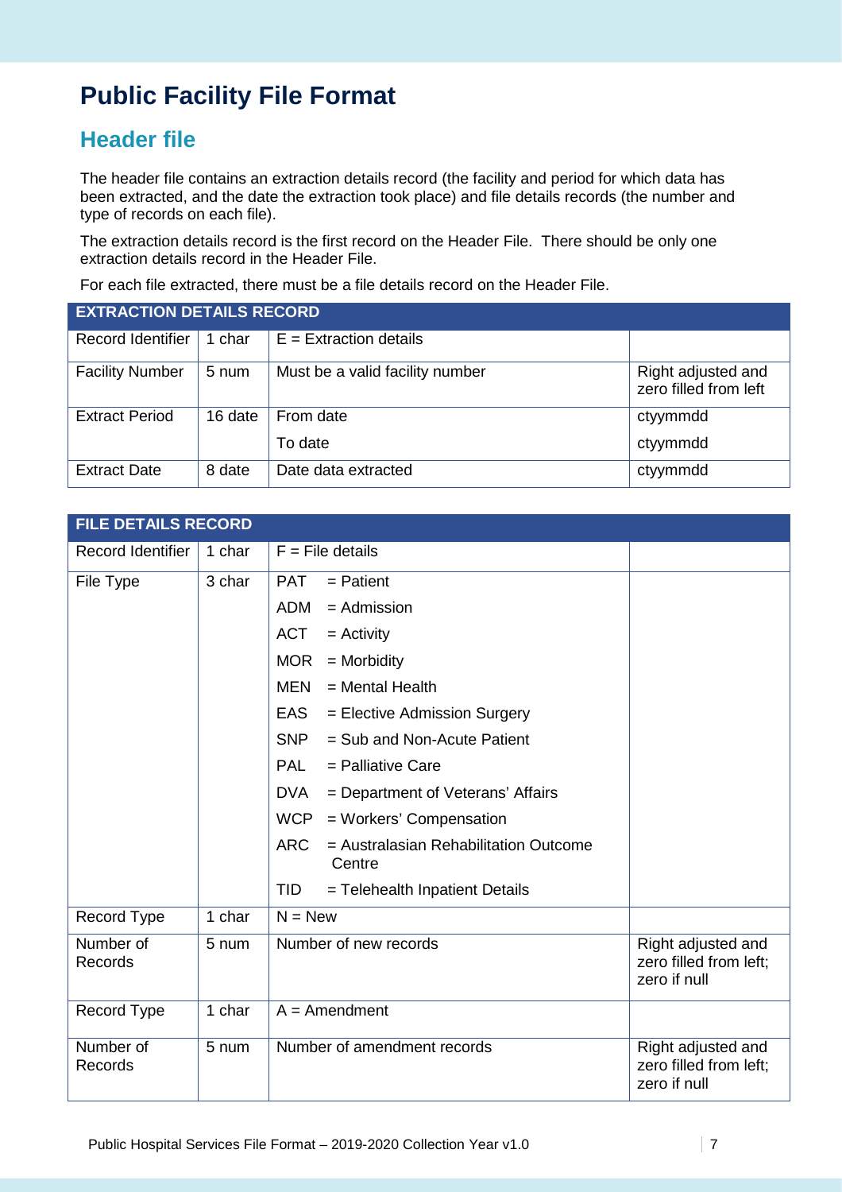# Public Facility File Format

## Header file

The header file contains an extraction details record (the facility and period for which data has been extracted, and the date the extraction took place) and file details records (the number and type of records on each file).

The extraction details record is the first record on the Header File. There should be only one extraction details record in the Header File.

For each file extracted, there must be a file details record on the Header File.

| EXTRACTION DETAILS RECORD | | | |
|---|---|---|---|
| Record Identifier | 1 char | E = Extraction details | |
| Facility Number | 5 num | Must be a valid facility number | Right adjusted and zero filled from left |
| Extract Period | 16 date | From date<br>To date | ctyymmdd<br>ctyymmdd |
| Extract Date | 8 date | Date data extracted | ctyymmdd |

| FILE DETAILS RECORD | | | |
|---|---|---|---|
| Record Identifier | 1 char | F = File details | |
| File Type | 3 char | PAT = Patient<br>ADM = Admission<br>ACT = Activity<br>MOR = Morbidity<br>MEN = Mental Health<br>EAS = Elective Admission Surgery<br>SNP = Sub and Non-Acute Patient<br>PAL = Palliative Care<br>DVA = Department of Veterans' Affairs<br>WCP = Workers' Compensation<br>ARC = Australasian Rehabilitation Outcome Centre<br>TID = Telehealth Inpatient Details | |
| Record Type | 1 char | N = New | |
| Number of Records | 5 num | Number of new records | Right adjusted and zero filled from left; zero if null |
| Record Type | 1 char | A = Amendment | |
| Number of Records | 5 num | Number of amendment records | Right adjusted and zero filled from left; zero if null |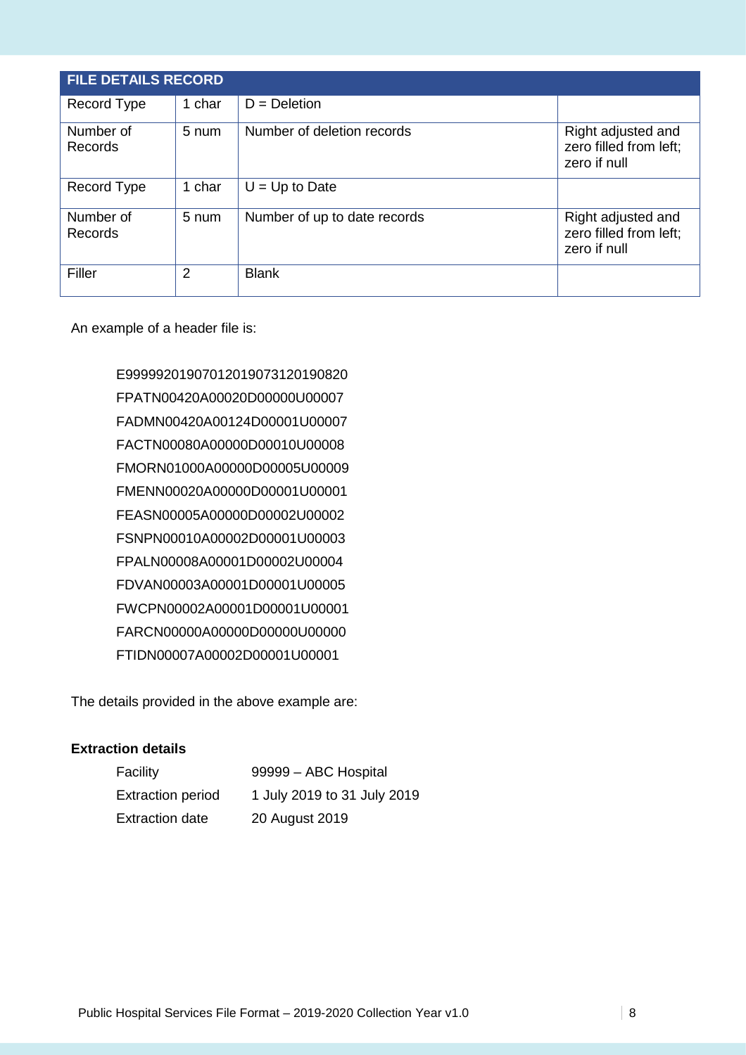| FILE DETAILS RECORD | | | |
|---|---|---|---|
| Record Type | 1 char | D = Deletion | |
| Number of Records | 5 num | Number of deletion records | Right adjusted and zero filled from left; zero if null |
| Record Type | 1 char | U = Up to Date | |
| Number of Records | 5 num | Number of up to date records | Right adjusted and zero filled from left; zero if null |
| Filler | 2 | Blank | |

An example of a header file is:

```
E99999201907012019073120190820
FPATN00420A00020D00000U00007
FADMN00420A00124D00001U00007
FACTN00080A00000D00010U00008
FMORN01000A00000D00005U00009
FMENN00020A00000D00001U00001
FEASN00005A00000D00002U00002
FSNPN00010A00002D00001U00003
FPALN00008A00001D00002U00004
FDVAN00003A00001D00001U00005
FWCPN00002A00001D00001U00001
FARCN00000A00000D00000U00000
FTIDN00007A00002D00001U00001
```

The details provided in the above example are:

**Extraction details**

| | |
|---|---|
| Facility | 99999 – ABC Hospital |
| Extraction period | 1 July 2019 to 31 July 2019 |
| Extraction date | 20 August 2019 |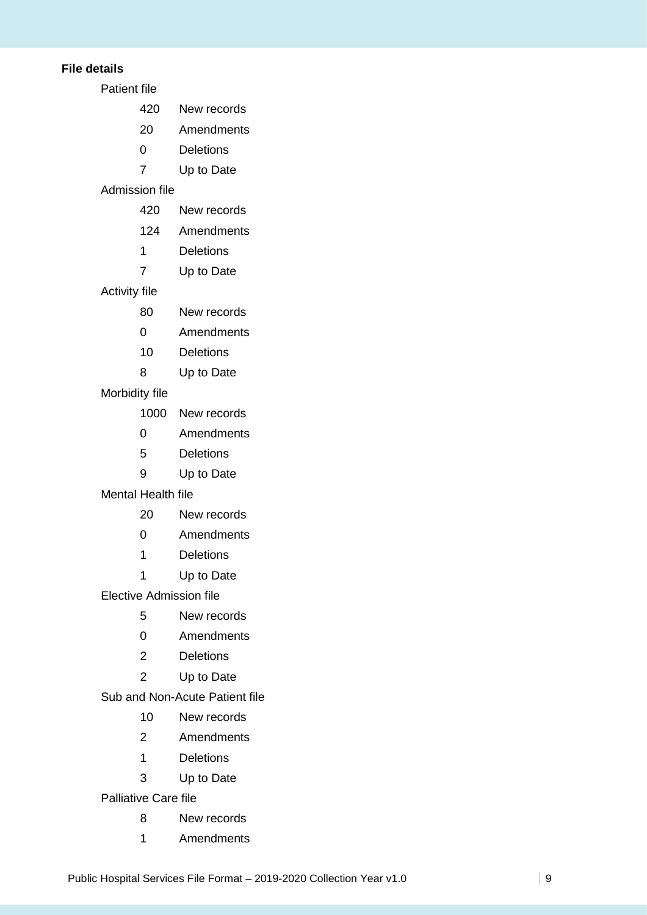**File details**

Patient file

- 420 New records
- 20 Amendments
- 0 Deletions
- 7 Up to Date

Admission file

- 420 New records
- 124 Amendments
- 1 Deletions
- 7 Up to Date

Activity file

- 80 New records
- 0 Amendments
- 10 Deletions
- 8 Up to Date

Morbidity file

- 1000 New records
- 0 Amendments
- 5 Deletions
- 9 Up to Date

Mental Health file

- 20 New records
- 0 Amendments
- 1 Deletions
- 1 Up to Date

Elective Admission file

- 5 New records
- 0 Amendments
- 2 Deletions
- 2 Up to Date

Sub and Non-Acute Patient file

- 10 New records
- 2 Amendments
- 1 Deletions
- 3 Up to Date

Palliative Care file

- 8 New records
- 1 Amendments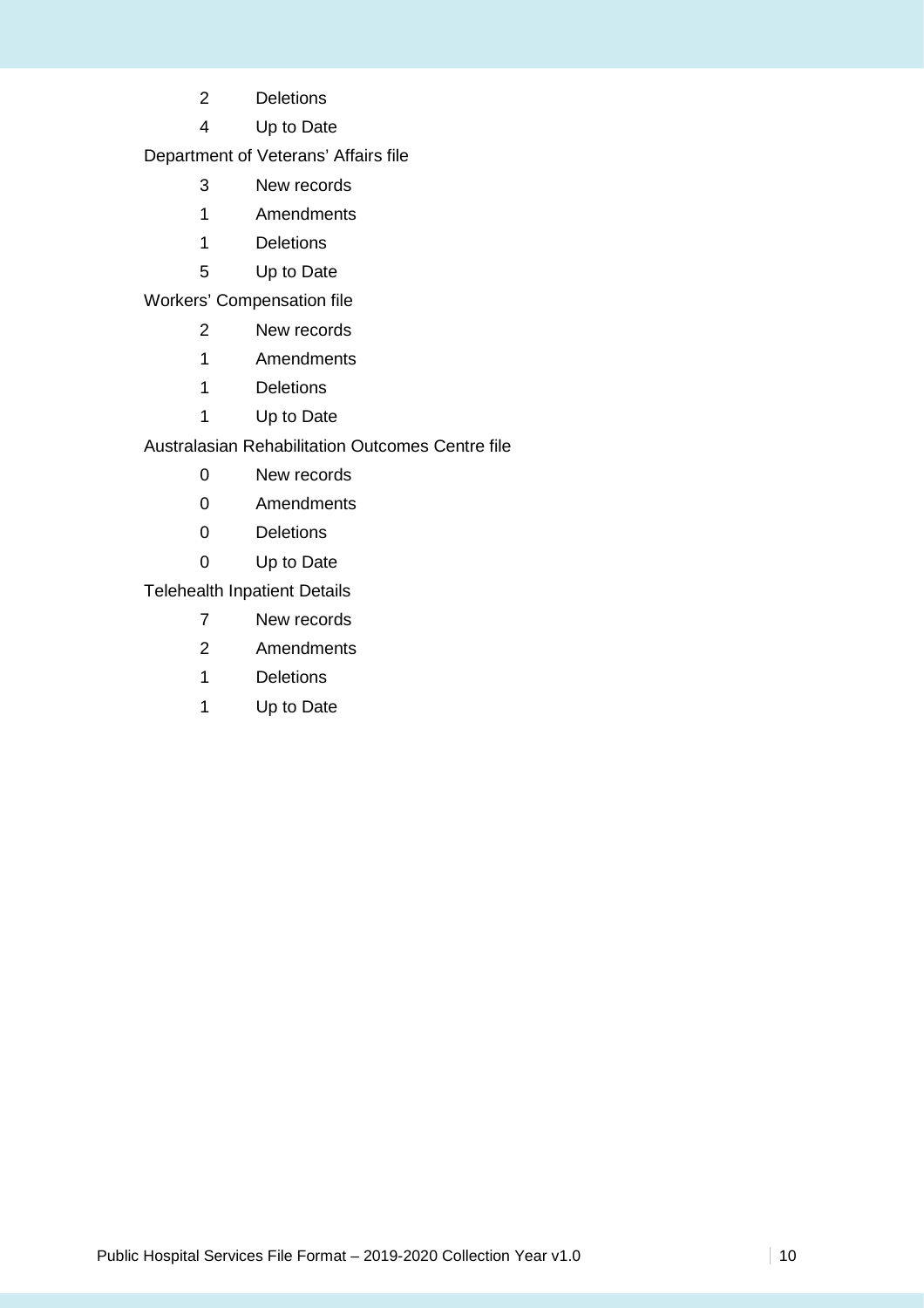2 Deletions

4 Up to Date

Department of Veterans' Affairs file

3 New records

1 Amendments

1 Deletions

5 Up to Date

Workers' Compensation file

2 New records

1 Amendments

1 Deletions

1 Up to Date

Australasian Rehabilitation Outcomes Centre file

0 New records

0 Amendments

0 Deletions

0 Up to Date

Telehealth Inpatient Details

7 New records

2 Amendments

1 Deletions

1 Up to Date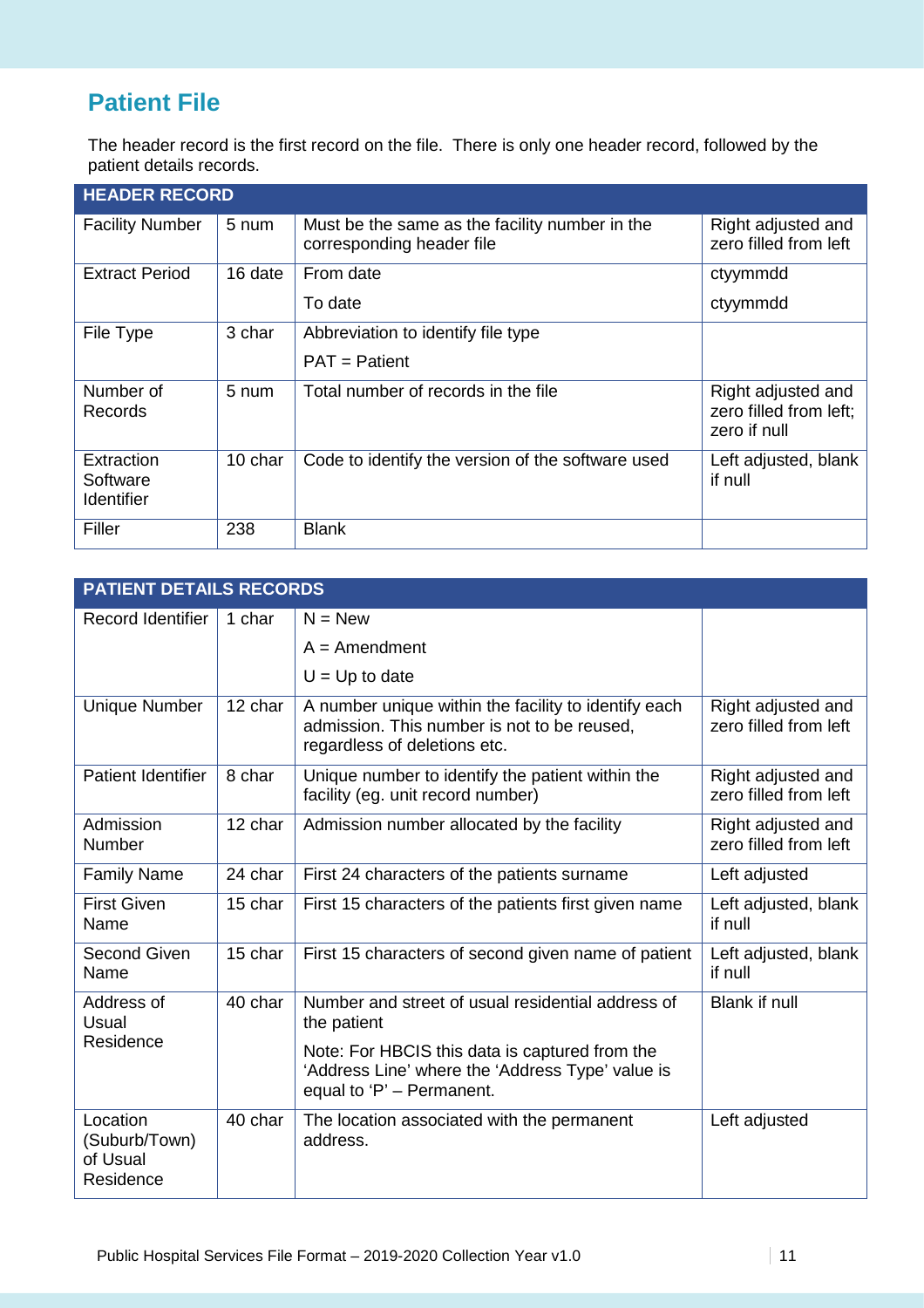## Patient File

The header record is the first record on the file. There is only one header record, followed by the patient details records.

| HEADER RECORD | | | |
|---|---|---|---|
| Facility Number | 5 num | Must be the same as the facility number in the corresponding header file | Right adjusted and zero filled from left |
| Extract Period | 16 date | From date<br>To date | ctyymmdd<br>ctyymmdd |
| File Type | 3 char | Abbreviation to identify file type<br>PAT = Patient | |
| Number of Records | 5 num | Total number of records in the file | Right adjusted and zero filled from left; zero if null |
| Extraction Software Identifier | 10 char | Code to identify the version of the software used | Left adjusted, blank if null |
| Filler | 238 | Blank | |

| PATIENT DETAILS RECORDS | | | |
|---|---|---|---|
| Record Identifier | 1 char | N = New<br>A = Amendment<br>U = Up to date | |
| Unique Number | 12 char | A number unique within the facility to identify each admission. This number is not to be reused, regardless of deletions etc. | Right adjusted and zero filled from left |
| Patient Identifier | 8 char | Unique number to identify the patient within the facility (eg. unit record number) | Right adjusted and zero filled from left |
| Admission Number | 12 char | Admission number allocated by the facility | Right adjusted and zero filled from left |
| Family Name | 24 char | First 24 characters of the patients surname | Left adjusted |
| First Given Name | 15 char | First 15 characters of the patients first given name | Left adjusted, blank if null |
| Second Given Name | 15 char | First 15 characters of second given name of patient | Left adjusted, blank if null |
| Address of Usual Residence | 40 char | Number and street of usual residential address of the patient<br>Note: For HBCIS this data is captured from the 'Address Line' where the 'Address Type' value is equal to 'P' – Permanent. | Blank if null |
| Location (Suburb/Town) of Usual Residence | 40 char | The location associated with the permanent address. | Left adjusted |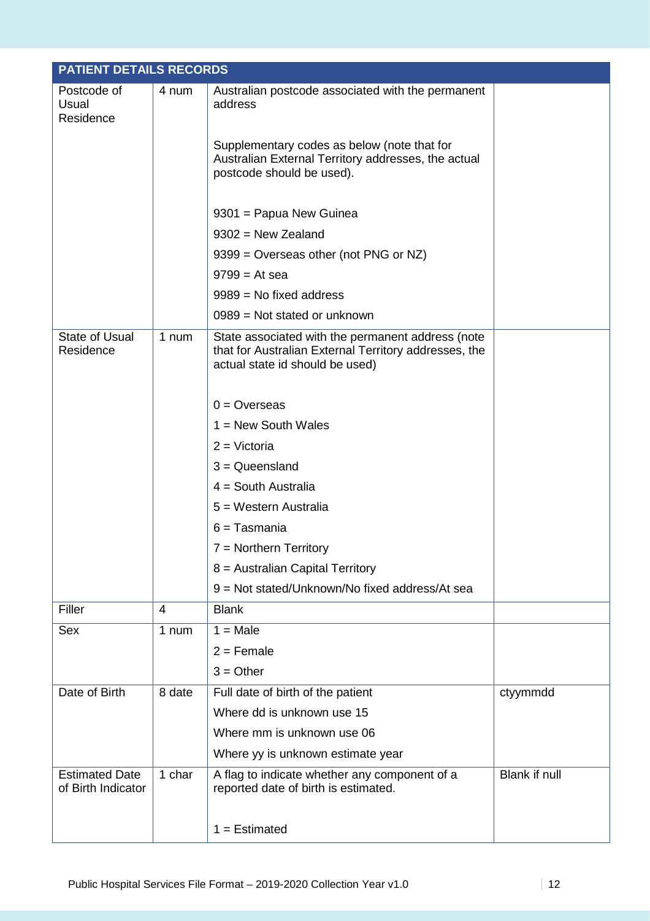| PATIENT DETAILS RECORDS | | | |
|---|---|---|---|
| Postcode of Usual Residence | 4 num | Australian postcode associated with the permanent address<br><br>Supplementary codes as below (note that for Australian External Territory addresses, the actual postcode should be used).<br><br>9301 = Papua New Guinea<br>9302 = New Zealand<br>9399 = Overseas other (not PNG or NZ)<br>9799 = At sea<br>9989 = No fixed address<br>0989 = Not stated or unknown | |
| State of Usual Residence | 1 num | State associated with the permanent address (note that for Australian External Territory addresses, the actual state id should be used)<br><br>0 = Overseas<br>1 = New South Wales<br>2 = Victoria<br>3 = Queensland<br>4 = South Australia<br>5 = Western Australia<br>6 = Tasmania<br>7 = Northern Territory<br>8 = Australian Capital Territory<br>9 = Not stated/Unknown/No fixed address/At sea | |
| Filler | 4 | Blank | |
| Sex | 1 num | 1 = Male<br>2 = Female<br>3 = Other | |
| Date of Birth | 8 date | Full date of birth of the patient<br>Where dd is unknown use 15<br>Where mm is unknown use 06<br>Where yy is unknown estimate year | ctyymmdd |
| Estimated Date of Birth Indicator | 1 char | A flag to indicate whether any component of a reported date of birth is estimated.<br><br>1 = Estimated | Blank if null |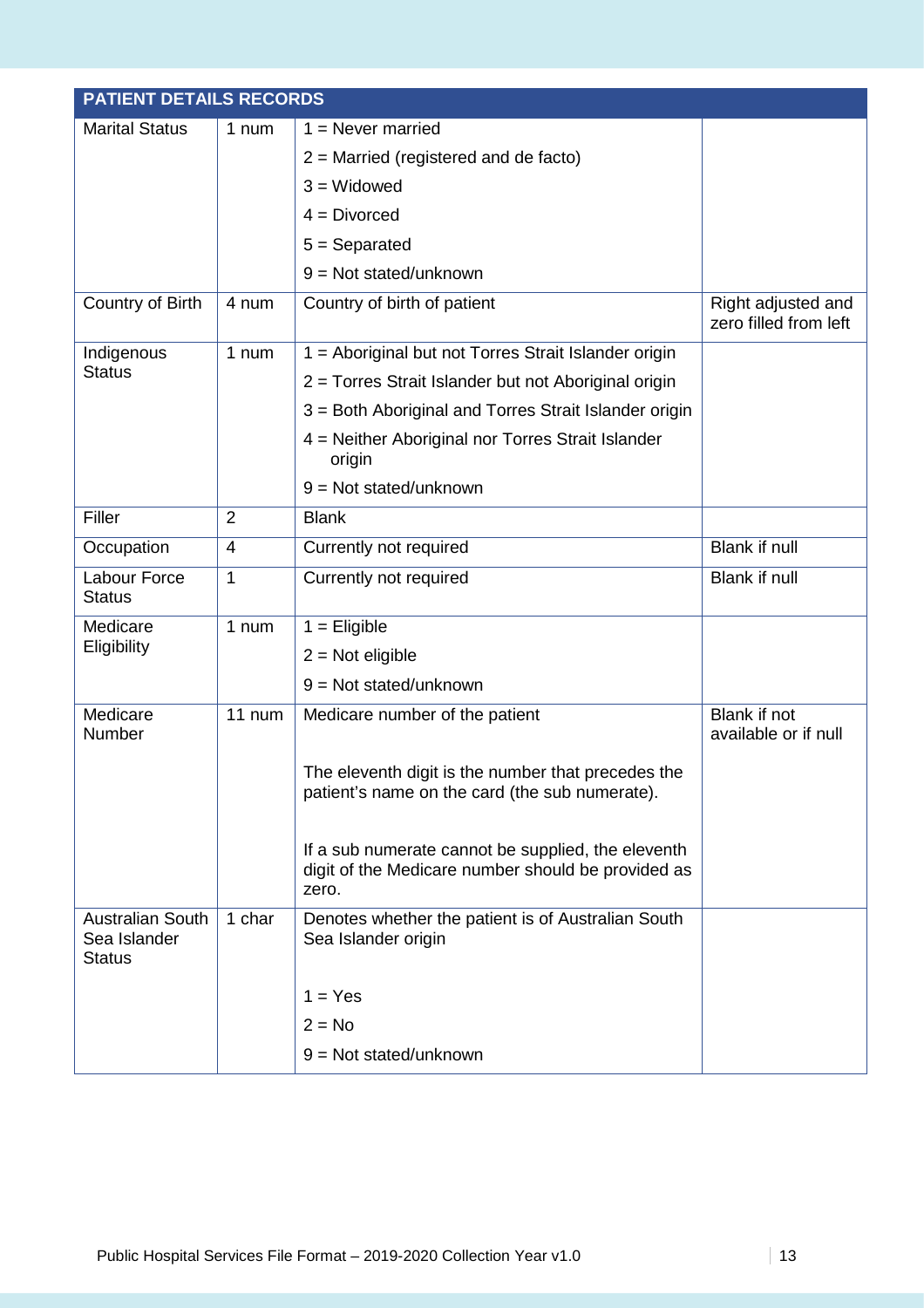| PATIENT DETAILS RECORDS | | | |
|---|---|---|---|
| Marital Status | 1 num | 1 = Never married<br>2 = Married (registered and de facto)<br>3 = Widowed<br>4 = Divorced<br>5 = Separated<br>9 = Not stated/unknown | |
| Country of Birth | 4 num | Country of birth of patient | Right adjusted and zero filled from left |
| Indigenous Status | 1 num | 1 = Aboriginal but not Torres Strait Islander origin<br>2 = Torres Strait Islander but not Aboriginal origin<br>3 = Both Aboriginal and Torres Strait Islander origin<br>4 = Neither Aboriginal nor Torres Strait Islander origin<br>9 = Not stated/unknown | |
| Filler | 2 | Blank | |
| Occupation | 4 | Currently not required | Blank if null |
| Labour Force Status | 1 | Currently not required | Blank if null |
| Medicare Eligibility | 1 num | 1 = Eligible<br>2 = Not eligible<br>9 = Not stated/unknown | |
| Medicare Number | 11 num | Medicare number of the patient<br><br>The eleventh digit is the number that precedes the patient's name on the card (the sub numerate).<br><br>If a sub numerate cannot be supplied, the eleventh digit of the Medicare number should be provided as zero. | Blank if not available or if null |
| Australian South Sea Islander Status | 1 char | Denotes whether the patient is of Australian South Sea Islander origin<br><br>1 = Yes<br>2 = No<br>9 = Not stated/unknown | |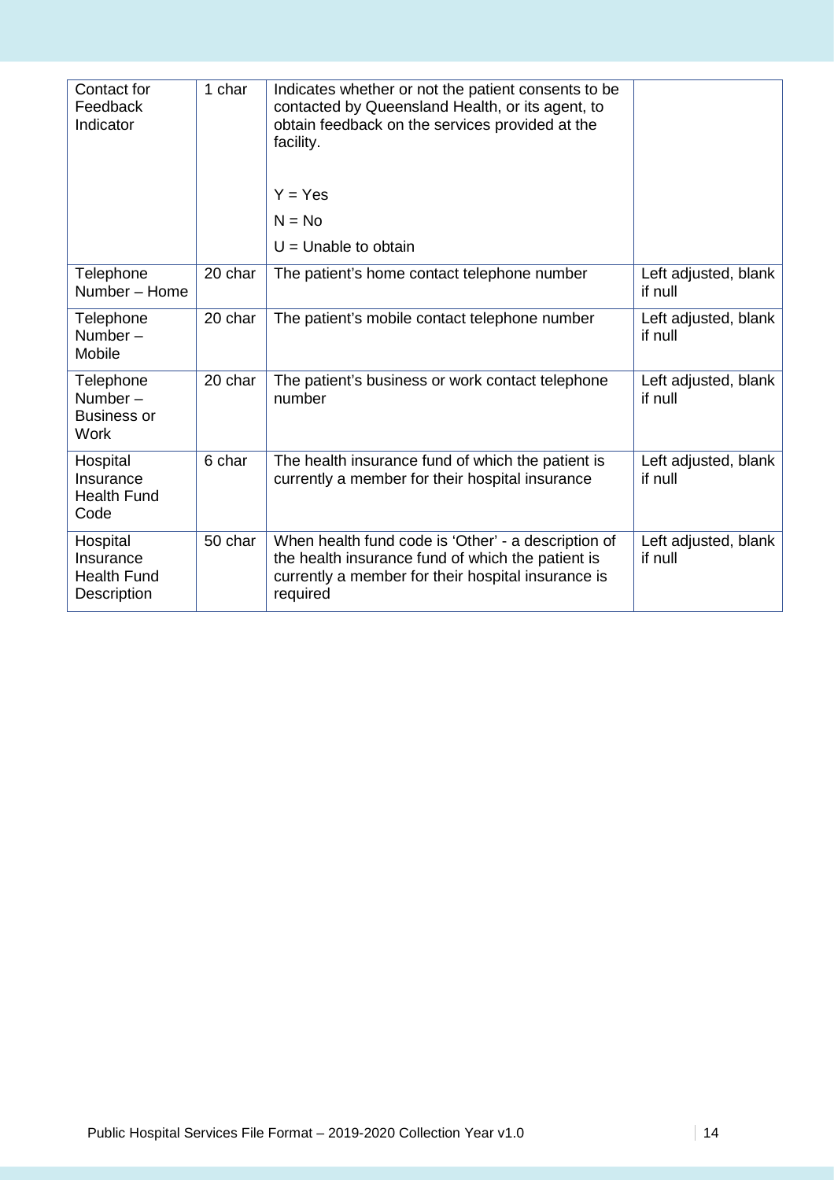| | | | |
|---|---|---|---|
| Contact for Feedback Indicator | 1 char | Indicates whether or not the patient consents to be contacted by Queensland Health, or its agent, to obtain feedback on the services provided at the facility.<br><br>Y = Yes<br>N = No<br>U = Unable to obtain | |
| Telephone Number – Home | 20 char | The patient's home contact telephone number | Left adjusted, blank if null |
| Telephone Number – Mobile | 20 char | The patient's mobile contact telephone number | Left adjusted, blank if null |
| Telephone Number – Business or Work | 20 char | The patient's business or work contact telephone number | Left adjusted, blank if null |
| Hospital Insurance Health Fund Code | 6 char | The health insurance fund of which the patient is currently a member for their hospital insurance | Left adjusted, blank if null |
| Hospital Insurance Health Fund Description | 50 char | When health fund code is 'Other' - a description of the health insurance fund of which the patient is currently a member for their hospital insurance is required | Left adjusted, blank if null |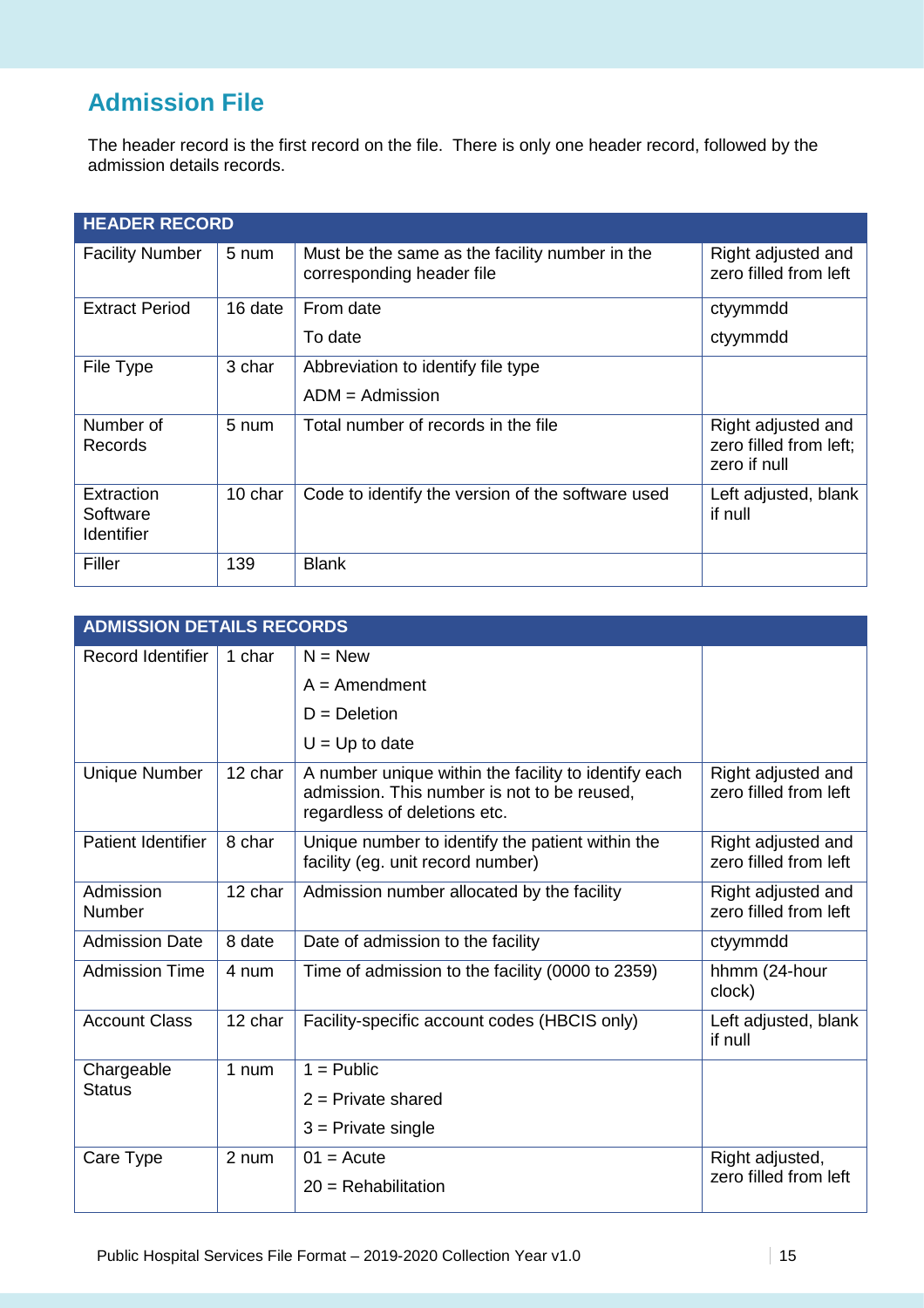## Admission File

The header record is the first record on the file. There is only one header record, followed by the admission details records.

| HEADER RECORD | | | |
|---|---|---|---|
| Facility Number | 5 num | Must be the same as the facility number in the corresponding header file | Right adjusted and zero filled from left |
| Extract Period | 16 date | From date<br>To date | ctyymmdd<br>ctyymmdd |
| File Type | 3 char | Abbreviation to identify file type<br>ADM = Admission | |
| Number of Records | 5 num | Total number of records in the file | Right adjusted and zero filled from left; zero if null |
| Extraction Software Identifier | 10 char | Code to identify the version of the software used | Left adjusted, blank if null |
| Filler | 139 | Blank | |

| ADMISSION DETAILS RECORDS | | | |
|---|---|---|---|
| Record Identifier | 1 char | N = New<br>A = Amendment<br>D = Deletion<br>U = Up to date | |
| Unique Number | 12 char | A number unique within the facility to identify each admission. This number is not to be reused, regardless of deletions etc. | Right adjusted and zero filled from left |
| Patient Identifier | 8 char | Unique number to identify the patient within the facility (eg. unit record number) | Right adjusted and zero filled from left |
| Admission Number | 12 char | Admission number allocated by the facility | Right adjusted and zero filled from left |
| Admission Date | 8 date | Date of admission to the facility | ctyymmdd |
| Admission Time | 4 num | Time of admission to the facility (0000 to 2359) | hhmm (24-hour clock) |
| Account Class | 12 char | Facility-specific account codes (HBCIS only) | Left adjusted, blank if null |
| Chargeable Status | 1 num | 1 = Public<br>2 = Private shared<br>3 = Private single | |
| Care Type | 2 num | 01 = Acute<br>20 = Rehabilitation | Right adjusted, zero filled from left |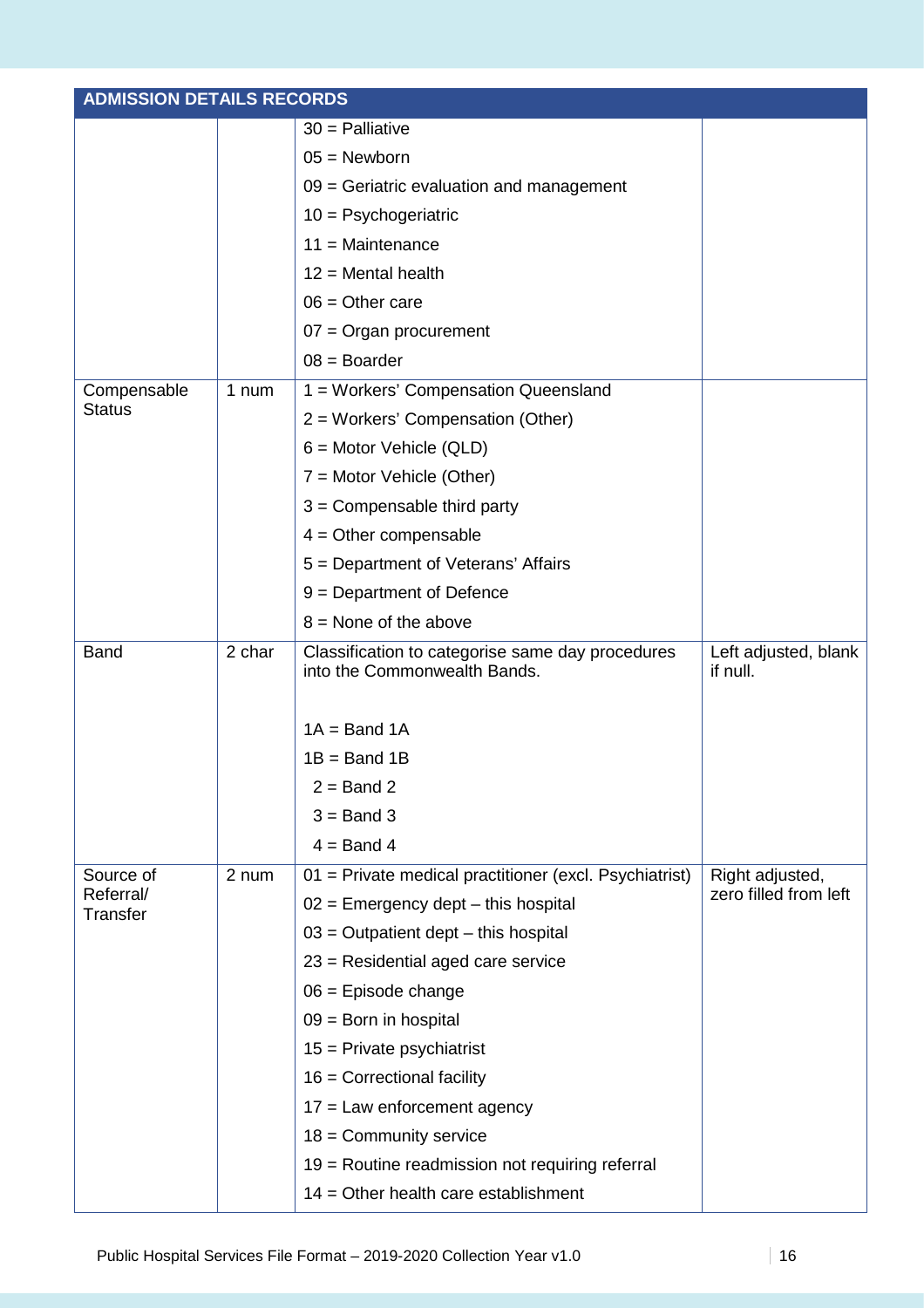| ADMISSION DETAILS RECORDS | | | |
|---|---|---|---|
| | | 30 = Palliative<br>05 = Newborn<br>09 = Geriatric evaluation and management<br>10 = Psychogeriatric<br>11 = Maintenance<br>12 = Mental health<br>06 = Other care<br>07 = Organ procurement<br>08 = Boarder | |
| Compensable Status | 1 num | 1 = Workers' Compensation Queensland<br>2 = Workers' Compensation (Other)<br>6 = Motor Vehicle (QLD)<br>7 = Motor Vehicle (Other)<br>3 = Compensable third party<br>4 = Other compensable<br>5 = Department of Veterans' Affairs<br>9 = Department of Defence<br>8 = None of the above | |
| Band | 2 char | Classification to categorise same day procedures into the Commonwealth Bands.<br><br>1A = Band 1A<br>1B = Band 1B<br>2 = Band 2<br>3 = Band 3<br>4 = Band 4 | Left adjusted, blank if null. |
| Source of Referral/ Transfer | 2 num | 01 = Private medical practitioner (excl. Psychiatrist)<br>02 = Emergency dept – this hospital<br>03 = Outpatient dept – this hospital<br>23 = Residential aged care service<br>06 = Episode change<br>09 = Born in hospital<br>15 = Private psychiatrist<br>16 = Correctional facility<br>17 = Law enforcement agency<br>18 = Community service<br>19 = Routine readmission not requiring referral<br>14 = Other health care establishment | Right adjusted, zero filled from left |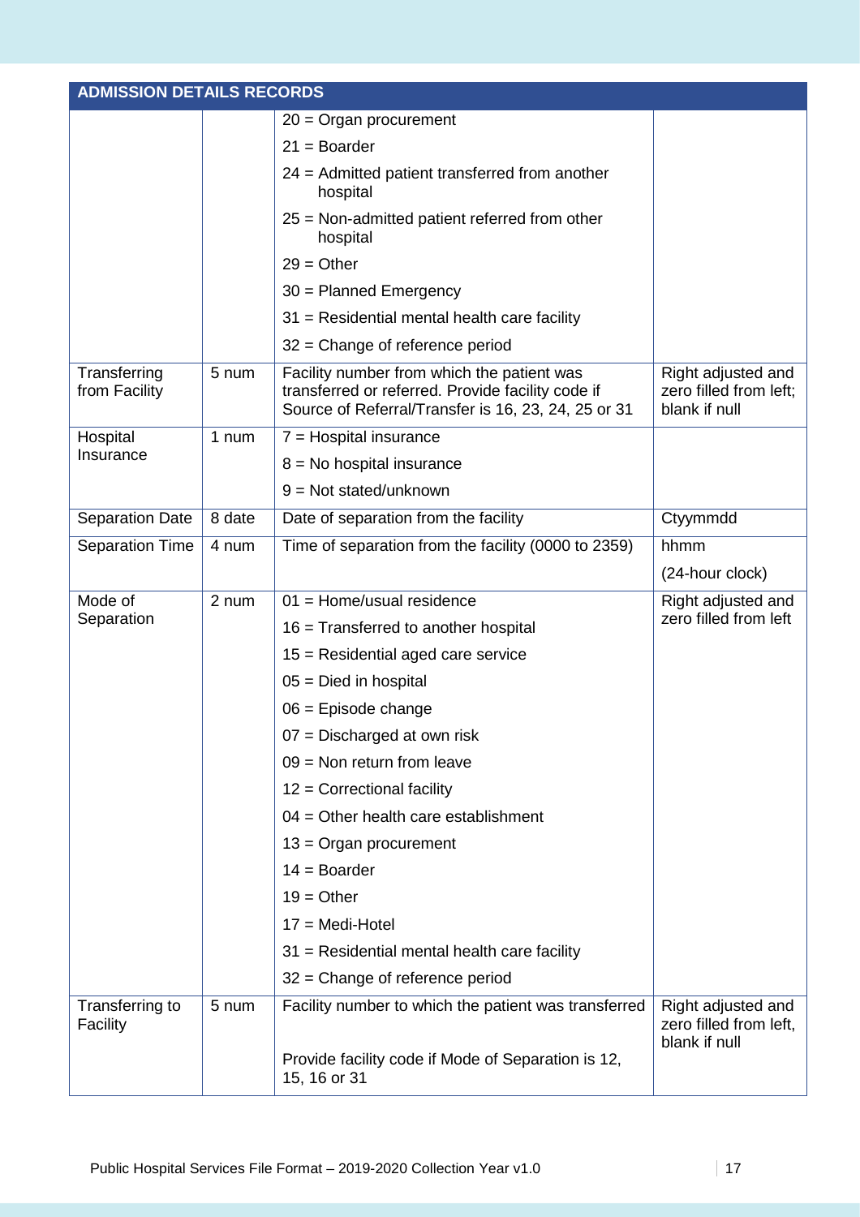| ADMISSION DETAILS RECORDS | | | |
|---|---|---|---|
| | | 20 = Organ procurement | |
| | | 21 = Boarder | |
| | | 24 = Admitted patient transferred from another hospital | |
| | | 25 = Non-admitted patient referred from other hospital | |
| | | 29 = Other | |
| | | 30 = Planned Emergency | |
| | | 31 = Residential mental health care facility | |
| | | 32 = Change of reference period | |
| Transferring from Facility | 5 num | Facility number from which the patient was transferred or referred. Provide facility code if Source of Referral/Transfer is 16, 23, 24, 25 or 31 | Right adjusted and zero filled from left; blank if null |
| Hospital Insurance | 1 num | 7 = Hospital insurance | |
| | | 8 = No hospital insurance | |
| | | 9 = Not stated/unknown | |
| Separation Date | 8 date | Date of separation from the facility | Ctyymmdd |
| Separation Time | 4 num | Time of separation from the facility (0000 to 2359) | hhmm (24-hour clock) |
| Mode of Separation | 2 num | 01 = Home/usual residence | Right adjusted and zero filled from left |
| | | 16 = Transferred to another hospital | |
| | | 15 = Residential aged care service | |
| | | 05 = Died in hospital | |
| | | 06 = Episode change | |
| | | 07 = Discharged at own risk | |
| | | 09 = Non return from leave | |
| | | 12 = Correctional facility | |
| | | 04 = Other health care establishment | |
| | | 13 = Organ procurement | |
| | | 14 = Boarder | |
| | | 19 = Other | |
| | | 17 = Medi-Hotel | |
| | | 31 = Residential mental health care facility | |
| | | 32 = Change of reference period | |
| Transferring to Facility | 5 num | Facility number to which the patient was transferred<br><br>Provide facility code if Mode of Separation is 12, 15, 16 or 31 | Right adjusted and zero filled from left, blank if null |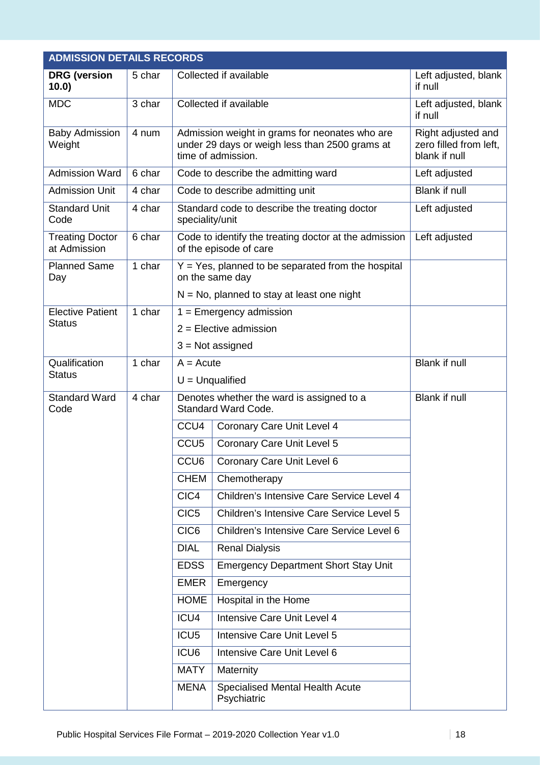| ADMISSION DETAILS RECORDS | | | | |
|---|---|---|---|---|
| **DRG (version 10.0)** | 5 char | Collected if available | | Left adjusted, blank if null |
| MDC | 3 char | Collected if available | | Left adjusted, blank if null |
| Baby Admission Weight | 4 num | Admission weight in grams for neonates who are under 29 days or weigh less than 2500 grams at time of admission. | | Right adjusted and zero filled from left, blank if null |
| Admission Ward | 6 char | Code to describe the admitting ward | | Left adjusted |
| Admission Unit | 4 char | Code to describe admitting unit | | Blank if null |
| Standard Unit Code | 4 char | Standard code to describe the treating doctor speciality/unit | | Left adjusted |
| Treating Doctor at Admission | 6 char | Code to identify the treating doctor at the admission of the episode of care | | Left adjusted |
| Planned Same Day | 1 char | Y = Yes, planned to be separated from the hospital on the same day<br>N = No, planned to stay at least one night | | |
| Elective Patient Status | 1 char | 1 = Emergency admission<br>2 = Elective admission<br>3 = Not assigned | | |
| Qualification Status | 1 char | A = Acute<br>U = Unqualified | | Blank if null |
| Standard Ward Code | 4 char | Denotes whether the ward is assigned to a Standard Ward Code. | | Blank if null |
| | | CCU4 | Coronary Care Unit Level 4 | |
| | | CCU5 | Coronary Care Unit Level 5 | |
| | | CCU6 | Coronary Care Unit Level 6 | |
| | | CHEM | Chemotherapy | |
| | | CIC4 | Children's Intensive Care Service Level 4 | |
| | | CIC5 | Children's Intensive Care Service Level 5 | |
| | | CIC6 | Children's Intensive Care Service Level 6 | |
| | | DIAL | Renal Dialysis | |
| | | EDSS | Emergency Department Short Stay Unit | |
| | | EMER | Emergency | |
| | | HOME | Hospital in the Home | |
| | | ICU4 | Intensive Care Unit Level 4 | |
| | | ICU5 | Intensive Care Unit Level 5 | |
| | | ICU6 | Intensive Care Unit Level 6 | |
| | | MATY | Maternity | |
| | | MENA | Specialised Mental Health Acute Psychiatric | |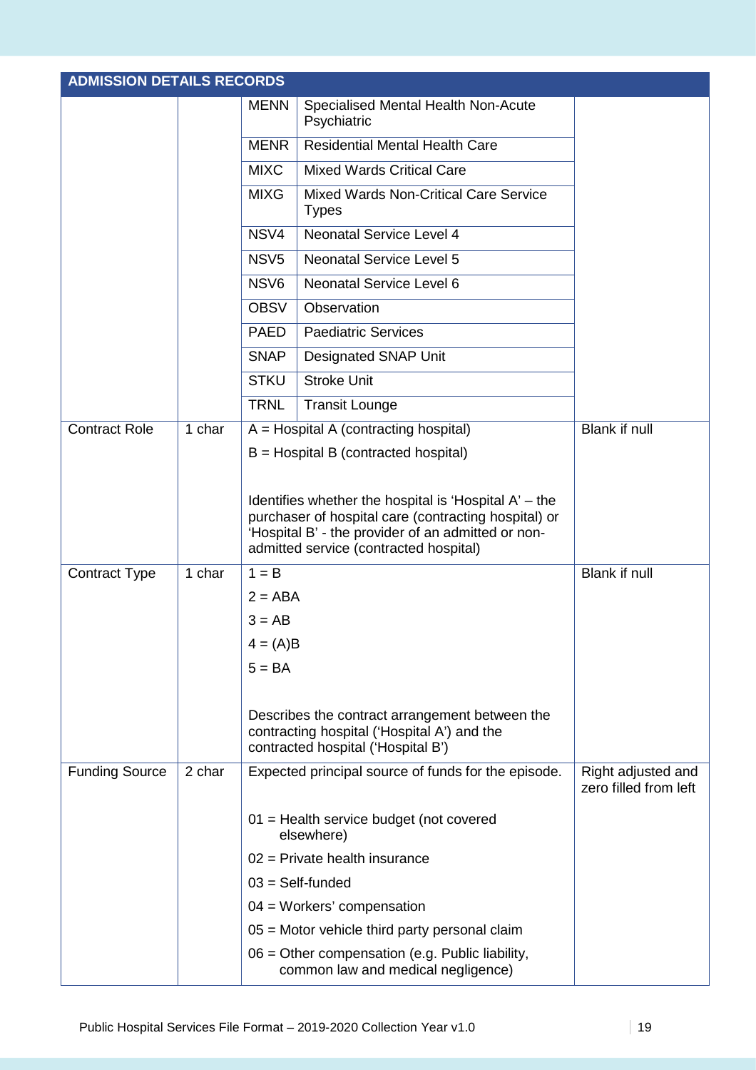| ADMISSION DETAILS RECORDS | | | | |
|---|---|---|---|---|
| | | MENN | Specialised Mental Health Non-Acute Psychiatric | |
| | | MENR | Residential Mental Health Care | |
| | | MIXC | Mixed Wards Critical Care | |
| | | MIXG | Mixed Wards Non-Critical Care Service Types | |
| | | NSV4 | Neonatal Service Level 4 | |
| | | NSV5 | Neonatal Service Level 5 | |
| | | NSV6 | Neonatal Service Level 6 | |
| | | OBSV | Observation | |
| | | PAED | Paediatric Services | |
| | | SNAP | Designated SNAP Unit | |
| | | STKU | Stroke Unit | |
| | | TRNL | Transit Lounge | |
| Contract Role | 1 char | A = Hospital A (contracting hospital)<br>B = Hospital B (contracted hospital)<br><br>Identifies whether the hospital is 'Hospital A' – the purchaser of hospital care (contracting hospital) or 'Hospital B' - the provider of an admitted or non-admitted service (contracted hospital) | | Blank if null |
| Contract Type | 1 char | 1 = B<br>2 = ABA<br>3 = AB<br>4 = (A)B<br>5 = BA<br><br>Describes the contract arrangement between the contracting hospital ('Hospital A') and the contracted hospital ('Hospital B') | | Blank if null |
| Funding Source | 2 char | Expected principal source of funds for the episode.<br><br>01 = Health service budget (not covered elsewhere)<br>02 = Private health insurance<br>03 = Self-funded<br>04 = Workers' compensation<br>05 = Motor vehicle third party personal claim<br>06 = Other compensation (e.g. Public liability, common law and medical negligence) | | Right adjusted and zero filled from left |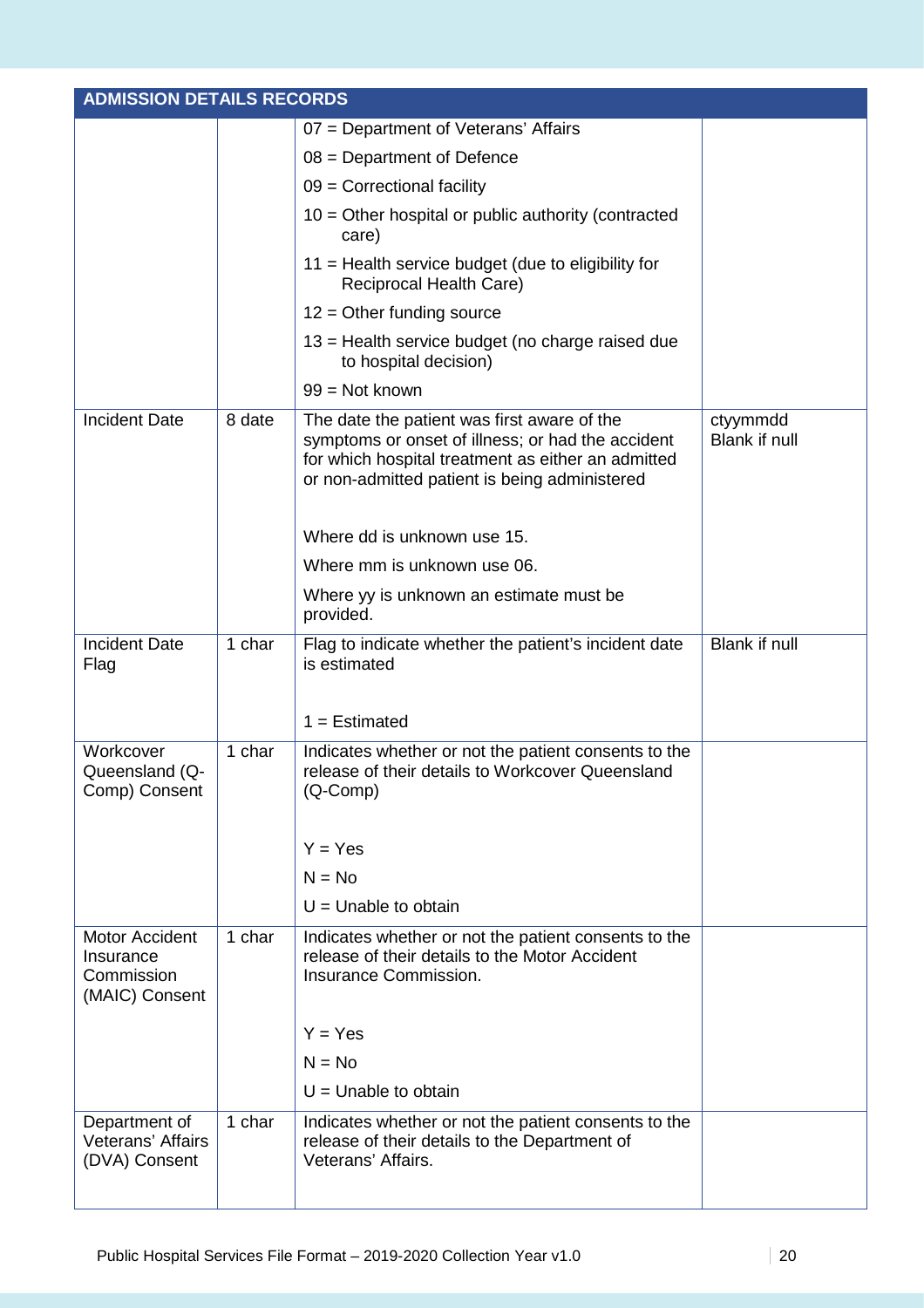| ADMISSION DETAILS RECORDS | | | |
|---|---|---|---|
| | | 07 = Department of Veterans' Affairs<br>08 = Department of Defence<br>09 = Correctional facility<br>10 = Other hospital or public authority (contracted care)<br>11 = Health service budget (due to eligibility for Reciprocal Health Care)<br>12 = Other funding source<br>13 = Health service budget (no charge raised due to hospital decision)<br>99 = Not known | |
| Incident Date | 8 date | The date the patient was first aware of the symptoms or onset of illness; or had the accident for which hospital treatment as either an admitted or non-admitted patient is being administered<br><br>Where dd is unknown use 15.<br>Where mm is unknown use 06.<br>Where yy is unknown an estimate must be provided. | ctyymmdd<br>Blank if null |
| Incident Date Flag | 1 char | Flag to indicate whether the patient's incident date is estimated<br><br>1 = Estimated | Blank if null |
| Workcover Queensland (Q-Comp) Consent | 1 char | Indicates whether or not the patient consents to the release of their details to Workcover Queensland (Q-Comp)<br><br>Y = Yes<br>N = No<br>U = Unable to obtain | |
| Motor Accident Insurance Commission (MAIC) Consent | 1 char | Indicates whether or not the patient consents to the release of their details to the Motor Accident Insurance Commission.<br><br>Y = Yes<br>N = No<br>U = Unable to obtain | |
| Department of Veterans' Affairs (DVA) Consent | 1 char | Indicates whether or not the patient consents to the release of their details to the Department of Veterans' Affairs. | |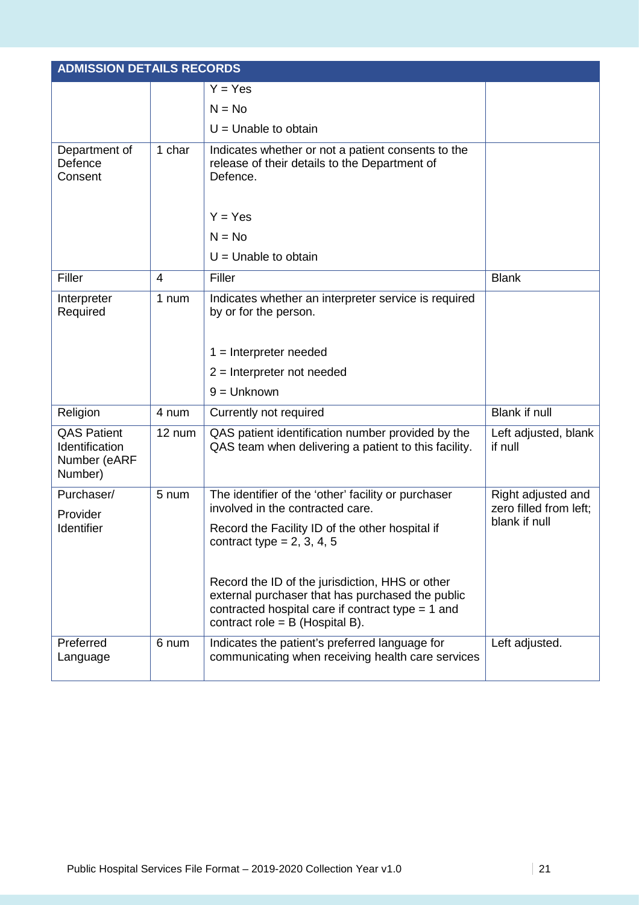| ADMISSION DETAILS RECORDS | | | |
|---|---|---|---|
| | | Y = Yes<br>N = No<br>U = Unable to obtain | |
| Department of Defence Consent | 1 char | Indicates whether or not a patient consents to the release of their details to the Department of Defence.<br><br>Y = Yes<br>N = No<br>U = Unable to obtain | |
| Filler | 4 | Filler | Blank |
| Interpreter Required | 1 num | Indicates whether an interpreter service is required by or for the person.<br><br>1 = Interpreter needed<br>2 = Interpreter not needed<br>9 = Unknown | |
| Religion | 4 num | Currently not required | Blank if null |
| QAS Patient Identification Number (eARF Number) | 12 num | QAS patient identification number provided by the QAS team when delivering a patient to this facility. | Left adjusted, blank if null |
| Purchaser/ Provider Identifier | 5 num | The identifier of the 'other' facility or purchaser involved in the contracted care.<br>Record the Facility ID of the other hospital if contract type = 2, 3, 4, 5<br><br>Record the ID of the jurisdiction, HHS or other external purchaser that has purchased the public contracted hospital care if contract type = 1 and contract role = B (Hospital B). | Right adjusted and zero filled from left; blank if null |
| Preferred Language | 6 num | Indicates the patient's preferred language for communicating when receiving health care services | Left adjusted. |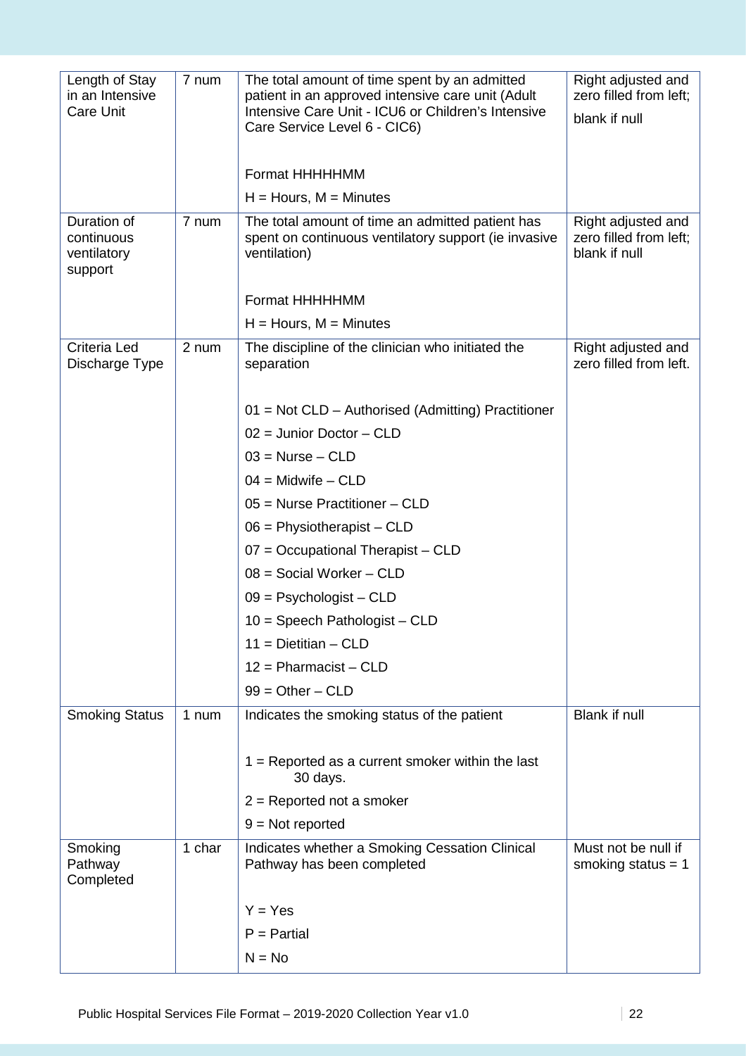| Length of Stay in an Intensive Care Unit | 7 num | The total amount of time spent by an admitted patient in an approved intensive care unit (Adult Intensive Care Unit - ICU6 or Children's Intensive Care Service Level 6 - CIC6)<br><br>Format HHHHHMM<br>H = Hours, M = Minutes | Right adjusted and zero filled from left;<br>blank if null |
|---|---|---|---|
| Duration of continuous ventilatory support | 7 num | The total amount of time an admitted patient has spent on continuous ventilatory support (ie invasive ventilation)<br><br>Format HHHHHMM<br>H = Hours, M = Minutes | Right adjusted and zero filled from left; blank if null |
| Criteria Led Discharge Type | 2 num | The discipline of the clinician who initiated the separation<br><br>01 = Not CLD – Authorised (Admitting) Practitioner<br>02 = Junior Doctor – CLD<br>03 = Nurse – CLD<br>04 = Midwife – CLD<br>05 = Nurse Practitioner – CLD<br>06 = Physiotherapist – CLD<br>07 = Occupational Therapist – CLD<br>08 = Social Worker – CLD<br>09 = Psychologist – CLD<br>10 = Speech Pathologist – CLD<br>11 = Dietitian – CLD<br>12 = Pharmacist – CLD<br>99 = Other – CLD | Right adjusted and zero filled from left. |
| Smoking Status | 1 num | Indicates the smoking status of the patient<br><br>1 = Reported as a current smoker within the last 30 days.<br>2 = Reported not a smoker<br>9 = Not reported | Blank if null |
| Smoking Pathway Completed | 1 char | Indicates whether a Smoking Cessation Clinical Pathway has been completed<br><br>Y = Yes<br>P = Partial<br>N = No | Must not be null if smoking status = 1 |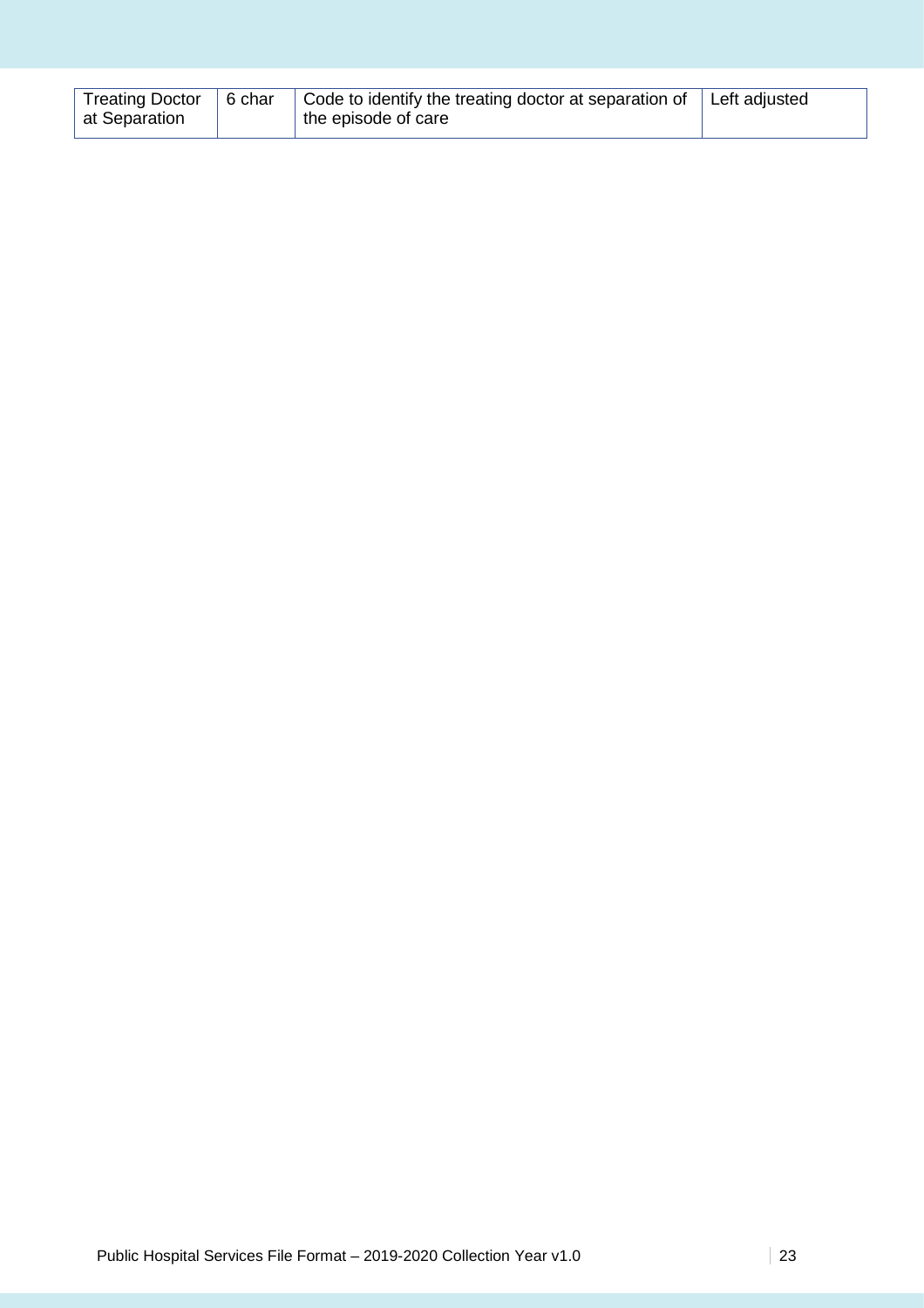| | | | |
|---|---|---|---|
| Treating Doctor at Separation | 6 char | Code to identify the treating doctor at separation of the episode of care | Left adjusted |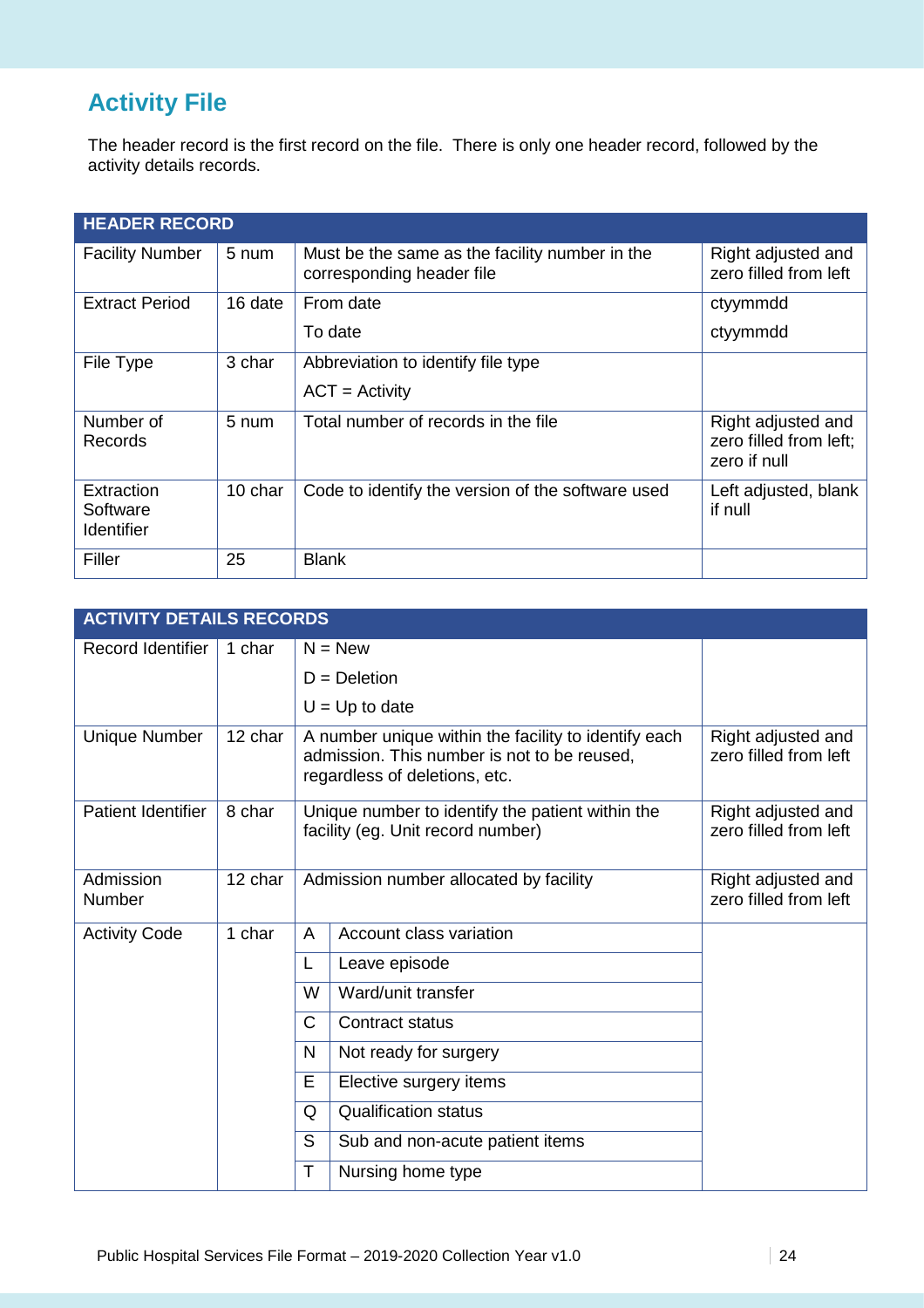## Activity File

The header record is the first record on the file. There is only one header record, followed by the activity details records.

| HEADER RECORD | | | |
|---|---|---|---|
| Facility Number | 5 num | Must be the same as the facility number in the corresponding header file | Right adjusted and zero filled from left |
| Extract Period | 16 date | From date<br>To date | ctyymmdd<br>ctyymmdd |
| File Type | 3 char | Abbreviation to identify file type<br>ACT = Activity | |
| Number of Records | 5 num | Total number of records in the file | Right adjusted and zero filled from left; zero if null |
| Extraction Software Identifier | 10 char | Code to identify the version of the software used | Left adjusted, blank if null |
| Filler | 25 | Blank | |

| ACTIVITY DETAILS RECORDS | | | | |
|---|---|---|---|---|
| Record Identifier | 1 char | N = New<br>D = Deletion<br>U = Up to date | | |
| Unique Number | 12 char | A number unique within the facility to identify each admission. This number is not to be reused, regardless of deletions, etc. | | Right adjusted and zero filled from left |
| Patient Identifier | 8 char | Unique number to identify the patient within the facility (eg. Unit record number) | | Right adjusted and zero filled from left |
| Admission Number | 12 char | Admission number allocated by facility | | Right adjusted and zero filled from left |
| Activity Code | 1 char | A | Account class variation | |
| | | L | Leave episode | |
| | | W | Ward/unit transfer | |
| | | C | Contract status | |
| | | N | Not ready for surgery | |
| | | E | Elective surgery items | |
| | | Q | Qualification status | |
| | | S | Sub and non-acute patient items | |
| | | T | Nursing home type | |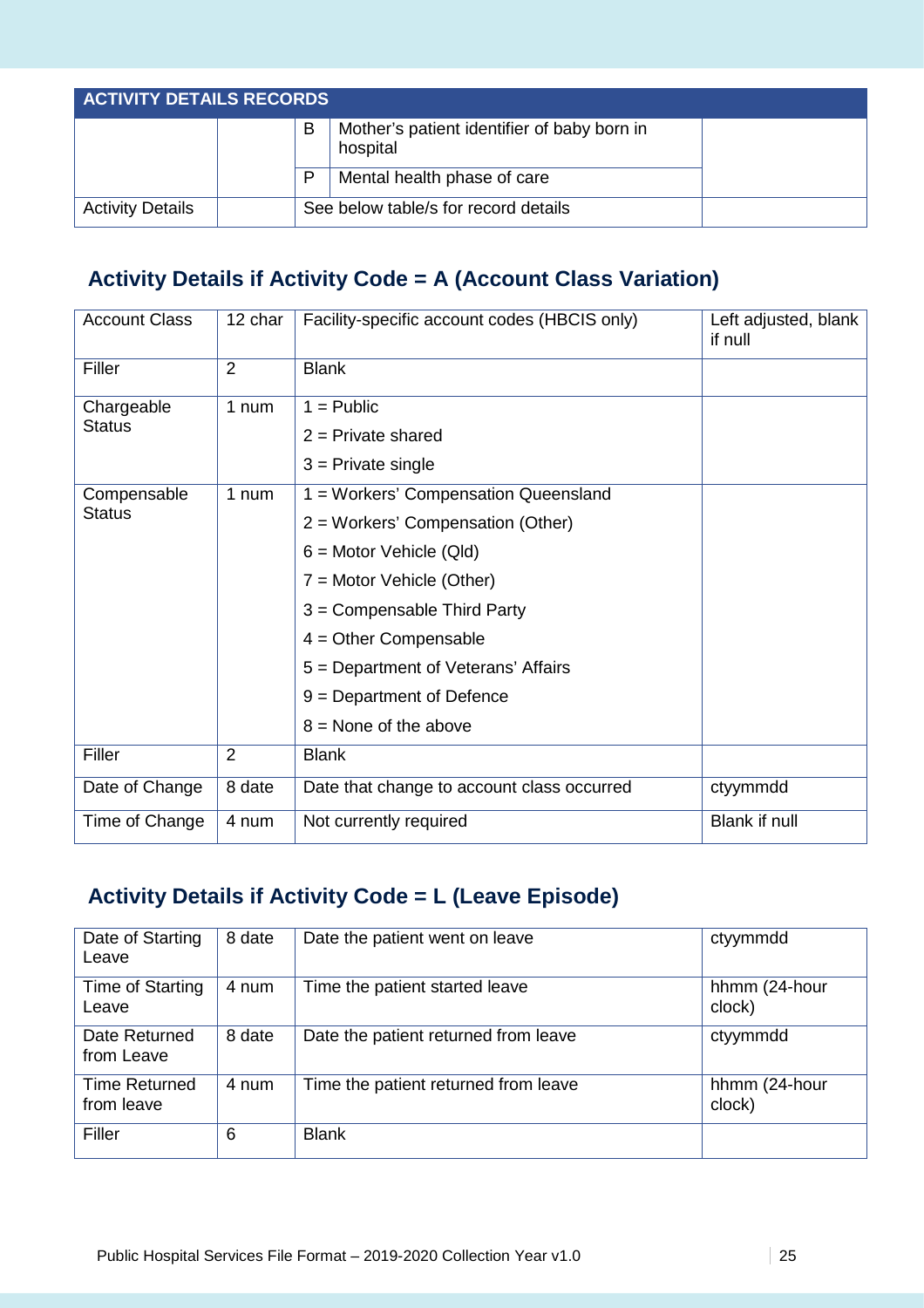| ACTIVITY DETAILS RECORDS | | | | |
|---|---|---|---|---|
| | | B | Mother's patient identifier of baby born in hospital | |
| | | P | Mental health phase of care | |
| Activity Details | | See below table/s for record details | | |

## Activity Details if Activity Code = A (Account Class Variation)

| | | | |
|---|---|---|---|
| Account Class | 12 char | Facility-specific account codes (HBCIS only) | Left adjusted, blank if null |
| Filler | 2 | Blank | |
| Chargeable Status | 1 num | 1 = Public<br>2 = Private shared<br>3 = Private single | |
| Compensable Status | 1 num | 1 = Workers' Compensation Queensland<br>2 = Workers' Compensation (Other)<br>6 = Motor Vehicle (Qld)<br>7 = Motor Vehicle (Other)<br>3 = Compensable Third Party<br>4 = Other Compensable<br>5 = Department of Veterans' Affairs<br>9 = Department of Defence<br>8 = None of the above | |
| Filler | 2 | Blank | |
| Date of Change | 8 date | Date that change to account class occurred | ctyymmdd |
| Time of Change | 4 num | Not currently required | Blank if null |

## Activity Details if Activity Code = L (Leave Episode)

| | | | |
|---|---|---|---|
| Date of Starting Leave | 8 date | Date the patient went on leave | ctyymmdd |
| Time of Starting Leave | 4 num | Time the patient started leave | hhmm (24-hour clock) |
| Date Returned from Leave | 8 date | Date the patient returned from leave | ctyymmdd |
| Time Returned from leave | 4 num | Time the patient returned from leave | hhmm (24-hour clock) |
| Filler | 6 | Blank | |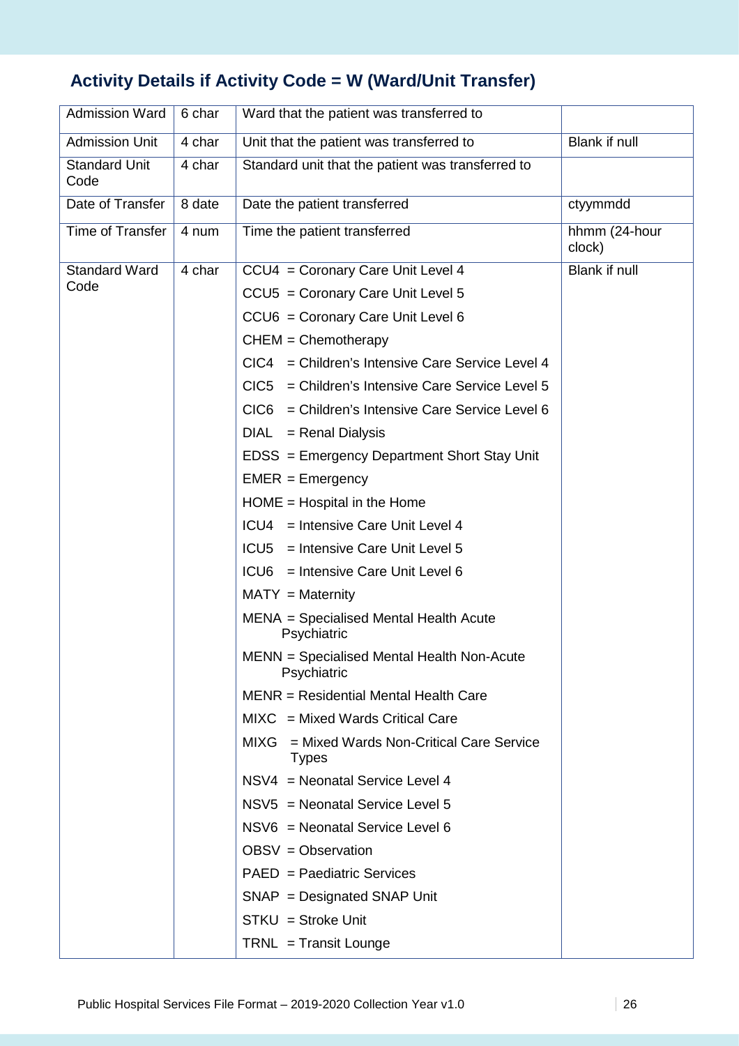## Activity Details if Activity Code = W (Ward/Unit Transfer)

| | | | |
|---|---|---|---|
| Admission Ward | 6 char | Ward that the patient was transferred to | |
| Admission Unit | 4 char | Unit that the patient was transferred to | Blank if null |
| Standard Unit Code | 4 char | Standard unit that the patient was transferred to | |
| Date of Transfer | 8 date | Date the patient transferred | ctyymmdd |
| Time of Transfer | 4 num | Time the patient transferred | hhmm (24-hour clock) |
| Standard Ward Code | 4 char | CCU4 = Coronary Care Unit Level 4<br>CCU5 = Coronary Care Unit Level 5<br>CCU6 = Coronary Care Unit Level 6<br>CHEM = Chemotherapy<br>CIC4 = Children's Intensive Care Service Level 4<br>CIC5 = Children's Intensive Care Service Level 5<br>CIC6 = Children's Intensive Care Service Level 6<br>DIAL = Renal Dialysis<br>EDSS = Emergency Department Short Stay Unit<br>EMER = Emergency<br>HOME = Hospital in the Home<br>ICU4 = Intensive Care Unit Level 4<br>ICU5 = Intensive Care Unit Level 5<br>ICU6 = Intensive Care Unit Level 6<br>MATY = Maternity<br>MENA = Specialised Mental Health Acute Psychiatric<br>MENN = Specialised Mental Health Non-Acute Psychiatric<br>MENR = Residential Mental Health Care<br>MIXC = Mixed Wards Critical Care<br>MIXG = Mixed Wards Non-Critical Care Service Types<br>NSV4 = Neonatal Service Level 4<br>NSV5 = Neonatal Service Level 5<br>NSV6 = Neonatal Service Level 6<br>OBSV = Observation<br>PAED = Paediatric Services<br>SNAP = Designated SNAP Unit<br>STKU = Stroke Unit<br>TRNL = Transit Lounge | Blank if null |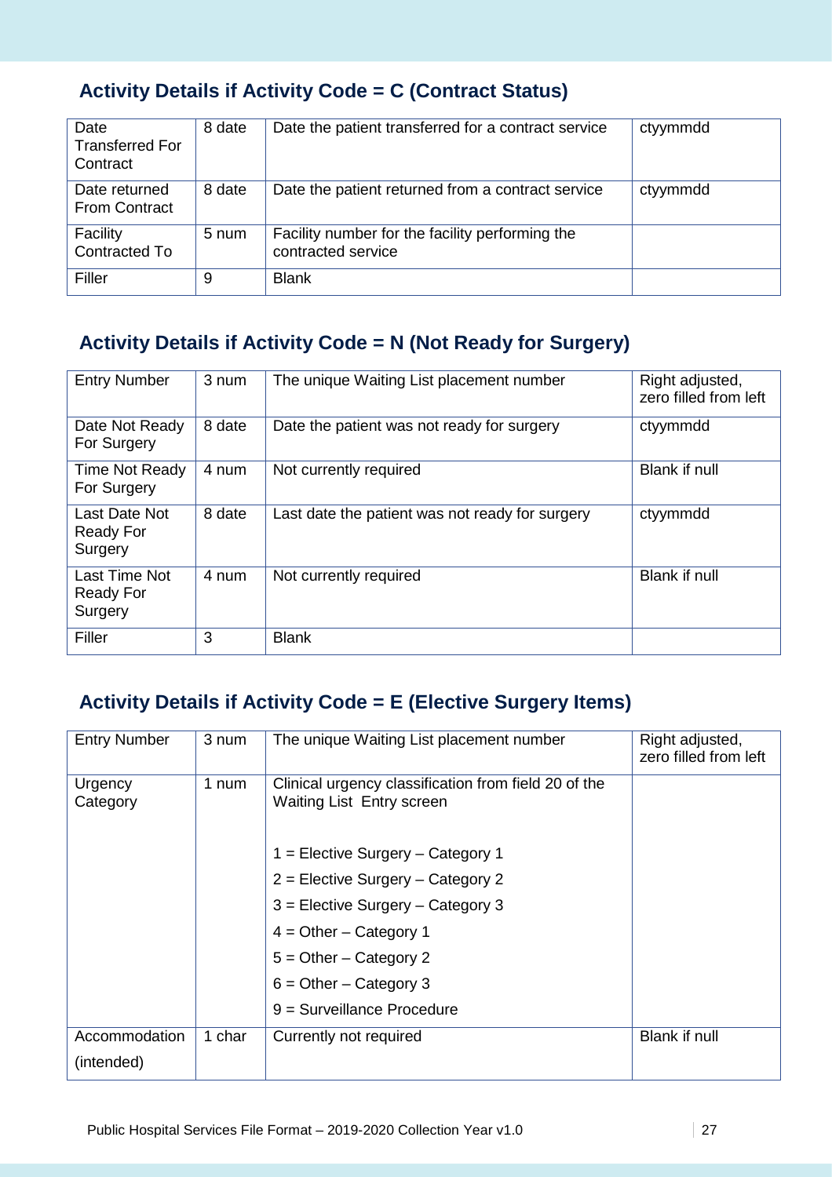## Activity Details if Activity Code = C (Contract Status)

| | | | |
|---|---|---|---|
| Date Transferred For Contract | 8 date | Date the patient transferred for a contract service | ctyymmdd |
| Date returned From Contract | 8 date | Date the patient returned from a contract service | ctyymmdd |
| Facility Contracted To | 5 num | Facility number for the facility performing the contracted service | |
| Filler | 9 | Blank | |

## Activity Details if Activity Code = N (Not Ready for Surgery)

| | | | |
|---|---|---|---|
| Entry Number | 3 num | The unique Waiting List placement number | Right adjusted, zero filled from left |
| Date Not Ready For Surgery | 8 date | Date the patient was not ready for surgery | ctyymmdd |
| Time Not Ready For Surgery | 4 num | Not currently required | Blank if null |
| Last Date Not Ready For Surgery | 8 date | Last date the patient was not ready for surgery | ctyymmdd |
| Last Time Not Ready For Surgery | 4 num | Not currently required | Blank if null |
| Filler | 3 | Blank | |

## Activity Details if Activity Code = E (Elective Surgery Items)

| | | | |
|---|---|---|---|
| Entry Number | 3 num | The unique Waiting List placement number | Right adjusted, zero filled from left |
| Urgency Category | 1 num | Clinical urgency classification from field 20 of the Waiting List Entry screen<br><br>1 = Elective Surgery – Category 1<br>2 = Elective Surgery – Category 2<br>3 = Elective Surgery – Category 3<br>4 = Other – Category 1<br>5 = Other – Category 2<br>6 = Other – Category 3<br>9 = Surveillance Procedure | |
| Accommodation (intended) | 1 char | Currently not required | Blank if null |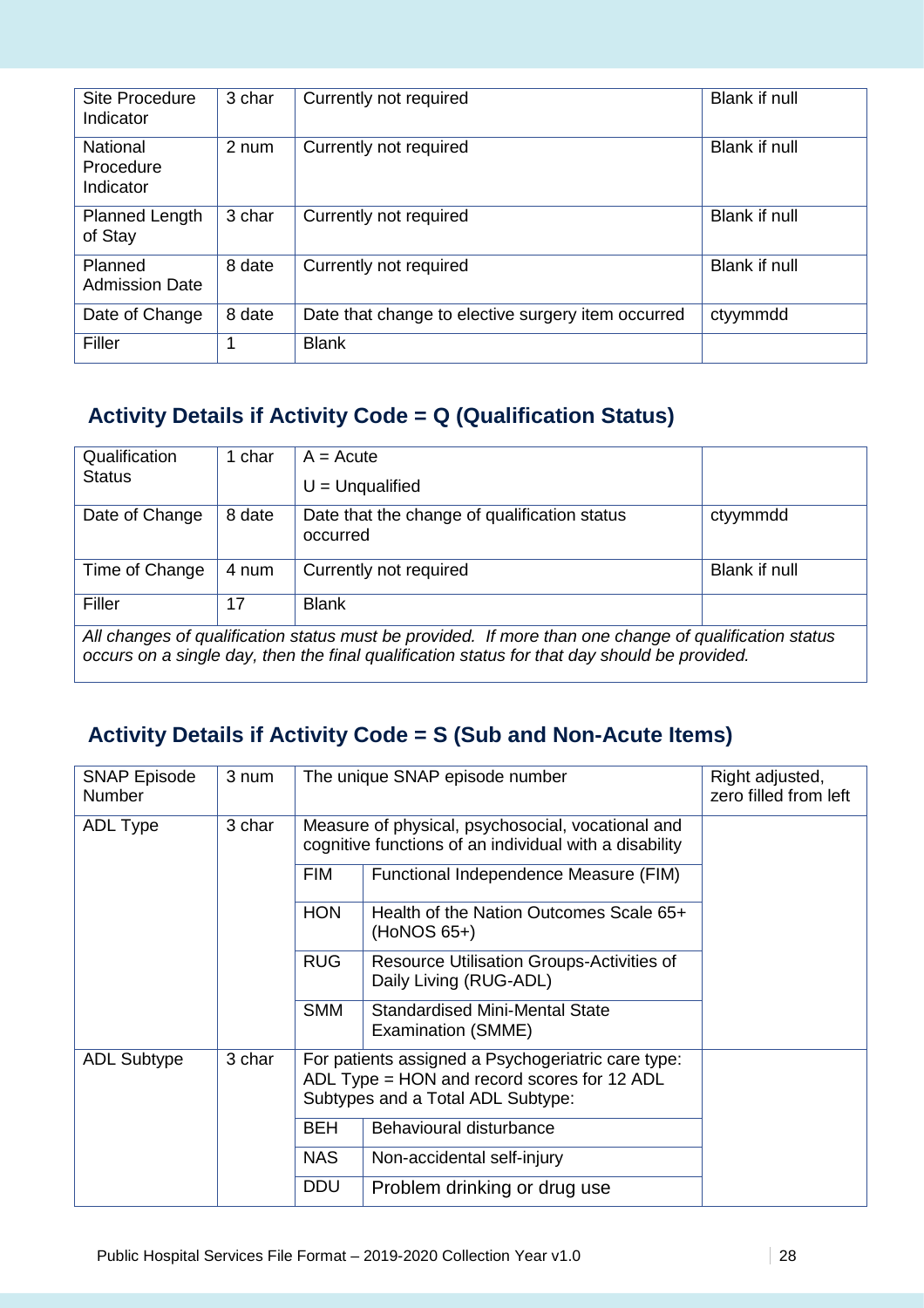| Site Procedure Indicator | 3 char | Currently not required | Blank if null |
|---|---|---|---|
| National Procedure Indicator | 2 num | Currently not required | Blank if null |
| Planned Length of Stay | 3 char | Currently not required | Blank if null |
| Planned Admission Date | 8 date | Currently not required | Blank if null |
| Date of Change | 8 date | Date that change to elective surgery item occurred | ctyymmdd |
| Filler | 1 | Blank | |

## Activity Details if Activity Code = Q (Qualification Status)

| Qualification Status | 1 char | A = Acute<br>U = Unqualified | |
|---|---|---|---|
| Date of Change | 8 date | Date that the change of qualification status occurred | ctyymmdd |
| Time of Change | 4 num | Currently not required | Blank if null |
| Filler | 17 | Blank | |
| *All changes of qualification status must be provided. If more than one change of qualification status occurs on a single day, then the final qualification status for that day should be provided.* | | | |

## Activity Details if Activity Code = S (Sub and Non-Acute Items)

| SNAP Episode Number | 3 num | The unique SNAP episode number | | Right adjusted, zero filled from left |
|---|---|---|---|---|
| ADL Type | 3 char | Measure of physical, psychosocial, vocational and cognitive functions of an individual with a disability | | |
| | | FIM | Functional Independence Measure (FIM) | |
| | | HON | Health of the Nation Outcomes Scale 65+ (HoNOS 65+) | |
| | | RUG | Resource Utilisation Groups-Activities of Daily Living (RUG-ADL) | |
| | | SMM | Standardised Mini-Mental State Examination (SMME) | |
| ADL Subtype | 3 char | For patients assigned a Psychogeriatric care type: ADL Type = HON and record scores for 12 ADL Subtypes and a Total ADL Subtype: | | |
| | | BEH | Behavioural disturbance | |
| | | NAS | Non-accidental self-injury | |
| | | DDU | Problem drinking or drug use | |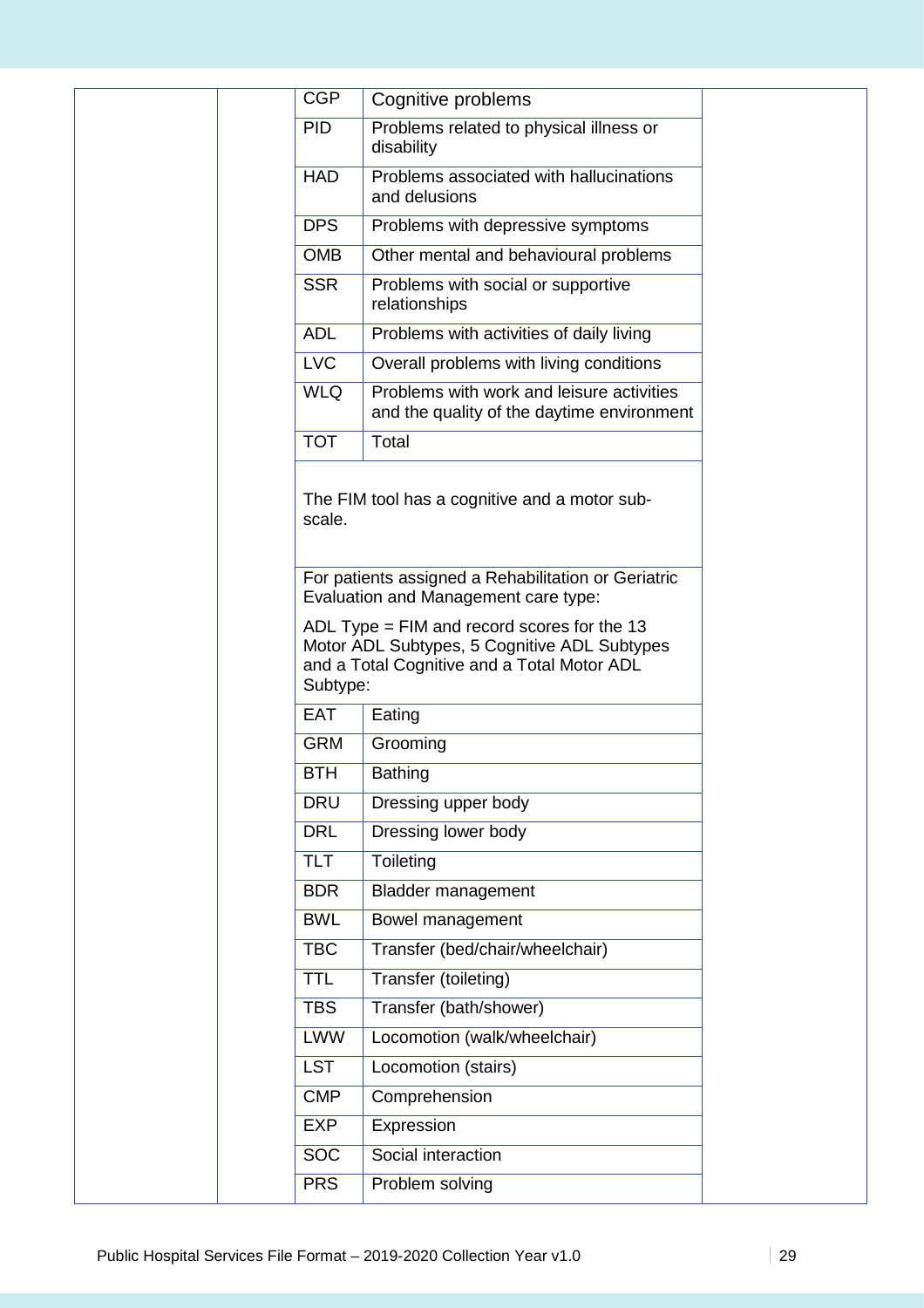| | | | | |
|---|---|---|---|---|
| | | CGP | Cognitive problems | |
| | | PID | Problems related to physical illness or disability | |
| | | HAD | Problems associated with hallucinations and delusions | |
| | | DPS | Problems with depressive symptoms | |
| | | OMB | Other mental and behavioural problems | |
| | | SSR | Problems with social or supportive relationships | |
| | | ADL | Problems with activities of daily living | |
| | | LVC | Overall problems with living conditions | |
| | | WLQ | Problems with work and leisure activities and the quality of the daytime environment | |
| | | TOT | Total | |
| | | The FIM tool has a cognitive and a motor sub-scale. | | |
| | | For patients assigned a Rehabilitation or Geriatric Evaluation and Management care type:<br><br>ADL Type = FIM and record scores for the 13 Motor ADL Subtypes, 5 Cognitive ADL Subtypes and a Total Cognitive and a Total Motor ADL Subtype: | | |
| | | EAT | Eating | |
| | | GRM | Grooming | |
| | | BTH | Bathing | |
| | | DRU | Dressing upper body | |
| | | DRL | Dressing lower body | |
| | | TLT | Toileting | |
| | | BDR | Bladder management | |
| | | BWL | Bowel management | |
| | | TBC | Transfer (bed/chair/wheelchair) | |
| | | TTL | Transfer (toileting) | |
| | | TBS | Transfer (bath/shower) | |
| | | LWW | Locomotion (walk/wheelchair) | |
| | | LST | Locomotion (stairs) | |
| | | CMP | Comprehension | |
| | | EXP | Expression | |
| | | SOC | Social interaction | |
| | | PRS | Problem solving | |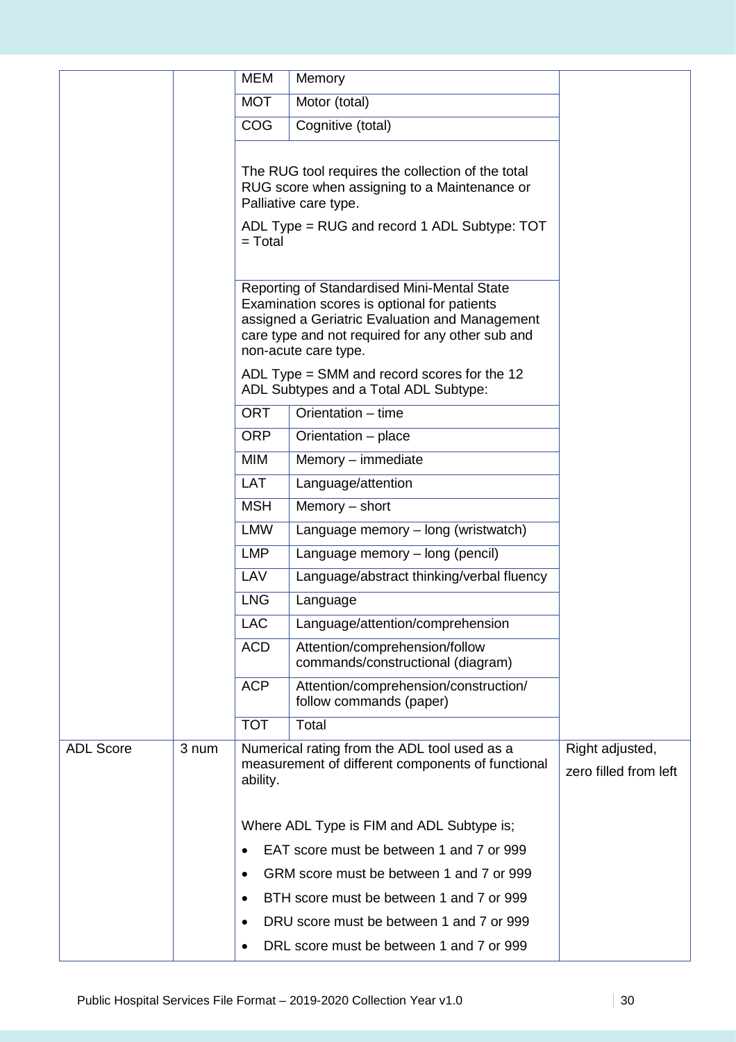| | | | | |
|---|---|---|---|---|
| | | MEM | Memory | |
| | | MOT | Motor (total) | |
| | | COG | Cognitive (total) | |
| | | The RUG tool requires the collection of the total RUG score when assigning to a Maintenance or Palliative care type.<br><br>ADL Type = RUG and record 1 ADL Subtype: TOT = Total | | |
| | | Reporting of Standardised Mini-Mental State Examination scores is optional for patients assigned a Geriatric Evaluation and Management care type and not required for any other sub and non-acute care type.<br><br>ADL Type = SMM and record scores for the 12 ADL Subtypes and a Total ADL Subtype: | | |
| | | ORT | Orientation – time | |
| | | ORP | Orientation – place | |
| | | MIM | Memory – immediate | |
| | | LAT | Language/attention | |
| | | MSH | Memory – short | |
| | | LMW | Language memory – long (wristwatch) | |
| | | LMP | Language memory – long (pencil) | |
| | | LAV | Language/abstract thinking/verbal fluency | |
| | | LNG | Language | |
| | | LAC | Language/attention/comprehension | |
| | | ACD | Attention/comprehension/follow commands/constructional (diagram) | |
| | | ACP | Attention/comprehension/construction/ follow commands (paper) | |
| | | TOT | Total | |
| ADL Score | 3 num | Numerical rating from the ADL tool used as a measurement of different components of functional ability.<br><br>Where ADL Type is FIM and ADL Subtype is;<br>• EAT score must be between 1 and 7 or 999<br>• GRM score must be between 1 and 7 or 999<br>• BTH score must be between 1 and 7 or 999<br>• DRU score must be between 1 and 7 or 999<br>• DRL score must be between 1 and 7 or 999 | | Right adjusted, zero filled from left |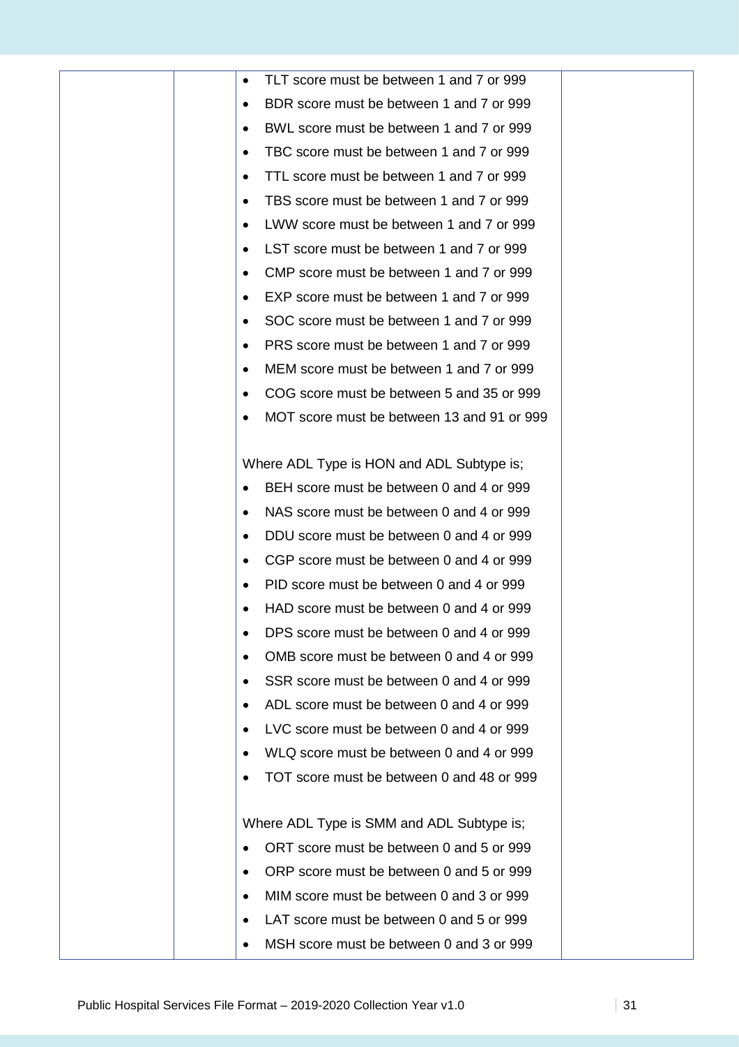| | | • TLT score must be between 1 and 7 or 999<br>• BDR score must be between 1 and 7 or 999<br>• BWL score must be between 1 and 7 or 999<br>• TBC score must be between 1 and 7 or 999<br>• TTL score must be between 1 and 7 or 999<br>• TBS score must be between 1 and 7 or 999<br>• LWW score must be between 1 and 7 or 999<br>• LST score must be between 1 and 7 or 999<br>• CMP score must be between 1 and 7 or 999<br>• EXP score must be between 1 and 7 or 999<br>• SOC score must be between 1 and 7 or 999<br>• PRS score must be between 1 and 7 or 999<br>• MEM score must be between 1 and 7 or 999<br>• COG score must be between 5 and 35 or 999<br>• MOT score must be between 13 and 91 or 999<br><br>Where ADL Type is HON and ADL Subtype is;<br>• BEH score must be between 0 and 4 or 999<br>• NAS score must be between 0 and 4 or 999<br>• DDU score must be between 0 and 4 or 999<br>• CGP score must be between 0 and 4 or 999<br>• PID score must be between 0 and 4 or 999<br>• HAD score must be between 0 and 4 or 999<br>• DPS score must be between 0 and 4 or 999<br>• OMB score must be between 0 and 4 or 999<br>• SSR score must be between 0 and 4 or 999<br>• ADL score must be between 0 and 4 or 999<br>• LVC score must be between 0 and 4 or 999<br>• WLQ score must be between 0 and 4 or 999<br>• TOT score must be between 0 and 48 or 999<br><br>Where ADL Type is SMM and ADL Subtype is;<br>• ORT score must be between 0 and 5 or 999<br>• ORP score must be between 0 and 5 or 999<br>• MIM score must be between 0 and 3 or 999<br>• LAT score must be between 0 and 5 or 999<br>• MSH score must be between 0 and 3 or 999 | |
|---|---|---|---|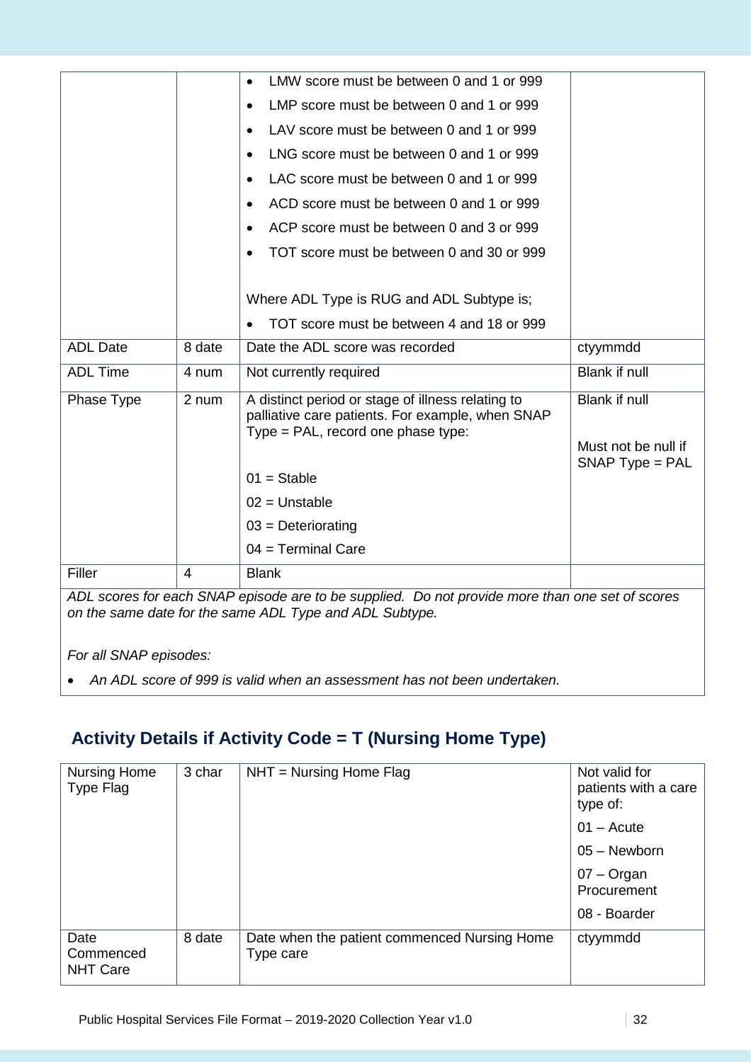| | | • LMW score must be between 0 and 1 or 999<br>• LMP score must be between 0 and 1 or 999<br>• LAV score must be between 0 and 1 or 999<br>• LNG score must be between 0 and 1 or 999<br>• LAC score must be between 0 and 1 or 999<br>• ACD score must be between 0 and 1 or 999<br>• ACP score must be between 0 and 3 or 999<br>• TOT score must be between 0 and 30 or 999<br><br>Where ADL Type is RUG and ADL Subtype is;<br>• TOT score must be between 4 and 18 or 999 | |
|---|---|---|---|
| ADL Date | 8 date | Date the ADL score was recorded | ctyymmdd |
| ADL Time | 4 num | Not currently required | Blank if null |
| Phase Type | 2 num | A distinct period or stage of illness relating to palliative care patients. For example, when SNAP Type = PAL, record one phase type:<br><br>01 = Stable<br>02 = Unstable<br>03 = Deteriorating<br>04 = Terminal Care | Blank if null<br><br>Must not be null if SNAP Type = PAL |
| Filler | 4 | Blank | |

*ADL scores for each SNAP episode are to be supplied. Do not provide more than one set of scores on the same date for the same ADL Type and ADL Subtype.*

*For all SNAP episodes:*

- *An ADL score of 999 is valid when an assessment has not been undertaken.*

## Activity Details if Activity Code = T (Nursing Home Type)

| Nursing Home Type Flag | 3 char | NHT = Nursing Home Flag | Not valid for patients with a care type of:<br>01 – Acute<br>05 – Newborn<br>07 – Organ Procurement<br>08 - Boarder |
|---|---|---|---|
| Date Commenced NHT Care | 8 date | Date when the patient commenced Nursing Home Type care | ctyymmdd |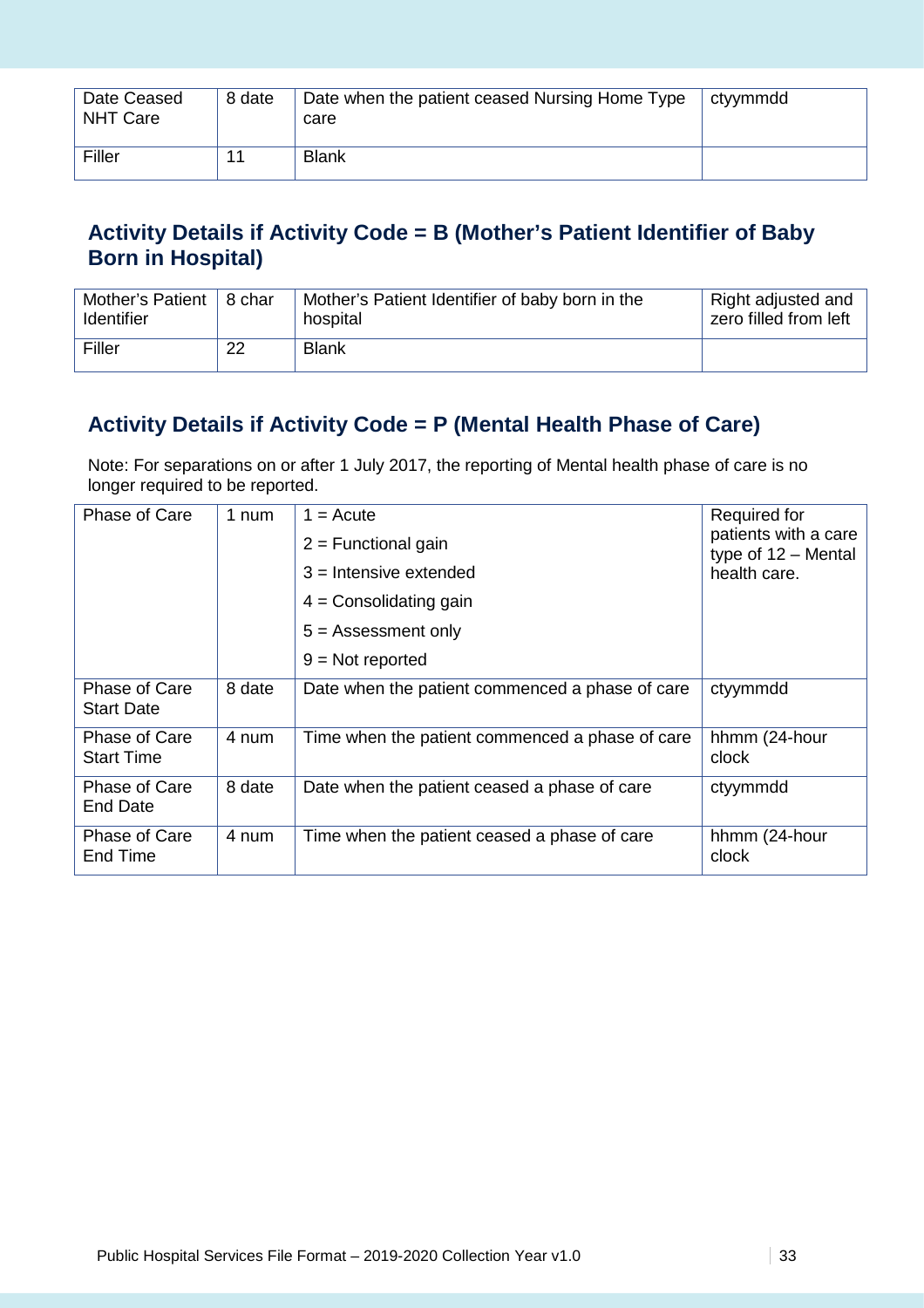| Date Ceased NHT Care | 8 date | Date when the patient ceased Nursing Home Type care | ctyymmdd |
|---|---|---|---|
| Filler | 11 | Blank | |

## Activity Details if Activity Code = B (Mother's Patient Identifier of Baby Born in Hospital)

| Mother's Patient Identifier | 8 char | Mother's Patient Identifier of baby born in the hospital | Right adjusted and zero filled from left |
|---|---|---|---|
| Filler | 22 | Blank | |

## Activity Details if Activity Code = P (Mental Health Phase of Care)

Note: For separations on or after 1 July 2017, the reporting of Mental health phase of care is no longer required to be reported.

| Phase of Care | 1 num | 1 = Acute<br>2 = Functional gain<br>3 = Intensive extended<br>4 = Consolidating gain<br>5 = Assessment only<br>9 = Not reported | Required for patients with a care type of 12 – Mental health care. |
|---|---|---|---|
| Phase of Care Start Date | 8 date | Date when the patient commenced a phase of care | ctyymmdd |
| Phase of Care Start Time | 4 num | Time when the patient commenced a phase of care | hhmm (24-hour clock |
| Phase of Care End Date | 8 date | Date when the patient ceased a phase of care | ctyymmdd |
| Phase of Care End Time | 4 num | Time when the patient ceased a phase of care | hhmm (24-hour clock |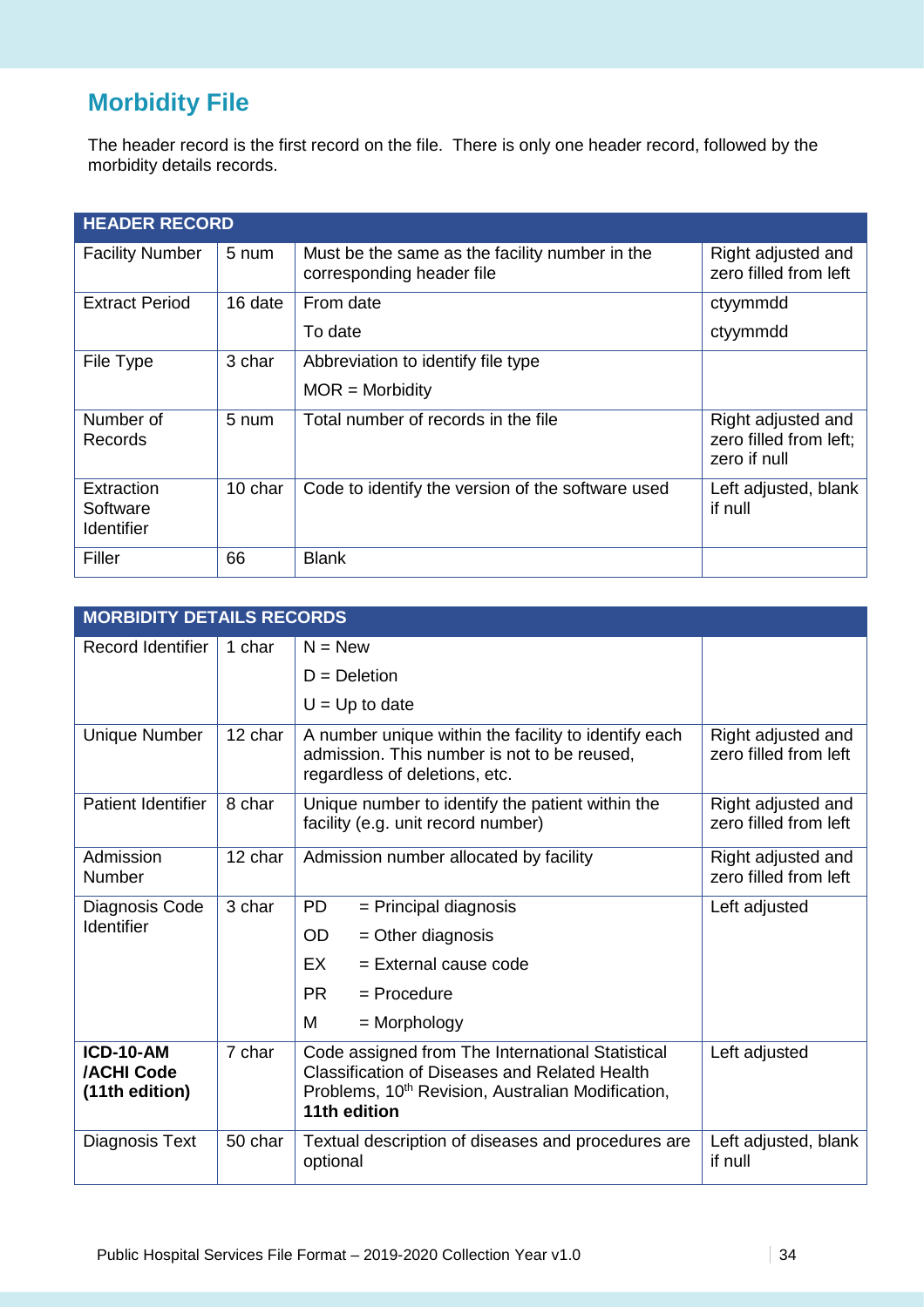## Morbidity File

The header record is the first record on the file. There is only one header record, followed by the morbidity details records.

| HEADER RECORD | | | |
|---|---|---|---|
| Facility Number | 5 num | Must be the same as the facility number in the corresponding header file | Right adjusted and zero filled from left |
| Extract Period | 16 date | From date<br>To date | ctyymmdd<br>ctyymmdd |
| File Type | 3 char | Abbreviation to identify file type<br>MOR = Morbidity | |
| Number of Records | 5 num | Total number of records in the file | Right adjusted and zero filled from left; zero if null |
| Extraction Software Identifier | 10 char | Code to identify the version of the software used | Left adjusted, blank if null |
| Filler | 66 | Blank | |

| MORBIDITY DETAILS RECORDS | | | |
|---|---|---|---|
| Record Identifier | 1 char | N = New<br>D = Deletion<br>U = Up to date | |
| Unique Number | 12 char | A number unique within the facility to identify each admission. This number is not to be reused, regardless of deletions, etc. | Right adjusted and zero filled from left |
| Patient Identifier | 8 char | Unique number to identify the patient within the facility (e.g. unit record number) | Right adjusted and zero filled from left |
| Admission Number | 12 char | Admission number allocated by facility | Right adjusted and zero filled from left |
| Diagnosis Code Identifier | 3 char | PD = Principal diagnosis<br>OD = Other diagnosis<br>EX = External cause code<br>PR = Procedure<br>M = Morphology | Left adjusted |
| **ICD-10-AM /ACHI Code (11th edition)** | 7 char | Code assigned from The International Statistical Classification of Diseases and Related Health Problems, 10th Revision, Australian Modification, **11th edition** | Left adjusted |
| Diagnosis Text | 50 char | Textual description of diseases and procedures are optional | Left adjusted, blank if null |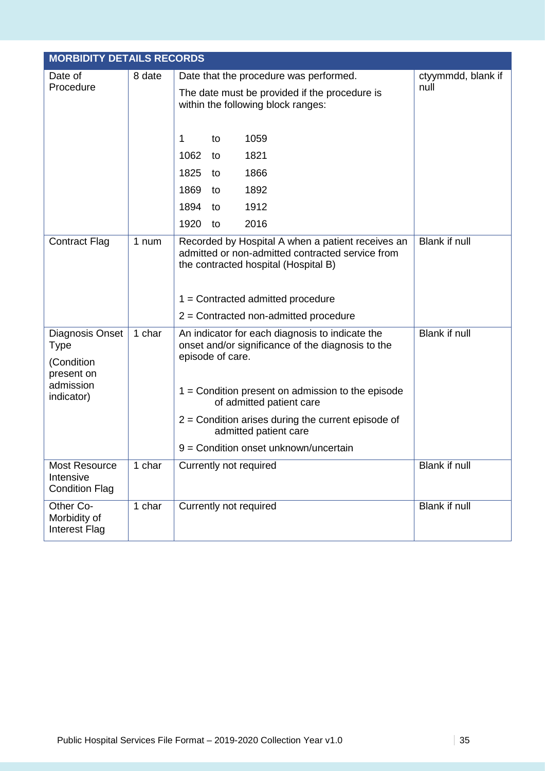| MORBIDITY DETAILS RECORDS | | | |
|---|---|---|---|
| Date of Procedure | 8 date | Date that the procedure was performed.<br><br>The date must be provided if the procedure is within the following block ranges:<br><br>1 to 1059<br>1062 to 1821<br>1825 to 1866<br>1869 to 1892<br>1894 to 1912<br>1920 to 2016 | ctyymmdd, blank if null |
| Contract Flag | 1 num | Recorded by Hospital A when a patient receives an admitted or non-admitted contracted service from the contracted hospital (Hospital B)<br><br>1 = Contracted admitted procedure<br>2 = Contracted non-admitted procedure | Blank if null |
| Diagnosis Onset Type<br><br>(Condition present on admission indicator) | 1 char | An indicator for each diagnosis to indicate the onset and/or significance of the diagnosis to the episode of care.<br><br>1 = Condition present on admission to the episode of admitted patient care<br>2 = Condition arises during the current episode of admitted patient care<br>9 = Condition onset unknown/uncertain | Blank if null |
| Most Resource Intensive Condition Flag | 1 char | Currently not required | Blank if null |
| Other Co-Morbidity of Interest Flag | 1 char | Currently not required | Blank if null |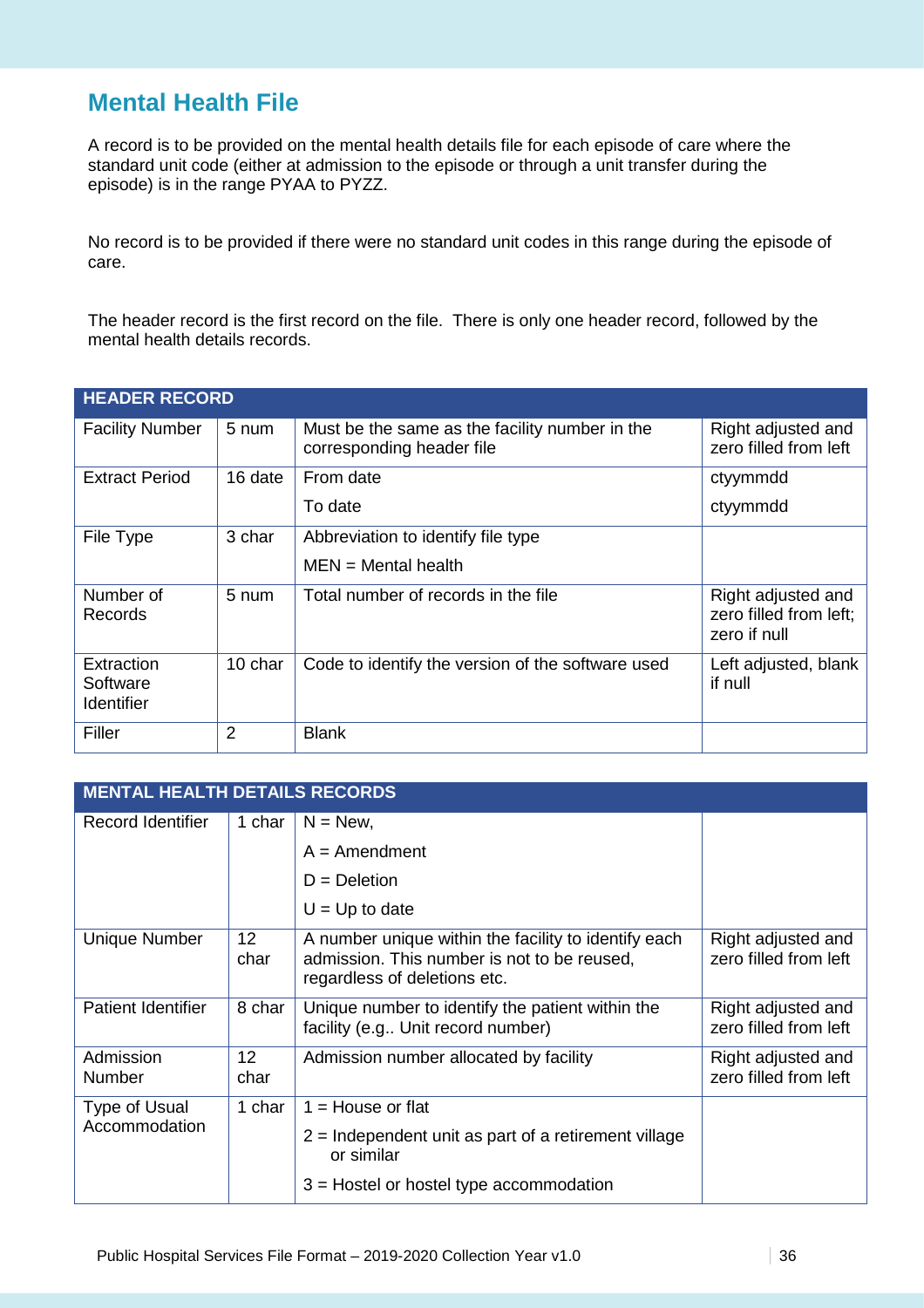## Mental Health File

A record is to be provided on the mental health details file for each episode of care where the standard unit code (either at admission to the episode or through a unit transfer during the episode) is in the range PYAA to PYZZ.

No record is to be provided if there were no standard unit codes in this range during the episode of care.

The header record is the first record on the file. There is only one header record, followed by the mental health details records.

| HEADER RECORD | | | |
|---|---|---|---|
| Facility Number | 5 num | Must be the same as the facility number in the corresponding header file | Right adjusted and zero filled from left |
| Extract Period | 16 date | From date<br>To date | ctyymmdd<br>ctyymmdd |
| File Type | 3 char | Abbreviation to identify file type<br>MEN = Mental health | |
| Number of Records | 5 num | Total number of records in the file | Right adjusted and zero filled from left; zero if null |
| Extraction Software Identifier | 10 char | Code to identify the version of the software used | Left adjusted, blank if null |
| Filler | 2 | Blank | |

| MENTAL HEALTH DETAILS RECORDS | | | |
|---|---|---|---|
| Record Identifier | 1 char | N = New,<br>A = Amendment<br>D = Deletion<br>U = Up to date | |
| Unique Number | 12 char | A number unique within the facility to identify each admission. This number is not to be reused, regardless of deletions etc. | Right adjusted and zero filled from left |
| Patient Identifier | 8 char | Unique number to identify the patient within the facility (e.g.. Unit record number) | Right adjusted and zero filled from left |
| Admission Number | 12 char | Admission number allocated by facility | Right adjusted and zero filled from left |
| Type of Usual Accommodation | 1 char | 1 = House or flat<br>2 = Independent unit as part of a retirement village or similar<br>3 = Hostel or hostel type accommodation | |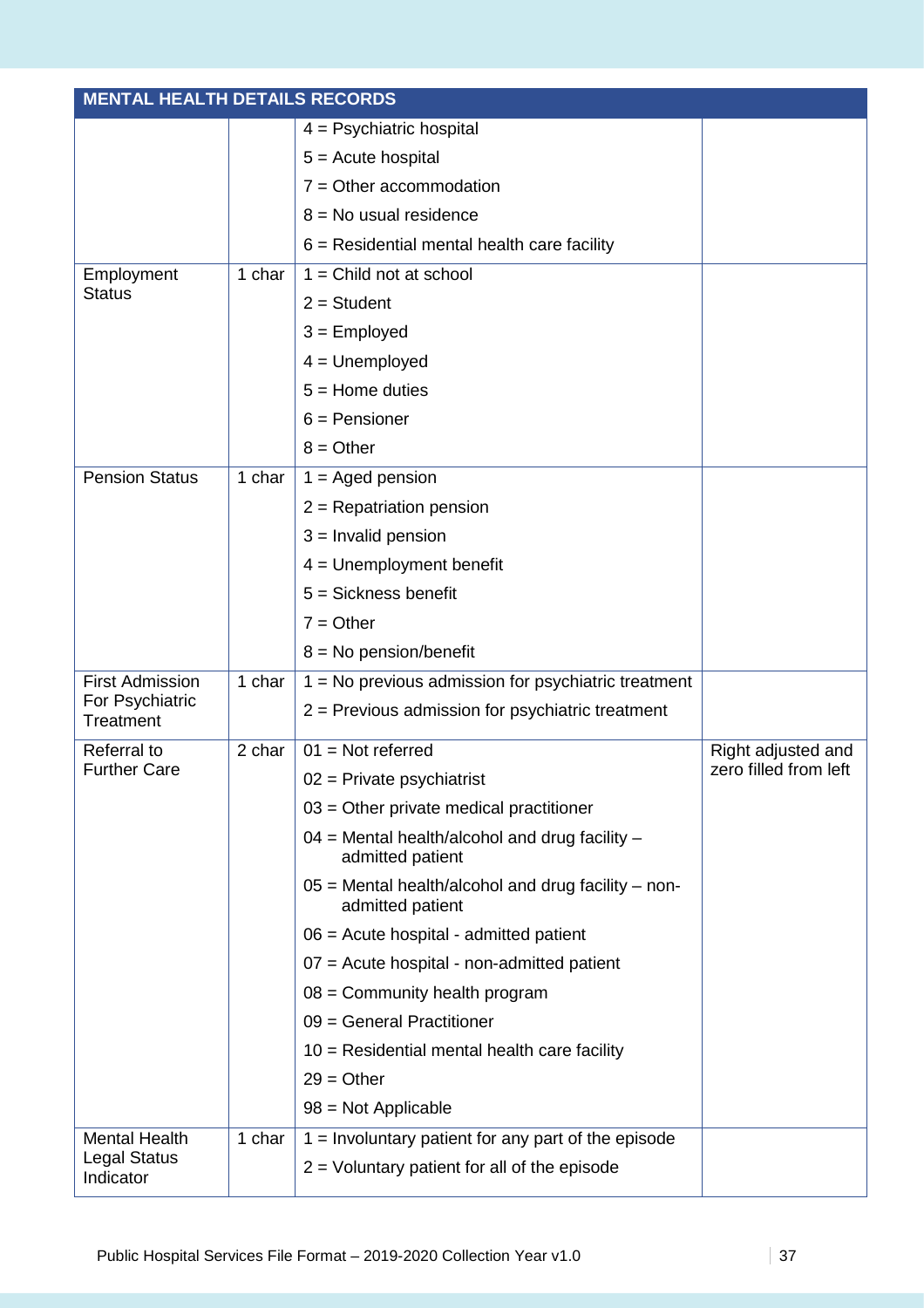| MENTAL HEALTH DETAILS RECORDS | | | |
|---|---|---|---|
| | | 4 = Psychiatric hospital<br>5 = Acute hospital<br>7 = Other accommodation<br>8 = No usual residence<br>6 = Residential mental health care facility | |
| Employment Status | 1 char | 1 = Child not at school<br>2 = Student<br>3 = Employed<br>4 = Unemployed<br>5 = Home duties<br>6 = Pensioner<br>8 = Other | |
| Pension Status | 1 char | 1 = Aged pension<br>2 = Repatriation pension<br>3 = Invalid pension<br>4 = Unemployment benefit<br>5 = Sickness benefit<br>7 = Other<br>8 = No pension/benefit | |
| First Admission For Psychiatric Treatment | 1 char | 1 = No previous admission for psychiatric treatment<br>2 = Previous admission for psychiatric treatment | |
| Referral to Further Care | 2 char | 01 = Not referred<br>02 = Private psychiatrist<br>03 = Other private medical practitioner<br>04 = Mental health/alcohol and drug facility – admitted patient<br>05 = Mental health/alcohol and drug facility – non-admitted patient<br>06 = Acute hospital - admitted patient<br>07 = Acute hospital - non-admitted patient<br>08 = Community health program<br>09 = General Practitioner<br>10 = Residential mental health care facility<br>29 = Other<br>98 = Not Applicable | Right adjusted and zero filled from left |
| Mental Health Legal Status Indicator | 1 char | 1 = Involuntary patient for any part of the episode<br>2 = Voluntary patient for all of the episode | |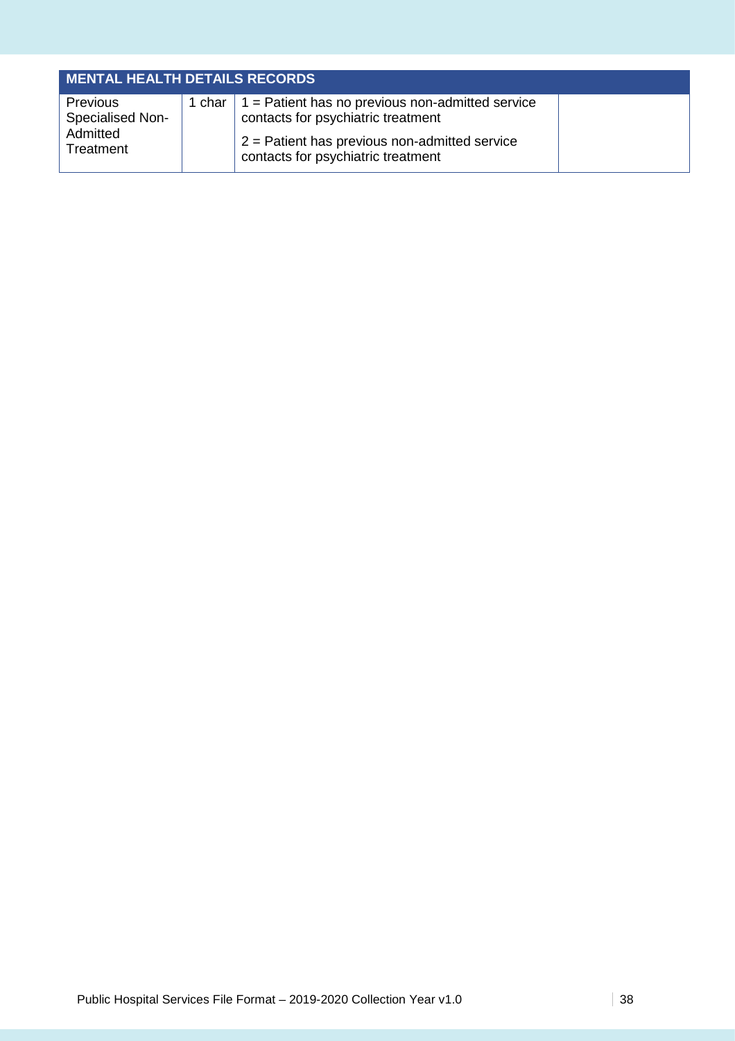| MENTAL HEALTH DETAILS RECORDS | | | |
| --- | --- | --- | --- |
| Previous Specialised Non-Admitted Treatment | 1 char | 1 = Patient has no previous non-admitted service contacts for psychiatric treatment<br>2 = Patient has previous non-admitted service contacts for psychiatric treatment | |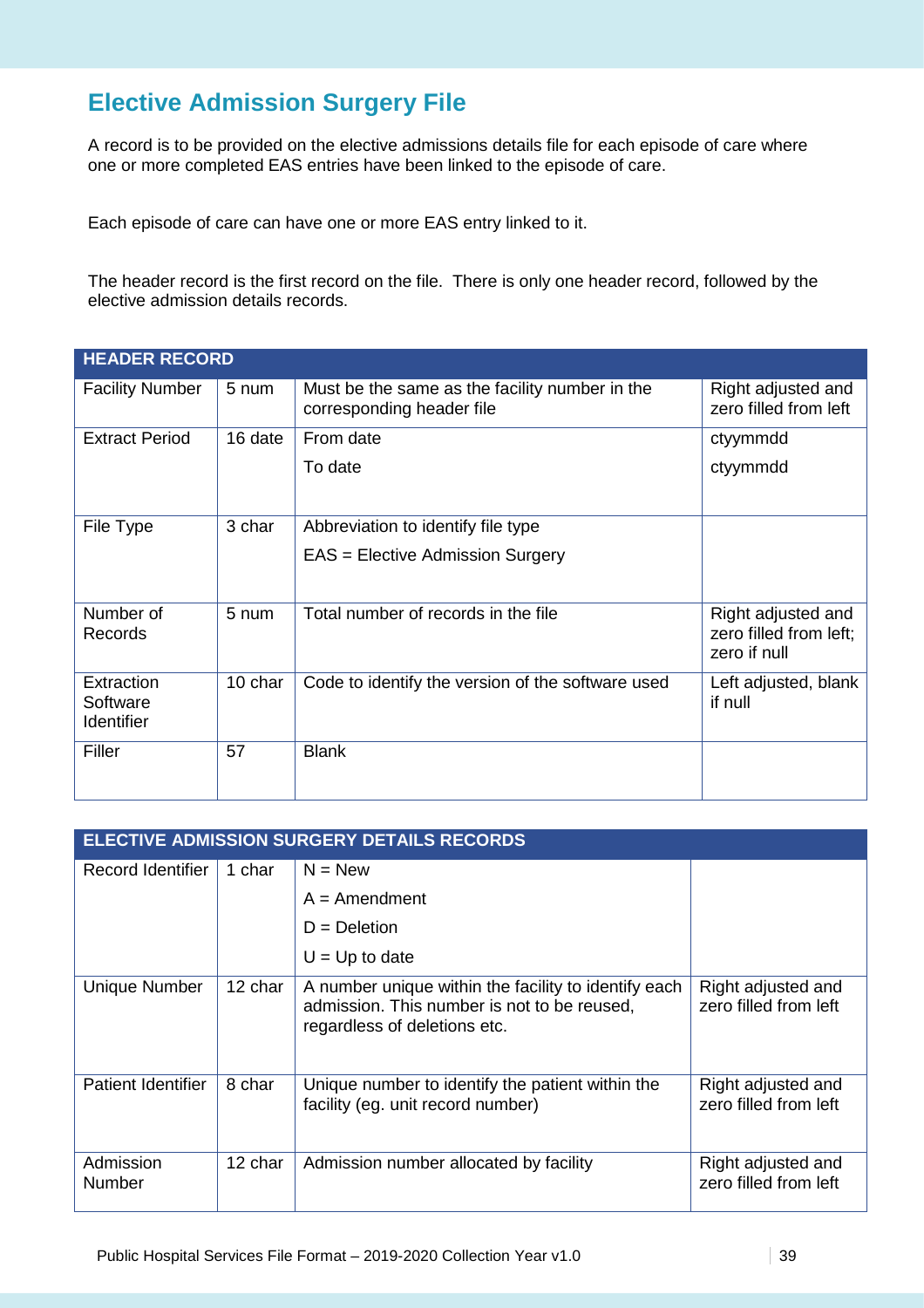## Elective Admission Surgery File

A record is to be provided on the elective admissions details file for each episode of care where one or more completed EAS entries have been linked to the episode of care.

Each episode of care can have one or more EAS entry linked to it.

The header record is the first record on the file. There is only one header record, followed by the elective admission details records.

| HEADER RECORD | | | |
|---|---|---|---|
| Facility Number | 5 num | Must be the same as the facility number in the corresponding header file | Right adjusted and zero filled from left |
| Extract Period | 16 date | From date<br>To date | ctyymmdd<br>ctyymmdd |
| File Type | 3 char | Abbreviation to identify file type<br>EAS = Elective Admission Surgery | |
| Number of Records | 5 num | Total number of records in the file | Right adjusted and zero filled from left; zero if null |
| Extraction Software Identifier | 10 char | Code to identify the version of the software used | Left adjusted, blank if null |
| Filler | 57 | Blank | |

| ELECTIVE ADMISSION SURGERY DETAILS RECORDS | | | |
|---|---|---|---|
| Record Identifier | 1 char | N = New<br>A = Amendment<br>D = Deletion<br>U = Up to date | |
| Unique Number | 12 char | A number unique within the facility to identify each admission. This number is not to be reused, regardless of deletions etc. | Right adjusted and zero filled from left |
| Patient Identifier | 8 char | Unique number to identify the patient within the facility (eg. unit record number) | Right adjusted and zero filled from left |
| Admission Number | 12 char | Admission number allocated by facility | Right adjusted and zero filled from left |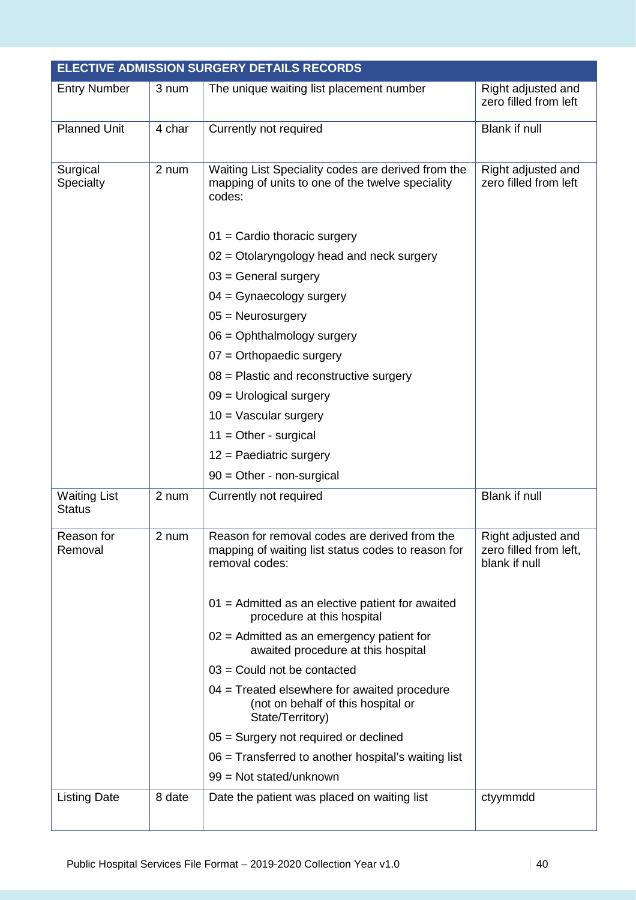| ELECTIVE ADMISSION SURGERY DETAILS RECORDS | | | |
|---|---|---|---|
| Entry Number | 3 num | The unique waiting list placement number | Right adjusted and zero filled from left |
| Planned Unit | 4 char | Currently not required | Blank if null |
| Surgical Specialty | 2 num | Waiting List Speciality codes are derived from the mapping of units to one of the twelve speciality codes:<br><br>01 = Cardio thoracic surgery<br>02 = Otolaryngology head and neck surgery<br>03 = General surgery<br>04 = Gynaecology surgery<br>05 = Neurosurgery<br>06 = Ophthalmology surgery<br>07 = Orthopaedic surgery<br>08 = Plastic and reconstructive surgery<br>09 = Urological surgery<br>10 = Vascular surgery<br>11 = Other - surgical<br>12 = Paediatric surgery<br>90 = Other - non-surgical | Right adjusted and zero filled from left |
| Waiting List Status | 2 num | Currently not required | Blank if null |
| Reason for Removal | 2 num | Reason for removal codes are derived from the mapping of waiting list status codes to reason for removal codes:<br><br>01 = Admitted as an elective patient for awaited procedure at this hospital<br>02 = Admitted as an emergency patient for awaited procedure at this hospital<br>03 = Could not be contacted<br>04 = Treated elsewhere for awaited procedure (not on behalf of this hospital or State/Territory)<br>05 = Surgery not required or declined<br>06 = Transferred to another hospital's waiting list<br>99 = Not stated/unknown | Right adjusted and zero filled from left, blank if null |
| Listing Date | 8 date | Date the patient was placed on waiting list | ctyymmdd |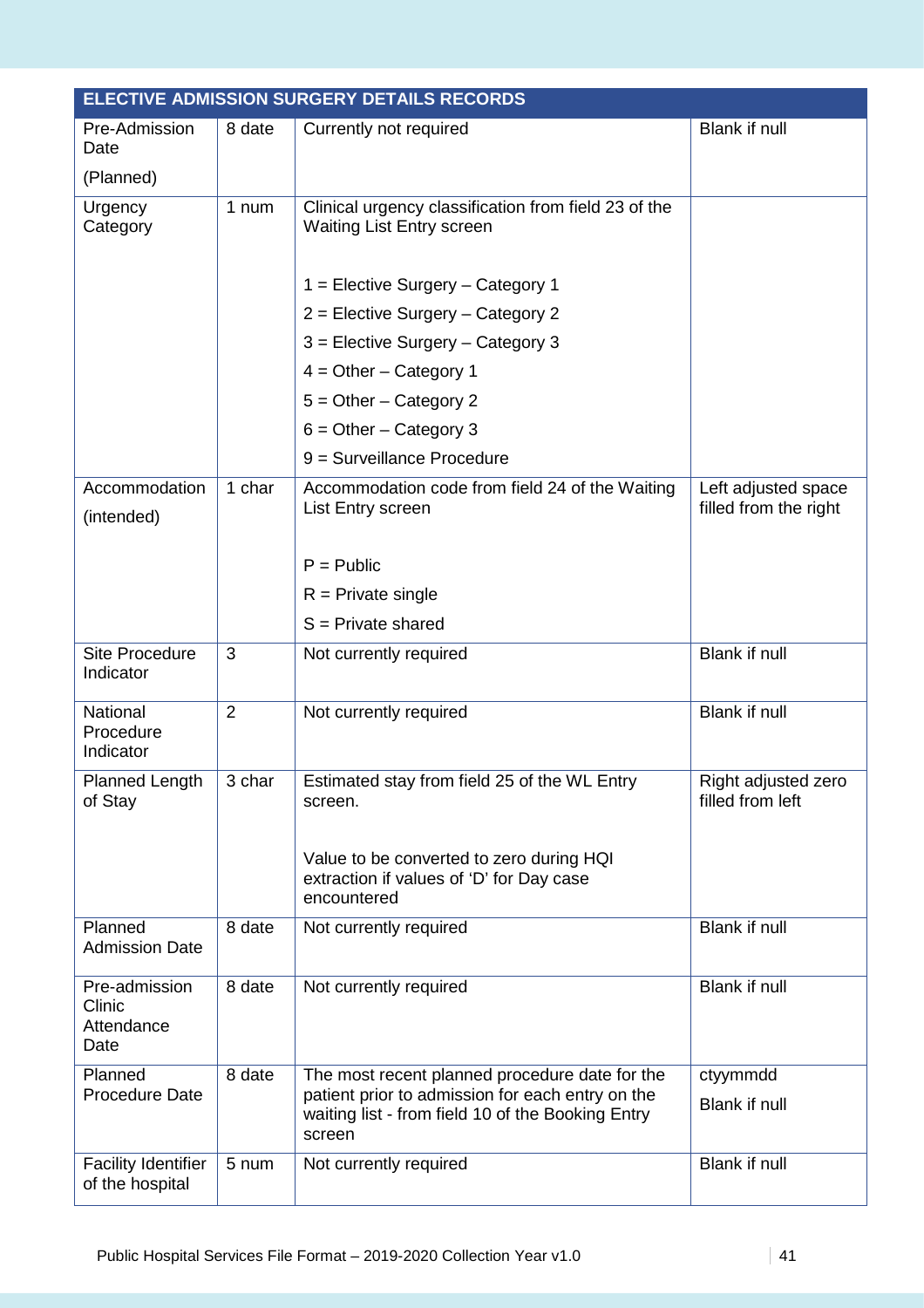| ELECTIVE ADMISSION SURGERY DETAILS RECORDS | | | |
|---|---|---|---|
| Pre-Admission Date<br><br>(Planned) | 8 date | Currently not required | Blank if null |
| Urgency Category | 1 num | Clinical urgency classification from field 23 of the Waiting List Entry screen<br><br>1 = Elective Surgery – Category 1<br>2 = Elective Surgery – Category 2<br>3 = Elective Surgery – Category 3<br>4 = Other – Category 1<br>5 = Other – Category 2<br>6 = Other – Category 3<br>9 = Surveillance Procedure | |
| Accommodation<br><br>(intended) | 1 char | Accommodation code from field 24 of the Waiting List Entry screen<br><br>P = Public<br>R = Private single<br>S = Private shared | Left adjusted space filled from the right |
| Site Procedure Indicator | 3 | Not currently required | Blank if null |
| National Procedure Indicator | 2 | Not currently required | Blank if null |
| Planned Length of Stay | 3 char | Estimated stay from field 25 of the WL Entry screen.<br><br>Value to be converted to zero during HQI extraction if values of 'D' for Day case encountered | Right adjusted zero filled from left |
| Planned Admission Date | 8 date | Not currently required | Blank if null |
| Pre-admission Clinic Attendance Date | 8 date | Not currently required | Blank if null |
| Planned Procedure Date | 8 date | The most recent planned procedure date for the patient prior to admission for each entry on the waiting list - from field 10 of the Booking Entry screen | ctyymmdd<br><br>Blank if null |
| Facility Identifier of the hospital | 5 num | Not currently required | Blank if null |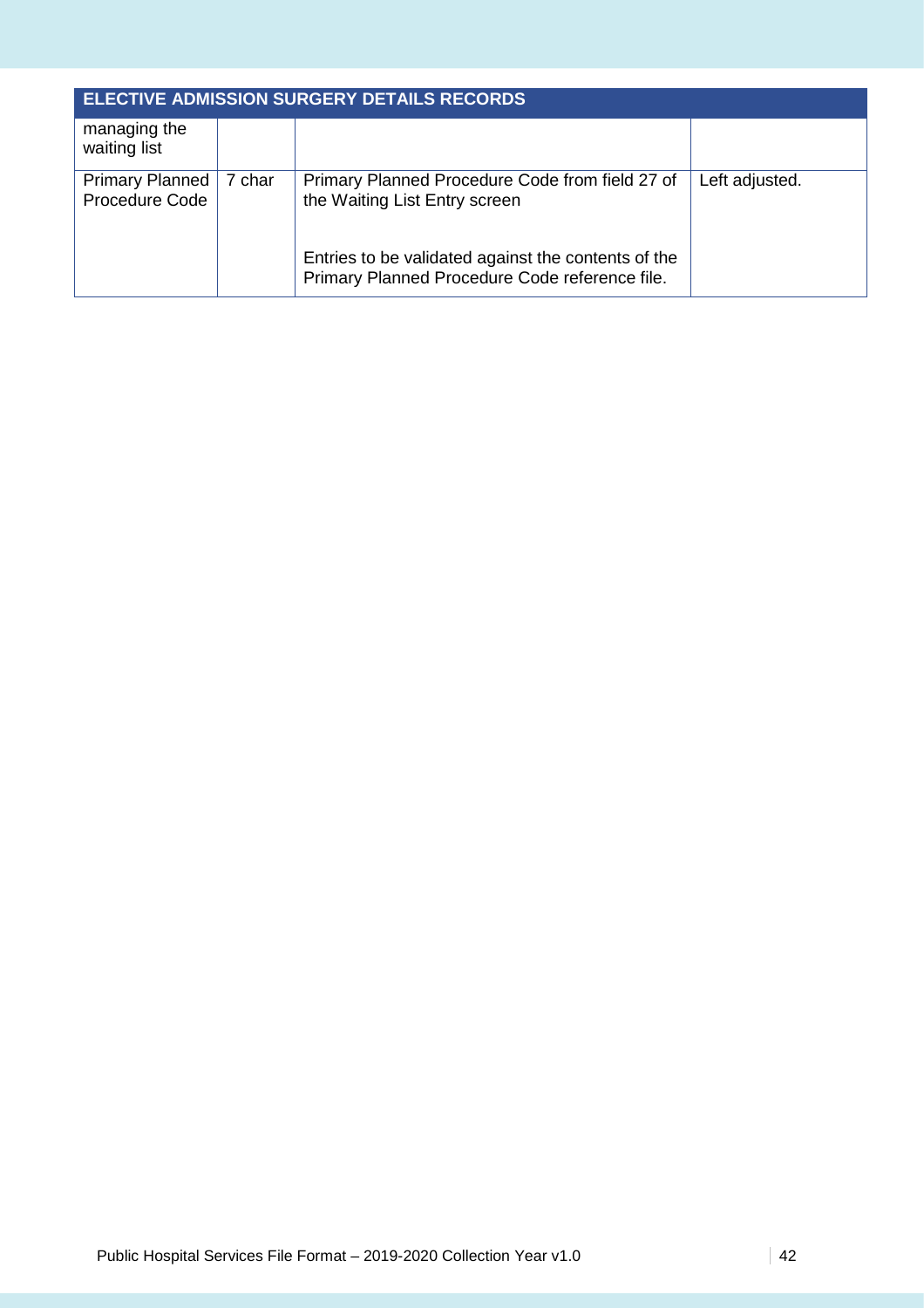| ELECTIVE ADMISSION SURGERY DETAILS RECORDS | | | |
|---|---|---|---|
| managing the waiting list | | | |
| Primary Planned Procedure Code | 7 char | Primary Planned Procedure Code from field 27 of the Waiting List Entry screen<br><br>Entries to be validated against the contents of the Primary Planned Procedure Code reference file. | Left adjusted. |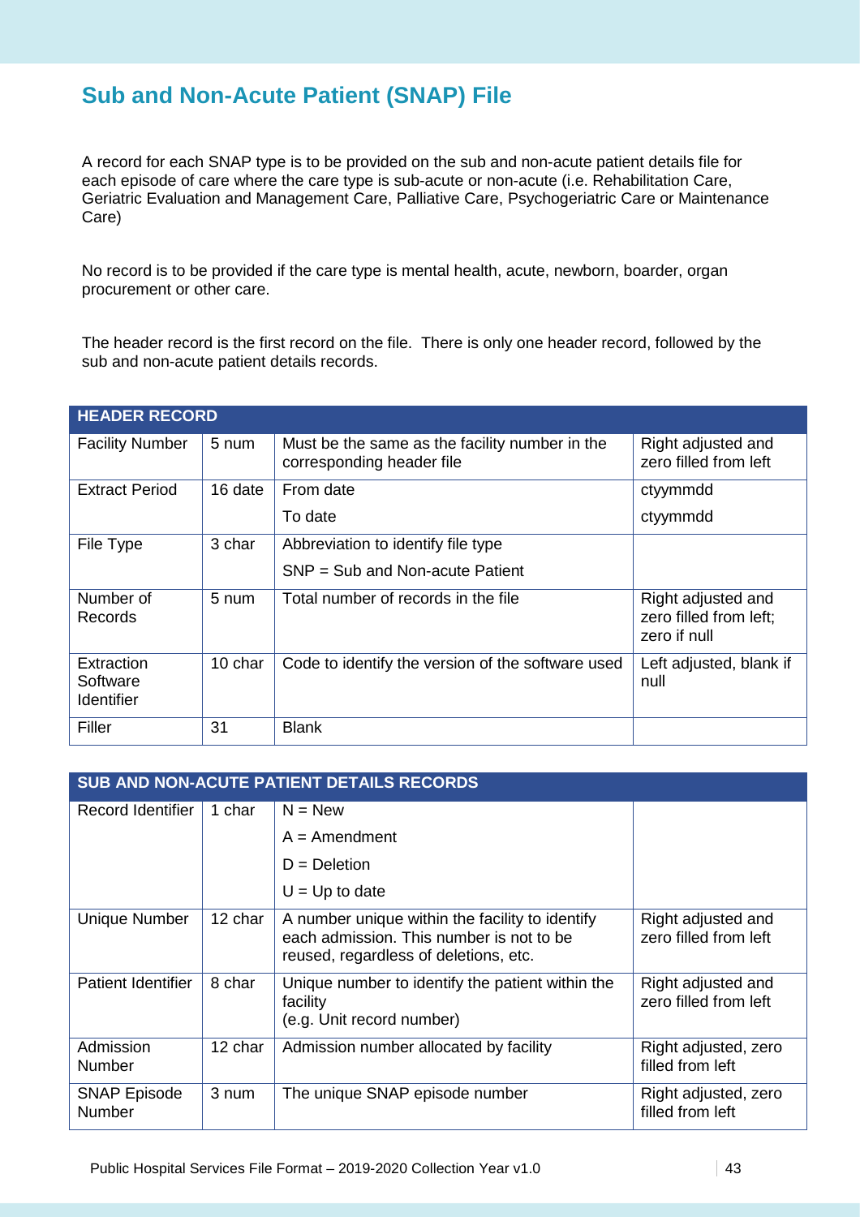## Sub and Non-Acute Patient (SNAP) File

A record for each SNAP type is to be provided on the sub and non-acute patient details file for each episode of care where the care type is sub-acute or non-acute (i.e. Rehabilitation Care, Geriatric Evaluation and Management Care, Palliative Care, Psychogeriatric Care or Maintenance Care)

No record is to be provided if the care type is mental health, acute, newborn, boarder, organ procurement or other care.

The header record is the first record on the file. There is only one header record, followed by the sub and non-acute patient details records.

| HEADER RECORD | | | |
|---|---|---|---|
| Facility Number | 5 num | Must be the same as the facility number in the corresponding header file | Right adjusted and zero filled from left |
| Extract Period | 16 date | From date<br>To date | ctyymmdd<br>ctyymmdd |
| File Type | 3 char | Abbreviation to identify file type<br>SNP = Sub and Non-acute Patient | |
| Number of Records | 5 num | Total number of records in the file | Right adjusted and zero filled from left; zero if null |
| Extraction Software Identifier | 10 char | Code to identify the version of the software used | Left adjusted, blank if null |
| Filler | 31 | Blank | |

| SUB AND NON-ACUTE PATIENT DETAILS RECORDS | | | |
|---|---|---|---|
| Record Identifier | 1 char | N = New<br>A = Amendment<br>D = Deletion<br>U = Up to date | |
| Unique Number | 12 char | A number unique within the facility to identify each admission. This number is not to be reused, regardless of deletions, etc. | Right adjusted and zero filled from left |
| Patient Identifier | 8 char | Unique number to identify the patient within the facility<br>(e.g. Unit record number) | Right adjusted and zero filled from left |
| Admission Number | 12 char | Admission number allocated by facility | Right adjusted, zero filled from left |
| SNAP Episode Number | 3 num | The unique SNAP episode number | Right adjusted, zero filled from left |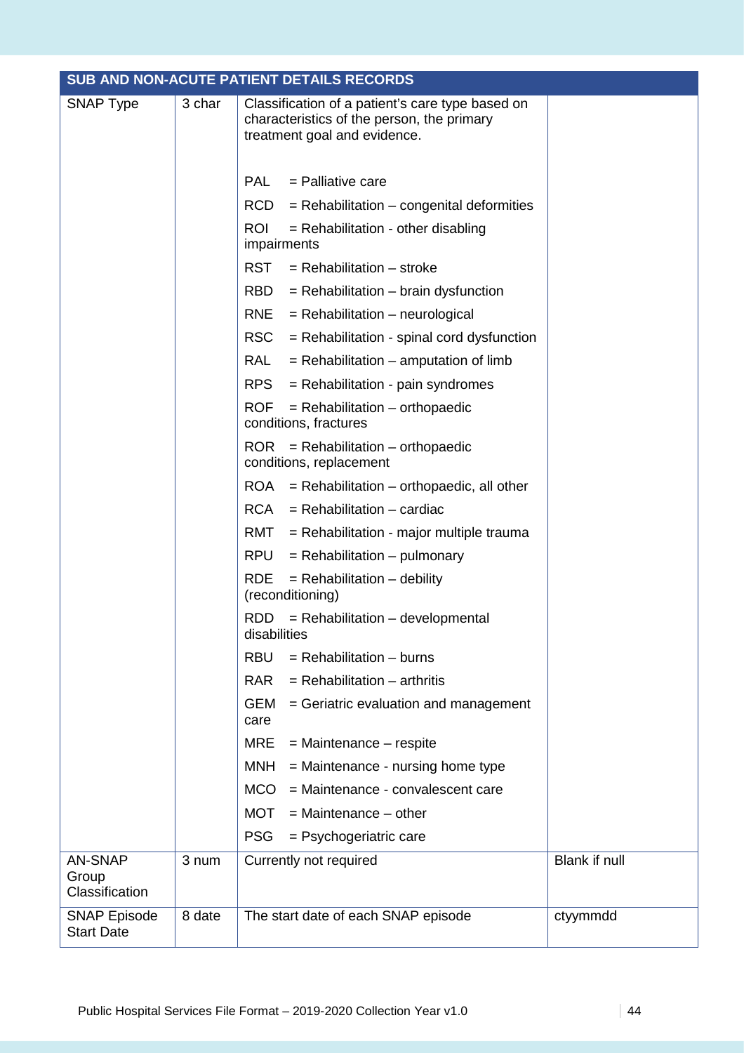| SUB AND NON-ACUTE PATIENT DETAILS RECORDS | | | |
|---|---|---|---|
| SNAP Type | 3 char | Classification of a patient's care type based on characteristics of the person, the primary treatment goal and evidence.<br><br>PAL = Palliative care<br>RCD = Rehabilitation – congenital deformities<br>ROI = Rehabilitation - other disabling impairments<br>RST = Rehabilitation – stroke<br>RBD = Rehabilitation – brain dysfunction<br>RNE = Rehabilitation – neurological<br>RSC = Rehabilitation - spinal cord dysfunction<br>RAL = Rehabilitation – amputation of limb<br>RPS = Rehabilitation - pain syndromes<br>ROF = Rehabilitation – orthopaedic conditions, fractures<br>ROR = Rehabilitation – orthopaedic conditions, replacement<br>ROA = Rehabilitation – orthopaedic, all other<br>RCA = Rehabilitation – cardiac<br>RMT = Rehabilitation - major multiple trauma<br>RPU = Rehabilitation – pulmonary<br>RDE = Rehabilitation – debility (reconditioning)<br>RDD = Rehabilitation – developmental disabilities<br>RBU = Rehabilitation – burns<br>RAR = Rehabilitation – arthritis<br>GEM = Geriatric evaluation and management care<br>MRE = Maintenance – respite<br>MNH = Maintenance - nursing home type<br>MCO = Maintenance - convalescent care<br>MOT = Maintenance – other<br>PSG = Psychogeriatric care | |
| AN-SNAP Group Classification | 3 num | Currently not required | Blank if null |
| SNAP Episode Start Date | 8 date | The start date of each SNAP episode | ctyymmdd |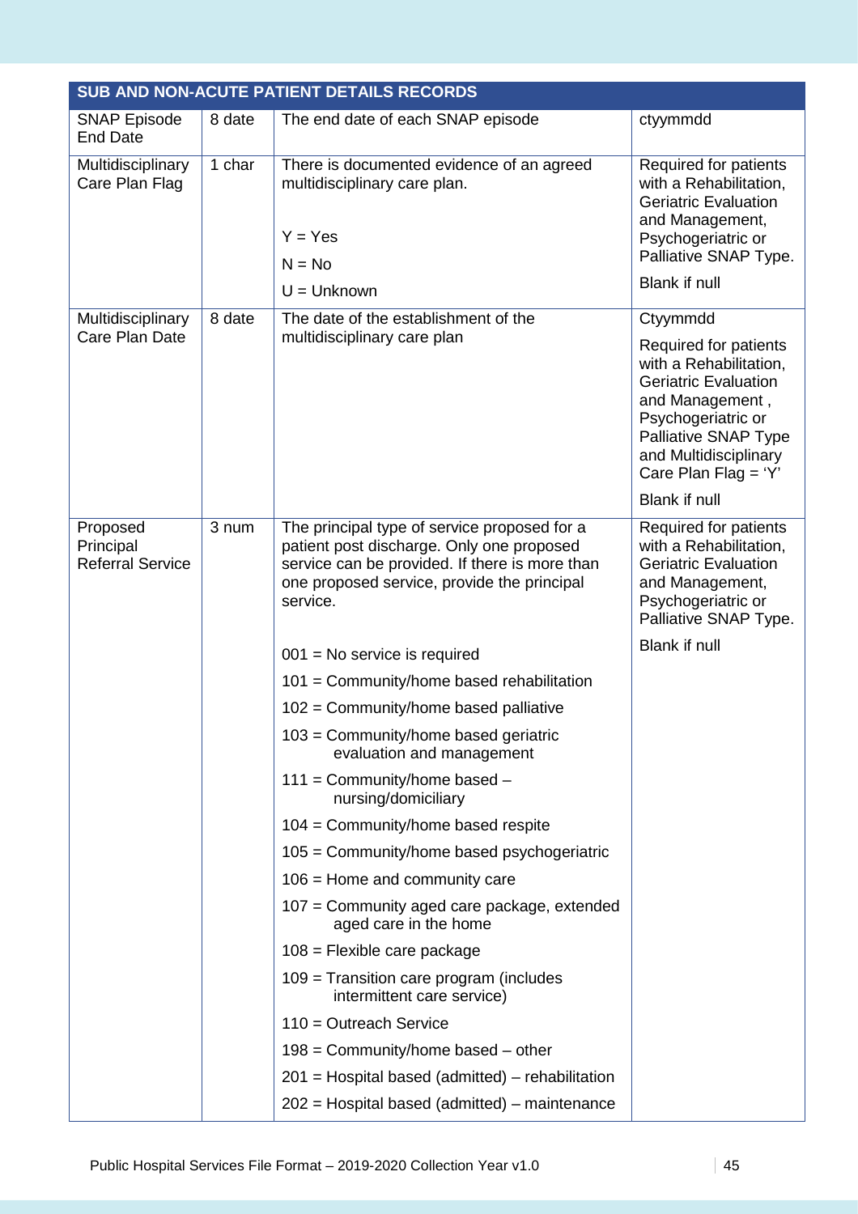| SUB AND NON-ACUTE PATIENT DETAILS RECORDS | | | |
|---|---|---|---|
| SNAP Episode End Date | 8 date | The end date of each SNAP episode | ctyymmdd |
| Multidisciplinary Care Plan Flag | 1 char | There is documented evidence of an agreed multidisciplinary care plan.<br><br>Y = Yes<br>N = No<br>U = Unknown | Required for patients with a Rehabilitation, Geriatric Evaluation and Management, Psychogeriatric or Palliative SNAP Type.<br><br>Blank if null |
| Multidisciplinary Care Plan Date | 8 date | The date of the establishment of the multidisciplinary care plan | Ctyymmdd<br><br>Required for patients with a Rehabilitation, Geriatric Evaluation and Management , Psychogeriatric or Palliative SNAP Type and Multidisciplinary Care Plan Flag = 'Y'<br><br>Blank if null |
| Proposed Principal Referral Service | 3 num | The principal type of service proposed for a patient post discharge. Only one proposed service can be provided. If there is more than one proposed service, provide the principal service.<br><br>001 = No service is required<br>101 = Community/home based rehabilitation<br>102 = Community/home based palliative<br>103 = Community/home based geriatric evaluation and management<br>111 = Community/home based – nursing/domiciliary<br>104 = Community/home based respite<br>105 = Community/home based psychogeriatric<br>106 = Home and community care<br>107 = Community aged care package, extended aged care in the home<br>108 = Flexible care package<br>109 = Transition care program (includes intermittent care service)<br>110 = Outreach Service<br>198 = Community/home based – other<br>201 = Hospital based (admitted) – rehabilitation<br>202 = Hospital based (admitted) – maintenance | Required for patients with a Rehabilitation, Geriatric Evaluation and Management, Psychogeriatric or Palliative SNAP Type.<br><br>Blank if null |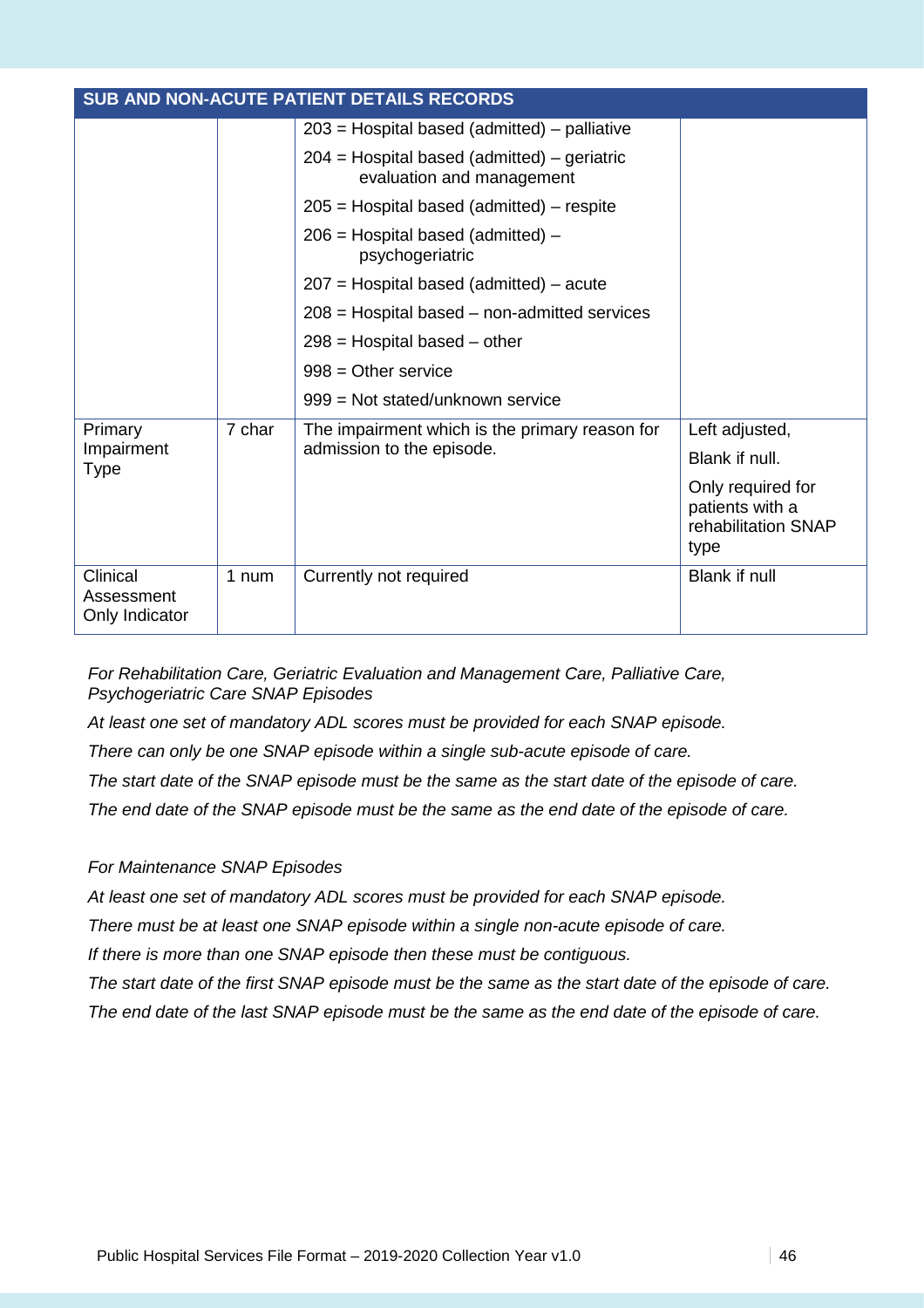| SUB AND NON-ACUTE PATIENT DETAILS RECORDS | | | |
|---|---|---|---|
| | | 203 = Hospital based (admitted) – palliative<br>204 = Hospital based (admitted) – geriatric evaluation and management<br>205 = Hospital based (admitted) – respite<br>206 = Hospital based (admitted) – psychogeriatric<br>207 = Hospital based (admitted) – acute<br>208 = Hospital based – non-admitted services<br>298 = Hospital based – other<br>998 = Other service<br>999 = Not stated/unknown service | |
| Primary Impairment Type | 7 char | The impairment which is the primary reason for admission to the episode. | Left adjusted,<br>Blank if null.<br>Only required for patients with a rehabilitation SNAP type |
| Clinical Assessment Only Indicator | 1 num | Currently not required | Blank if null |

*For Rehabilitation Care, Geriatric Evaluation and Management Care, Palliative Care, Psychogeriatric Care SNAP Episodes*

*At least one set of mandatory ADL scores must be provided for each SNAP episode.*

*There can only be one SNAP episode within a single sub-acute episode of care.*

*The start date of the SNAP episode must be the same as the start date of the episode of care.*

*The end date of the SNAP episode must be the same as the end date of the episode of care.*

*For Maintenance SNAP Episodes*

*At least one set of mandatory ADL scores must be provided for each SNAP episode.*

*There must be at least one SNAP episode within a single non-acute episode of care.*

*If there is more than one SNAP episode then these must be contiguous.*

*The start date of the first SNAP episode must be the same as the start date of the episode of care.*

*The end date of the last SNAP episode must be the same as the end date of the episode of care.*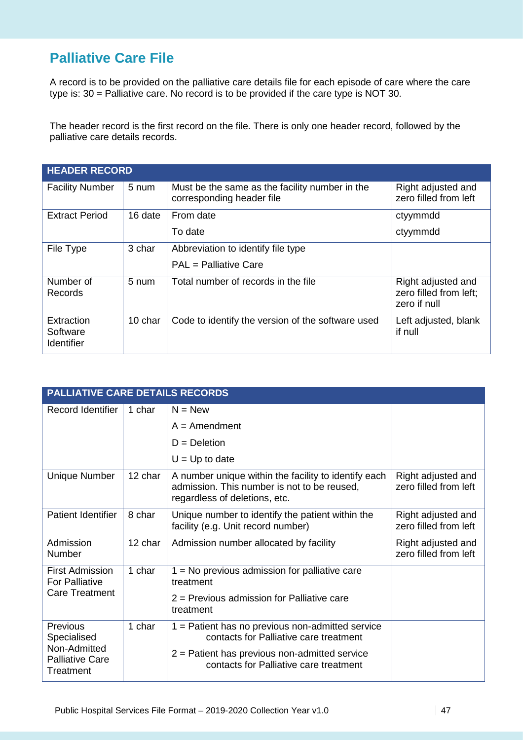## Palliative Care File

A record is to be provided on the palliative care details file for each episode of care where the care type is: 30 = Palliative care. No record is to be provided if the care type is NOT 30.

The header record is the first record on the file. There is only one header record, followed by the palliative care details records.

| HEADER RECORD | | | |
|---|---|---|---|
| Facility Number | 5 num | Must be the same as the facility number in the corresponding header file | Right adjusted and zero filled from left |
| Extract Period | 16 date | From date<br>To date | ctyymmdd<br>ctyymmdd |
| File Type | 3 char | Abbreviation to identify file type<br>PAL = Palliative Care | |
| Number of Records | 5 num | Total number of records in the file | Right adjusted and zero filled from left; zero if null |
| Extraction Software Identifier | 10 char | Code to identify the version of the software used | Left adjusted, blank if null |

| PALLIATIVE CARE DETAILS RECORDS | | | |
|---|---|---|---|
| Record Identifier | 1 char | N = New<br>A = Amendment<br>D = Deletion<br>U = Up to date | |
| Unique Number | 12 char | A number unique within the facility to identify each admission. This number is not to be reused, regardless of deletions, etc. | Right adjusted and zero filled from left |
| Patient Identifier | 8 char | Unique number to identify the patient within the facility (e.g. Unit record number) | Right adjusted and zero filled from left |
| Admission Number | 12 char | Admission number allocated by facility | Right adjusted and zero filled from left |
| First Admission For Palliative Care Treatment | 1 char | 1 = No previous admission for palliative care treatment<br>2 = Previous admission for Palliative care treatment | |
| Previous Specialised Non-Admitted Palliative Care Treatment | 1 char | 1 = Patient has no previous non-admitted service contacts for Palliative care treatment<br>2 = Patient has previous non-admitted service contacts for Palliative care treatment | |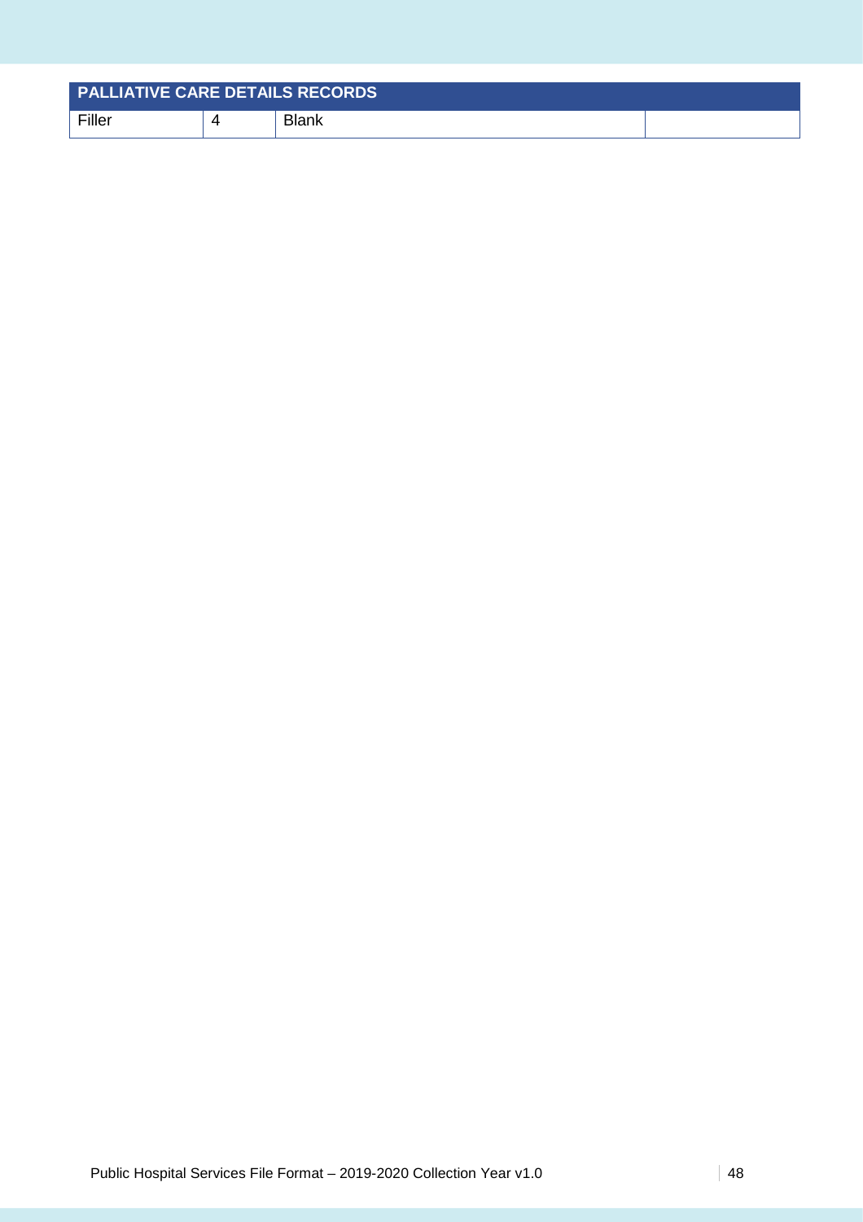| PALLIATIVE CARE DETAILS RECORDS | | | |
|---|---|---|---|
| Filler | 4 | Blank | |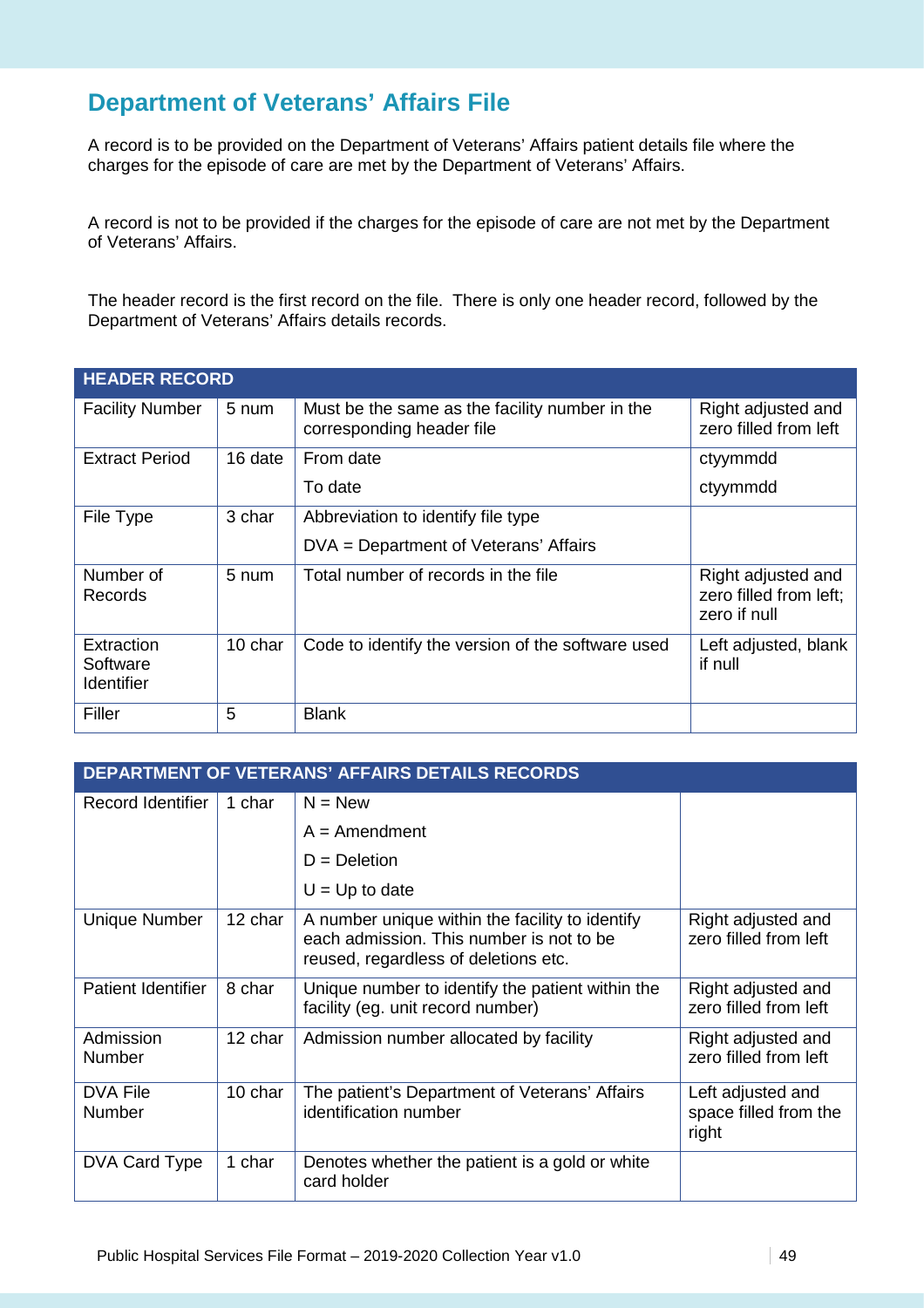## Department of Veterans' Affairs File

A record is to be provided on the Department of Veterans' Affairs patient details file where the charges for the episode of care are met by the Department of Veterans' Affairs.

A record is not to be provided if the charges for the episode of care are not met by the Department of Veterans' Affairs.

The header record is the first record on the file. There is only one header record, followed by the Department of Veterans' Affairs details records.

| HEADER RECORD | | | |
|---|---|---|---|
| Facility Number | 5 num | Must be the same as the facility number in the corresponding header file | Right adjusted and zero filled from left |
| Extract Period | 16 date | From date<br>To date | ctyymmdd<br>ctyymmdd |
| File Type | 3 char | Abbreviation to identify file type<br>DVA = Department of Veterans' Affairs | |
| Number of Records | 5 num | Total number of records in the file | Right adjusted and zero filled from left; zero if null |
| Extraction Software Identifier | 10 char | Code to identify the version of the software used | Left adjusted, blank if null |
| Filler | 5 | Blank | |

| DEPARTMENT OF VETERANS' AFFAIRS DETAILS RECORDS | | | |
|---|---|---|---|
| Record Identifier | 1 char | N = New<br>A = Amendment<br>D = Deletion<br>U = Up to date | |
| Unique Number | 12 char | A number unique within the facility to identify each admission. This number is not to be reused, regardless of deletions etc. | Right adjusted and zero filled from left |
| Patient Identifier | 8 char | Unique number to identify the patient within the facility (eg. unit record number) | Right adjusted and zero filled from left |
| Admission Number | 12 char | Admission number allocated by facility | Right adjusted and zero filled from left |
| DVA File Number | 10 char | The patient's Department of Veterans' Affairs identification number | Left adjusted and space filled from the right |
| DVA Card Type | 1 char | Denotes whether the patient is a gold or white card holder | |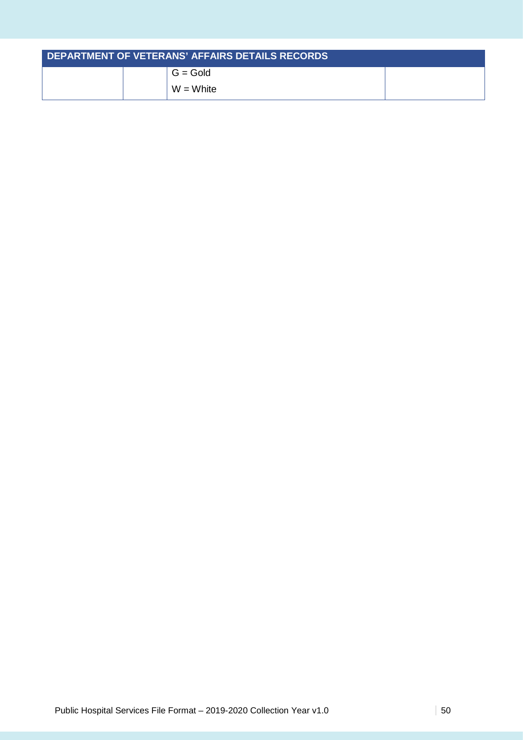| DEPARTMENT OF VETERANS' AFFAIRS DETAILS RECORDS | | | |
|---|---|---|---|
| | | G = Gold<br>W = White | |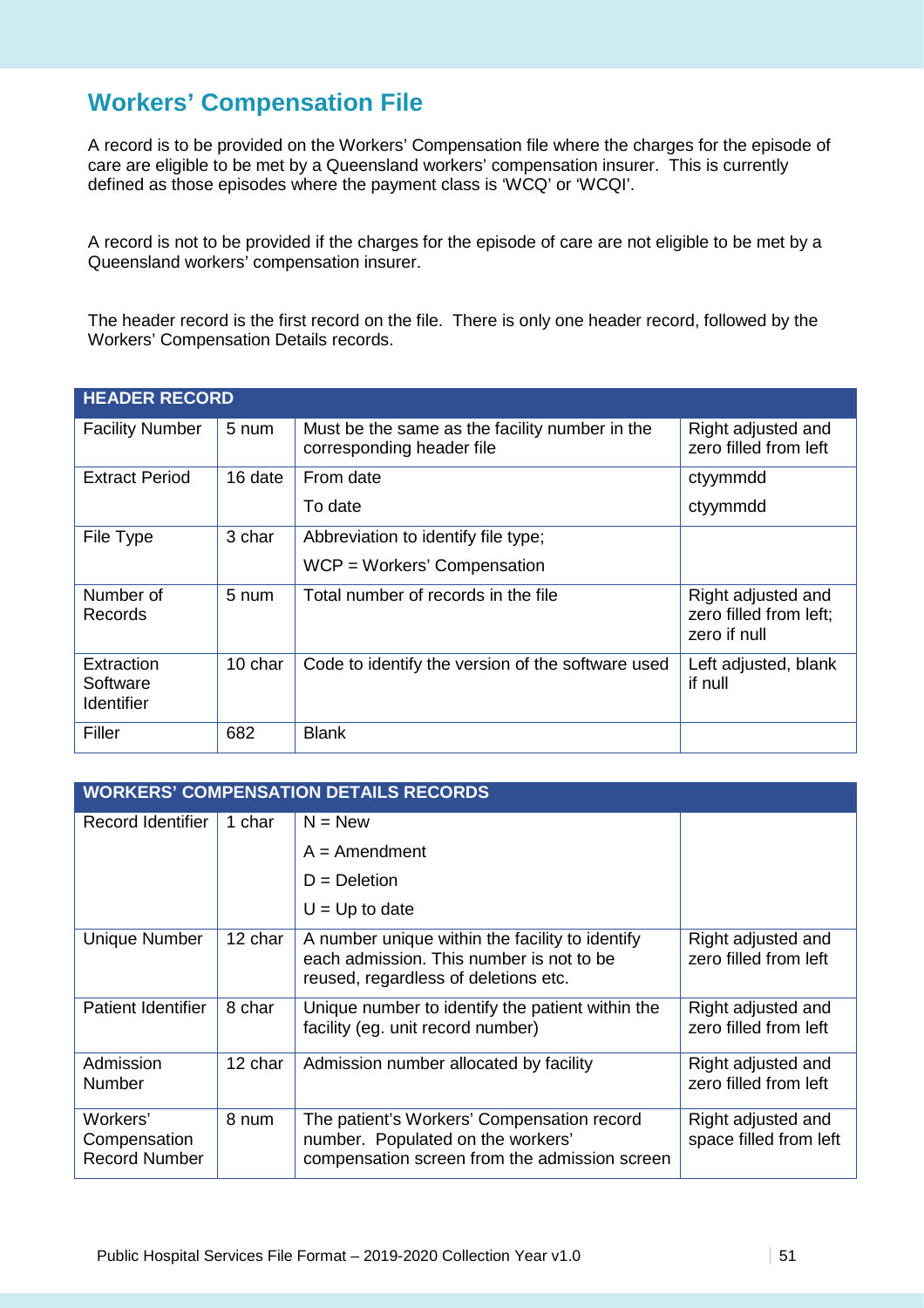## Workers' Compensation File

A record is to be provided on the Workers' Compensation file where the charges for the episode of care are eligible to be met by a Queensland workers' compensation insurer. This is currently defined as those episodes where the payment class is 'WCQ' or 'WCQI'.

A record is not to be provided if the charges for the episode of care are not eligible to be met by a Queensland workers' compensation insurer.

The header record is the first record on the file. There is only one header record, followed by the Workers' Compensation Details records.

| HEADER RECORD | | | |
|---|---|---|---|
| Facility Number | 5 num | Must be the same as the facility number in the corresponding header file | Right adjusted and zero filled from left |
| Extract Period | 16 date | From date | ctyymmdd |
| | | To date | ctyymmdd |
| File Type | 3 char | Abbreviation to identify file type; | |
| | | WCP = Workers' Compensation | |
| Number of Records | 5 num | Total number of records in the file | Right adjusted and zero filled from left; zero if null |
| Extraction Software Identifier | 10 char | Code to identify the version of the software used | Left adjusted, blank if null |
| Filler | 682 | Blank | |

| WORKERS' COMPENSATION DETAILS RECORDS | | | |
|---|---|---|---|
| Record Identifier | 1 char | N = New | |
| | | A = Amendment | |
| | | D = Deletion | |
| | | U = Up to date | |
| Unique Number | 12 char | A number unique within the facility to identify each admission. This number is not to be reused, regardless of deletions etc. | Right adjusted and zero filled from left |
| Patient Identifier | 8 char | Unique number to identify the patient within the facility (eg. unit record number) | Right adjusted and zero filled from left |
| Admission Number | 12 char | Admission number allocated by facility | Right adjusted and zero filled from left |
| Workers' Compensation Record Number | 8 num | The patient's Workers' Compensation record number. Populated on the workers' compensation screen from the admission screen | Right adjusted and space filled from left |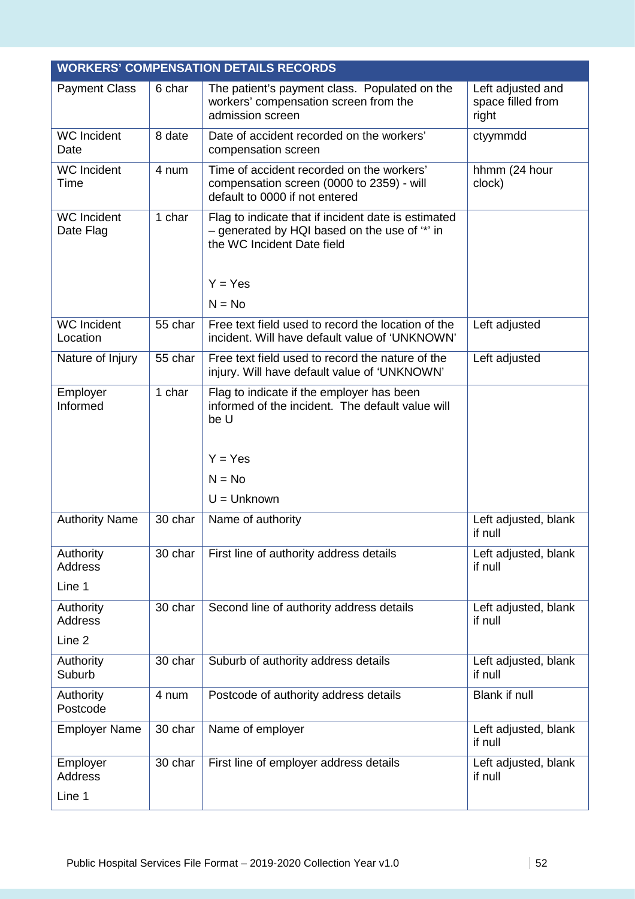| WORKERS' COMPENSATION DETAILS RECORDS | | | |
|---|---|---|---|
| Payment Class | 6 char | The patient's payment class. Populated on the workers' compensation screen from the admission screen | Left adjusted and space filled from right |
| WC Incident Date | 8 date | Date of accident recorded on the workers' compensation screen | ctyymmdd |
| WC Incident Time | 4 num | Time of accident recorded on the workers' compensation screen (0000 to 2359) - will default to 0000 if not entered | hhmm (24 hour clock) |
| WC Incident Date Flag | 1 char | Flag to indicate that if incident date is estimated – generated by HQI based on the use of '*' in the WC Incident Date field<br><br>Y = Yes<br>N = No | |
| WC Incident Location | 55 char | Free text field used to record the location of the incident. Will have default value of 'UNKNOWN' | Left adjusted |
| Nature of Injury | 55 char | Free text field used to record the nature of the injury. Will have default value of 'UNKNOWN' | Left adjusted |
| Employer Informed | 1 char | Flag to indicate if the employer has been informed of the incident. The default value will be U<br><br>Y = Yes<br>N = No<br>U = Unknown | |
| Authority Name | 30 char | Name of authority | Left adjusted, blank if null |
| Authority Address Line 1 | 30 char | First line of authority address details | Left adjusted, blank if null |
| Authority Address Line 2 | 30 char | Second line of authority address details | Left adjusted, blank if null |
| Authority Suburb | 30 char | Suburb of authority address details | Left adjusted, blank if null |
| Authority Postcode | 4 num | Postcode of authority address details | Blank if null |
| Employer Name | 30 char | Name of employer | Left adjusted, blank if null |
| Employer Address Line 1 | 30 char | First line of employer address details | Left adjusted, blank if null |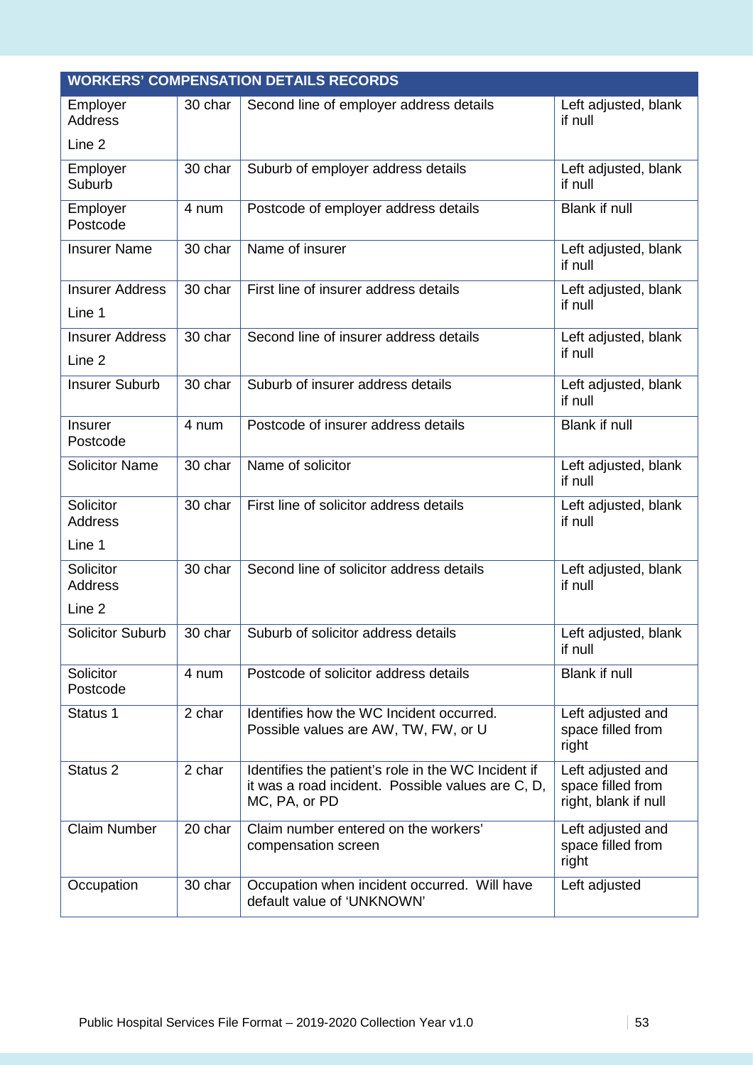| WORKERS' COMPENSATION DETAILS RECORDS | | | |
|---|---|---|---|
| Employer Address Line 2 | 30 char | Second line of employer address details | Left adjusted, blank if null |
| Employer Suburb | 30 char | Suburb of employer address details | Left adjusted, blank if null |
| Employer Postcode | 4 num | Postcode of employer address details | Blank if null |
| Insurer Name | 30 char | Name of insurer | Left adjusted, blank if null |
| Insurer Address Line 1 | 30 char | First line of insurer address details | Left adjusted, blank if null |
| Insurer Address Line 2 | 30 char | Second line of insurer address details | Left adjusted, blank if null |
| Insurer Suburb | 30 char | Suburb of insurer address details | Left adjusted, blank if null |
| Insurer Postcode | 4 num | Postcode of insurer address details | Blank if null |
| Solicitor Name | 30 char | Name of solicitor | Left adjusted, blank if null |
| Solicitor Address Line 1 | 30 char | First line of solicitor address details | Left adjusted, blank if null |
| Solicitor Address Line 2 | 30 char | Second line of solicitor address details | Left adjusted, blank if null |
| Solicitor Suburb | 30 char | Suburb of solicitor address details | Left adjusted, blank if null |
| Solicitor Postcode | 4 num | Postcode of solicitor address details | Blank if null |
| Status 1 | 2 char | Identifies how the WC Incident occurred. Possible values are AW, TW, FW, or U | Left adjusted and space filled from right |
| Status 2 | 2 char | Identifies the patient's role in the WC Incident if it was a road incident. Possible values are C, D, MC, PA, or PD | Left adjusted and space filled from right, blank if null |
| Claim Number | 20 char | Claim number entered on the workers' compensation screen | Left adjusted and space filled from right |
| Occupation | 30 char | Occupation when incident occurred. Will have default value of 'UNKNOWN' | Left adjusted |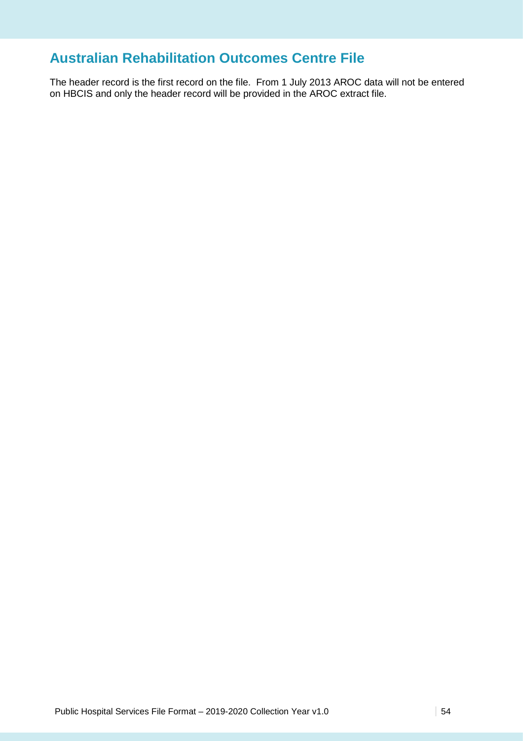## Australian Rehabilitation Outcomes Centre File

The header record is the first record on the file. From 1 July 2013 AROC data will not be entered on HBCIS and only the header record will be provided in the AROC extract file.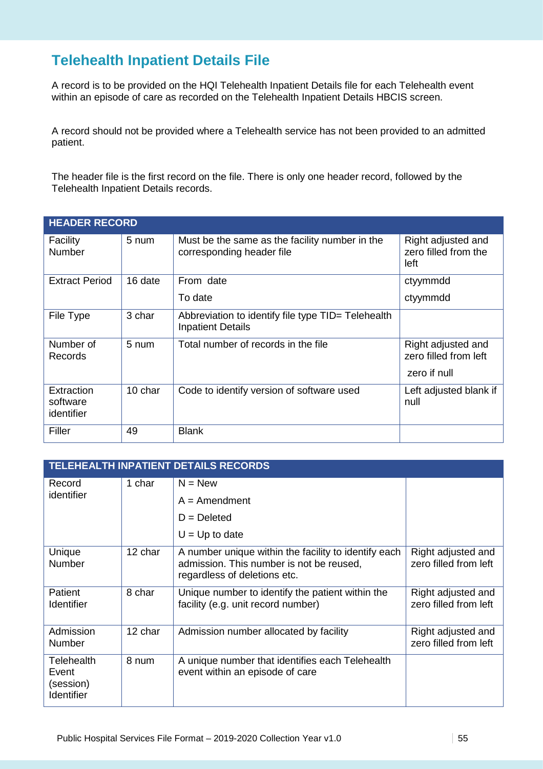## Telehealth Inpatient Details File

A record is to be provided on the HQI Telehealth Inpatient Details file for each Telehealth event within an episode of care as recorded on the Telehealth Inpatient Details HBCIS screen.

A record should not be provided where a Telehealth service has not been provided to an admitted patient.

The header file is the first record on the file. There is only one header record, followed by the Telehealth Inpatient Details records.

| HEADER RECORD | | | |
|---|---|---|---|
| Facility Number | 5 num | Must be the same as the facility number in the corresponding header file | Right adjusted and zero filled from the left |
| Extract Period | 16 date | From date<br>To date | ctyymmdd<br>ctyymmdd |
| File Type | 3 char | Abbreviation to identify file type TID= Telehealth Inpatient Details | |
| Number of Records | 5 num | Total number of records in the file | Right adjusted and zero filled from left<br>zero if null |
| Extraction software identifier | 10 char | Code to identify version of software used | Left adjusted blank if null |
| Filler | 49 | Blank | |

| TELEHEALTH INPATIENT DETAILS RECORDS | | | |
|---|---|---|---|
| Record identifier | 1 char | N = New<br>A = Amendment<br>D = Deleted<br>U = Up to date | |
| Unique Number | 12 char | A number unique within the facility to identify each admission. This number is not be reused, regardless of deletions etc. | Right adjusted and zero filled from left |
| Patient Identifier | 8 char | Unique number to identify the patient within the facility (e.g. unit record number) | Right adjusted and zero filled from left |
| Admission Number | 12 char | Admission number allocated by facility | Right adjusted and zero filled from left |
| Telehealth Event (session) Identifier | 8 num | A unique number that identifies each Telehealth event within an episode of care | |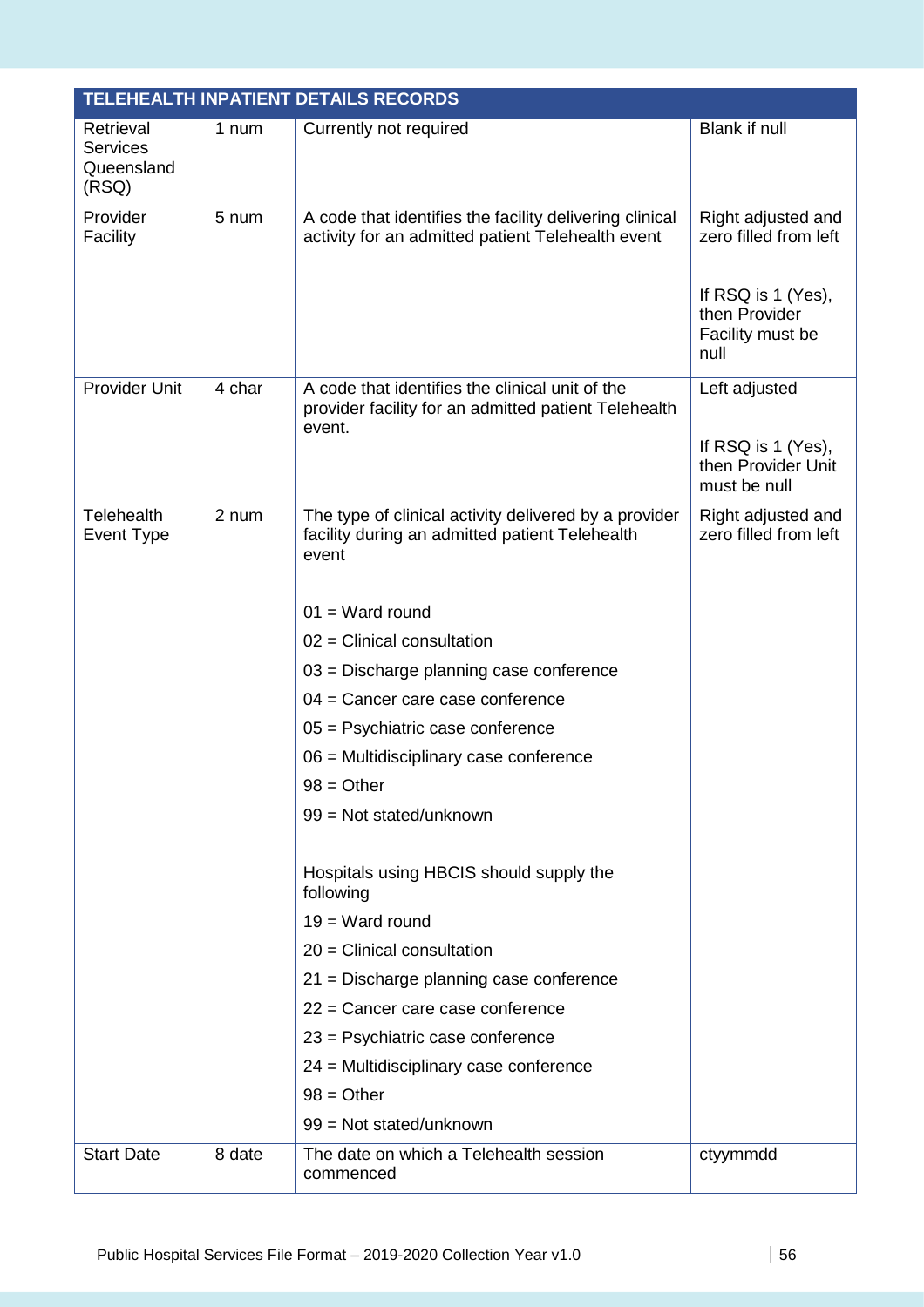| TELEHEALTH INPATIENT DETAILS RECORDS | | | |
|---|---|---|---|
| Retrieval Services Queensland (RSQ) | 1 num | Currently not required | Blank if null |
| Provider Facility | 5 num | A code that identifies the facility delivering clinical activity for an admitted patient Telehealth event | Right adjusted and zero filled from left<br><br>If RSQ is 1 (Yes), then Provider Facility must be null |
| Provider Unit | 4 char | A code that identifies the clinical unit of the provider facility for an admitted patient Telehealth event. | Left adjusted<br><br>If RSQ is 1 (Yes), then Provider Unit must be null |
| Telehealth Event Type | 2 num | The type of clinical activity delivered by a provider facility during an admitted patient Telehealth event<br><br>01 = Ward round<br>02 = Clinical consultation<br>03 = Discharge planning case conference<br>04 = Cancer care case conference<br>05 = Psychiatric case conference<br>06 = Multidisciplinary case conference<br>98 = Other<br>99 = Not stated/unknown<br><br>Hospitals using HBCIS should supply the following<br>19 = Ward round<br>20 = Clinical consultation<br>21 = Discharge planning case conference<br>22 = Cancer care case conference<br>23 = Psychiatric case conference<br>24 = Multidisciplinary case conference<br>98 = Other<br>99 = Not stated/unknown | Right adjusted and zero filled from left |
| Start Date | 8 date | The date on which a Telehealth session commenced | ctyymmdd |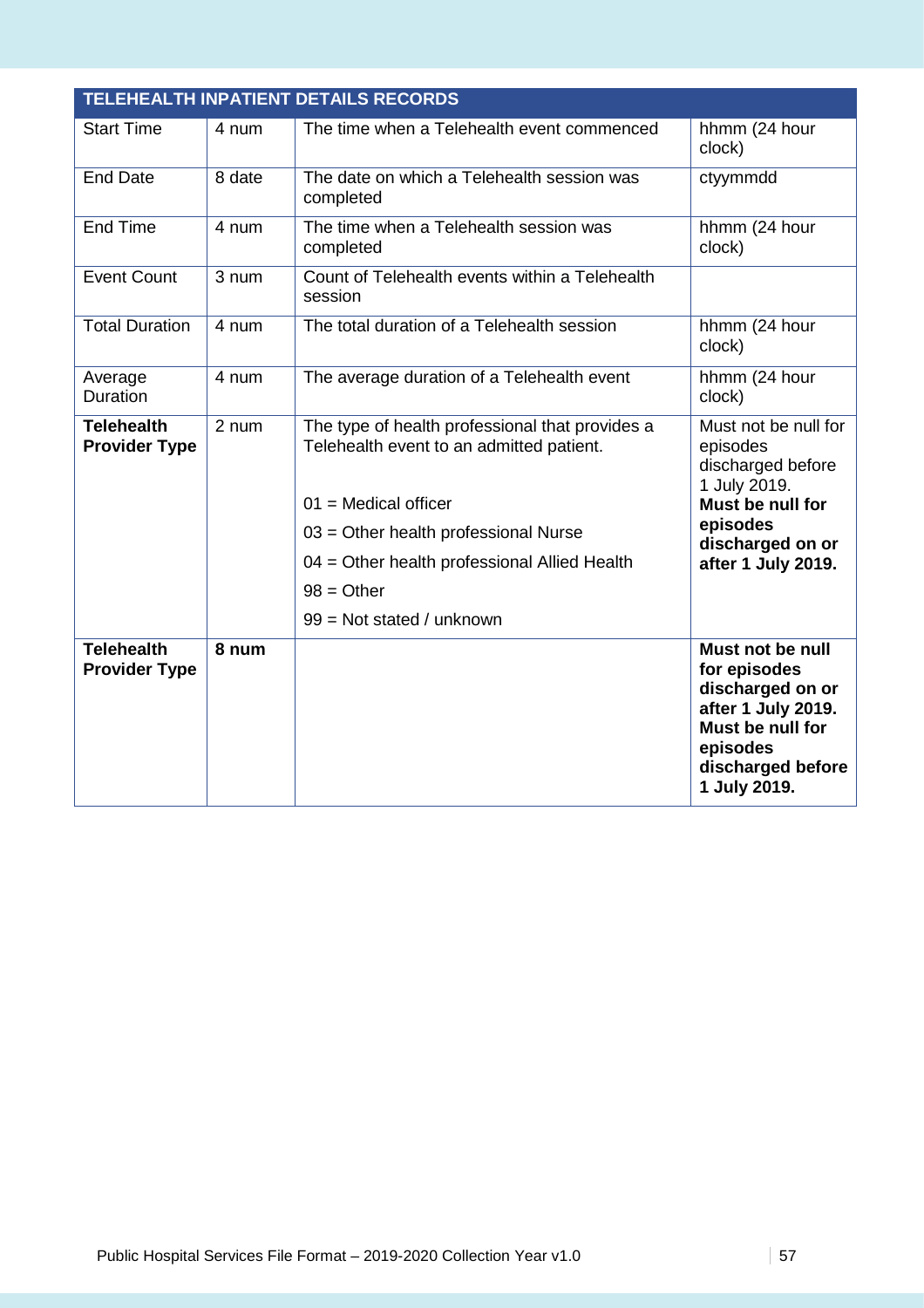| TELEHEALTH INPATIENT DETAILS RECORDS | | | |
|---|---|---|---|
| Start Time | 4 num | The time when a Telehealth event commenced | hhmm (24 hour clock) |
| End Date | 8 date | The date on which a Telehealth session was completed | ctyymmdd |
| End Time | 4 num | The time when a Telehealth session was completed | hhmm (24 hour clock) |
| Event Count | 3 num | Count of Telehealth events within a Telehealth session | |
| Total Duration | 4 num | The total duration of a Telehealth session | hhmm (24 hour clock) |
| Average Duration | 4 num | The average duration of a Telehealth event | hhmm (24 hour clock) |
| **Telehealth Provider Type** | 2 num | The type of health professional that provides a Telehealth event to an admitted patient.<br><br>01 = Medical officer<br>03 = Other health professional Nurse<br>04 = Other health professional Allied Health<br>98 = Other<br>99 = Not stated / unknown | Must not be null for episodes discharged before 1 July 2019. **Must be null for episodes discharged on or after 1 July 2019.** |
| **Telehealth Provider Type** | **8 num** | | **Must not be null for episodes discharged on or after 1 July 2019. Must be null for episodes discharged before 1 July 2019.** |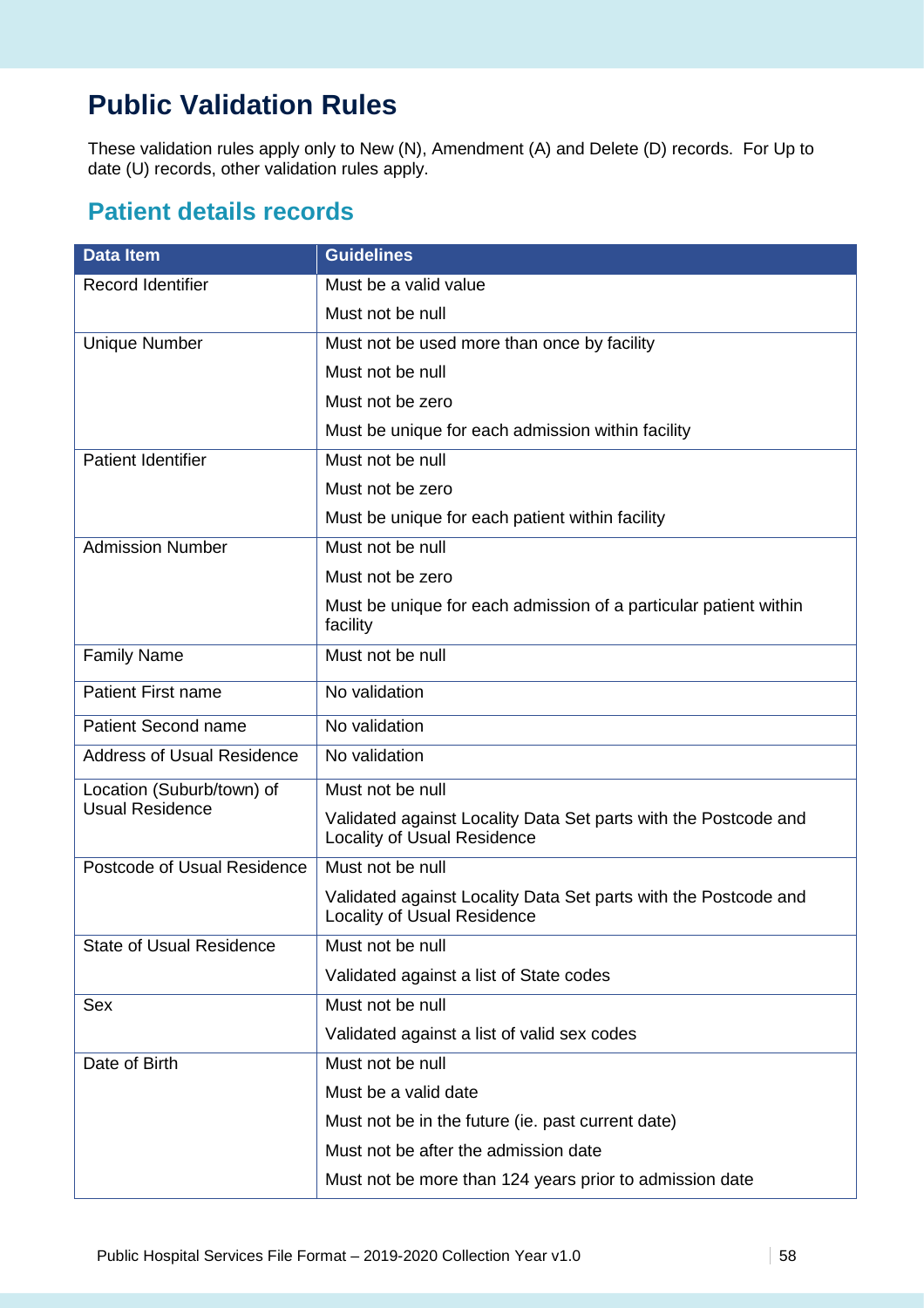# Public Validation Rules

These validation rules apply only to New (N), Amendment (A) and Delete (D) records. For Up to date (U) records, other validation rules apply.

## Patient details records

| Data Item | Guidelines |
| --- | --- |
| Record Identifier | Must be a valid value |
| | Must not be null |
| Unique Number | Must not be used more than once by facility |
| | Must not be null |
| | Must not be zero |
| | Must be unique for each admission within facility |
| Patient Identifier | Must not be null |
| | Must not be zero |
| | Must be unique for each patient within facility |
| Admission Number | Must not be null |
| | Must not be zero |
| | Must be unique for each admission of a particular patient within facility |
| Family Name | Must not be null |
| Patient First name | No validation |
| Patient Second name | No validation |
| Address of Usual Residence | No validation |
| Location (Suburb/town) of Usual Residence | Must not be null |
| | Validated against Locality Data Set parts with the Postcode and Locality of Usual Residence |
| Postcode of Usual Residence | Must not be null |
| | Validated against Locality Data Set parts with the Postcode and Locality of Usual Residence |
| State of Usual Residence | Must not be null |
| | Validated against a list of State codes |
| Sex | Must not be null |
| | Validated against a list of valid sex codes |
| Date of Birth | Must not be null |
| | Must be a valid date |
| | Must not be in the future (ie. past current date) |
| | Must not be after the admission date |
| | Must not be more than 124 years prior to admission date |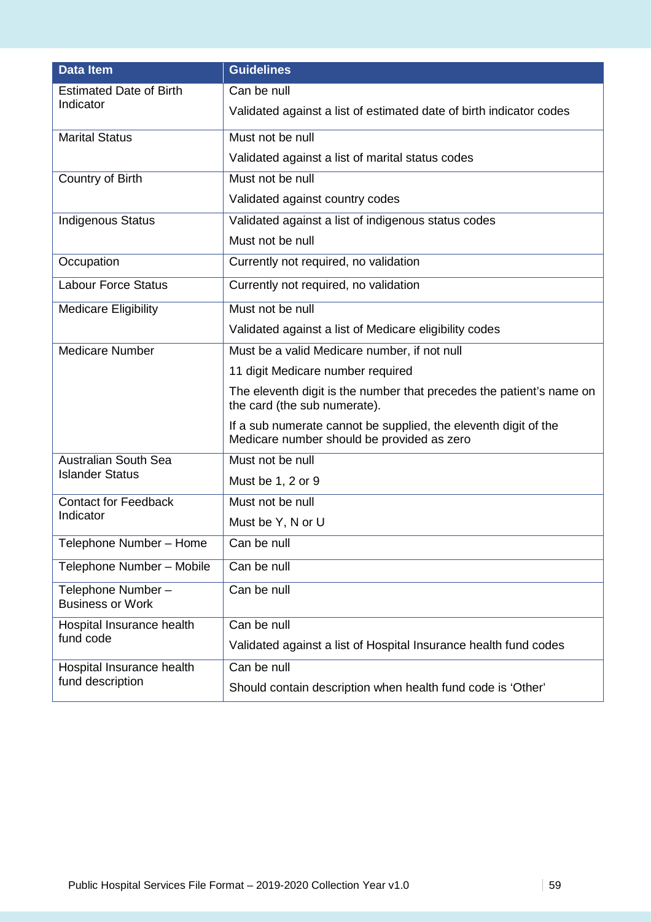| Data Item | Guidelines |
|---|---|
| Estimated Date of Birth Indicator | Can be null<br><br>Validated against a list of estimated date of birth indicator codes |
| Marital Status | Must not be null<br><br>Validated against a list of marital status codes |
| Country of Birth | Must not be null<br><br>Validated against country codes |
| Indigenous Status | Validated against a list of indigenous status codes<br><br>Must not be null |
| Occupation | Currently not required, no validation |
| Labour Force Status | Currently not required, no validation |
| Medicare Eligibility | Must not be null<br><br>Validated against a list of Medicare eligibility codes |
| Medicare Number | Must be a valid Medicare number, if not null<br><br>11 digit Medicare number required<br><br>The eleventh digit is the number that precedes the patient's name on the card (the sub numerate).<br><br>If a sub numerate cannot be supplied, the eleventh digit of the Medicare number should be provided as zero |
| Australian South Sea Islander Status | Must not be null<br><br>Must be 1, 2 or 9 |
| Contact for Feedback Indicator | Must not be null<br><br>Must be Y, N or U |
| Telephone Number – Home | Can be null |
| Telephone Number – Mobile | Can be null |
| Telephone Number – Business or Work | Can be null |
| Hospital Insurance health fund code | Can be null<br><br>Validated against a list of Hospital Insurance health fund codes |
| Hospital Insurance health fund description | Can be null<br><br>Should contain description when health fund code is 'Other' |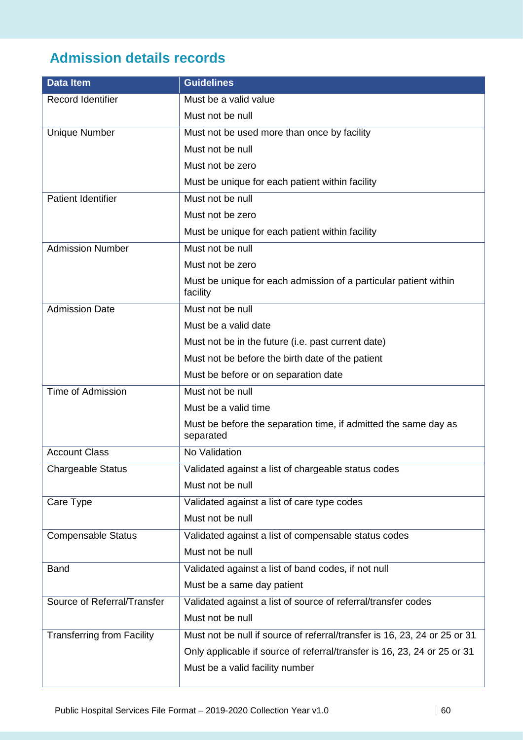## Admission details records

| Data Item | Guidelines |
| --- | --- |
| Record Identifier | Must be a valid value |
| | Must not be null |
| Unique Number | Must not be used more than once by facility |
| | Must not be null |
| | Must not be zero |
| | Must be unique for each patient within facility |
| Patient Identifier | Must not be null |
| | Must not be zero |
| | Must be unique for each patient within facility |
| Admission Number | Must not be null |
| | Must not be zero |
| | Must be unique for each admission of a particular patient within facility |
| Admission Date | Must not be null |
| | Must be a valid date |
| | Must not be in the future (i.e. past current date) |
| | Must not be before the birth date of the patient |
| | Must be before or on separation date |
| Time of Admission | Must not be null |
| | Must be a valid time |
| | Must be before the separation time, if admitted the same day as separated |
| Account Class | No Validation |
| Chargeable Status | Validated against a list of chargeable status codes |
| | Must not be null |
| Care Type | Validated against a list of care type codes |
| | Must not be null |
| Compensable Status | Validated against a list of compensable status codes |
| | Must not be null |
| Band | Validated against a list of band codes, if not null |
| | Must be a same day patient |
| Source of Referral/Transfer | Validated against a list of source of referral/transfer codes |
| | Must not be null |
| Transferring from Facility | Must not be null if source of referral/transfer is 16, 23, 24 or 25 or 31 |
| | Only applicable if source of referral/transfer is 16, 23, 24 or 25 or 31 |
| | Must be a valid facility number |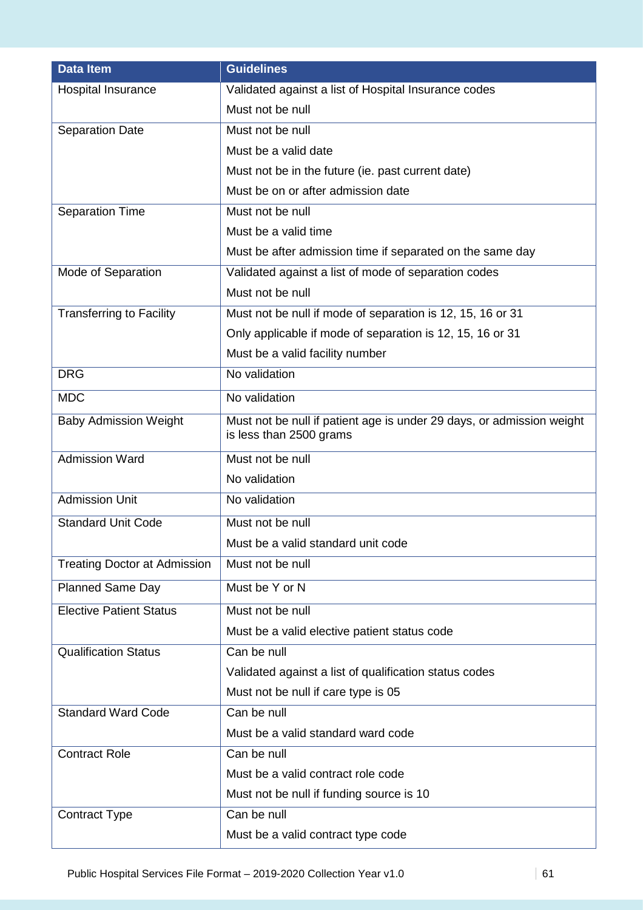| Data Item | Guidelines |
|---|---|
| Hospital Insurance | Validated against a list of Hospital Insurance codes<br>Must not be null |
| Separation Date | Must not be null<br>Must be a valid date<br>Must not be in the future (ie. past current date)<br>Must be on or after admission date |
| Separation Time | Must not be null<br>Must be a valid time<br>Must be after admission time if separated on the same day |
| Mode of Separation | Validated against a list of mode of separation codes<br>Must not be null |
| Transferring to Facility | Must not be null if mode of separation is 12, 15, 16 or 31<br>Only applicable if mode of separation is 12, 15, 16 or 31<br>Must be a valid facility number |
| DRG | No validation |
| MDC | No validation |
| Baby Admission Weight | Must not be null if patient age is under 29 days, or admission weight is less than 2500 grams |
| Admission Ward | Must not be null<br>No validation |
| Admission Unit | No validation |
| Standard Unit Code | Must not be null<br>Must be a valid standard unit code |
| Treating Doctor at Admission | Must not be null |
| Planned Same Day | Must be Y or N |
| Elective Patient Status | Must not be null<br>Must be a valid elective patient status code |
| Qualification Status | Can be null<br>Validated against a list of qualification status codes<br>Must not be null if care type is 05 |
| Standard Ward Code | Can be null<br>Must be a valid standard ward code |
| Contract Role | Can be null<br>Must be a valid contract role code<br>Must not be null if funding source is 10 |
| Contract Type | Can be null<br>Must be a valid contract type code |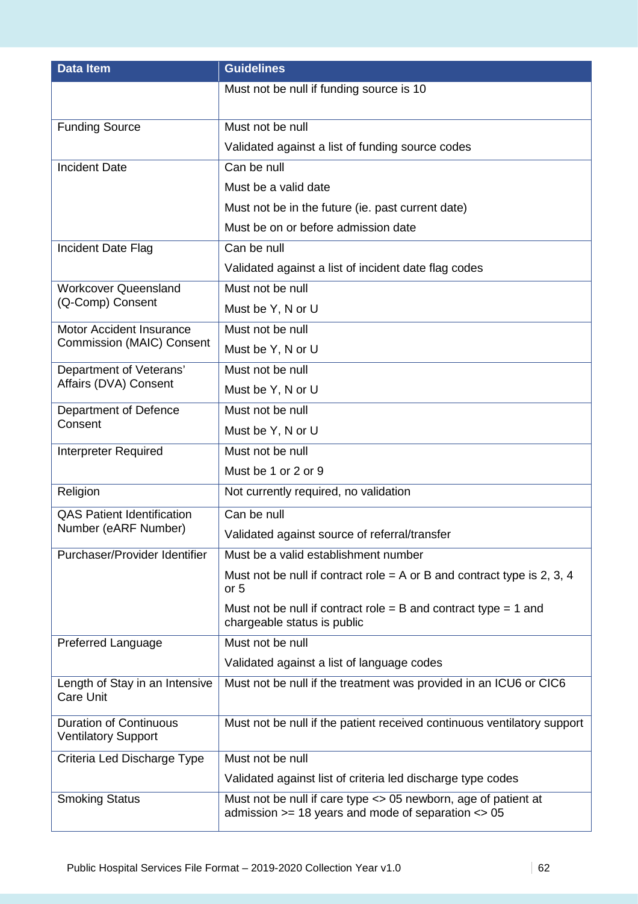| Data Item | Guidelines |
|---|---|
| | Must not be null if funding source is 10 |
| Funding Source | Must not be null<br>Validated against a list of funding source codes |
| Incident Date | Can be null<br>Must be a valid date<br>Must not be in the future (ie. past current date)<br>Must be on or before admission date |
| Incident Date Flag | Can be null<br>Validated against a list of incident date flag codes |
| Workcover Queensland (Q-Comp) Consent | Must not be null<br>Must be Y, N or U |
| Motor Accident Insurance Commission (MAIC) Consent | Must not be null<br>Must be Y, N or U |
| Department of Veterans' Affairs (DVA) Consent | Must not be null<br>Must be Y, N or U |
| Department of Defence Consent | Must not be null<br>Must be Y, N or U |
| Interpreter Required | Must not be null<br>Must be 1 or 2 or 9 |
| Religion | Not currently required, no validation |
| QAS Patient Identification Number (eARF Number) | Can be null<br>Validated against source of referral/transfer |
| Purchaser/Provider Identifier | Must be a valid establishment number<br>Must not be null if contract role = A or B and contract type is 2, 3, 4 or 5<br>Must not be null if contract role = B and contract type = 1 and chargeable status is public |
| Preferred Language | Must not be null<br>Validated against a list of language codes |
| Length of Stay in an Intensive Care Unit | Must not be null if the treatment was provided in an ICU6 or CIC6 |
| Duration of Continuous Ventilatory Support | Must not be null if the patient received continuous ventilatory support |
| Criteria Led Discharge Type | Must not be null<br>Validated against list of criteria led discharge type codes |
| Smoking Status | Must not be null if care type <> 05 newborn, age of patient at admission >= 18 years and mode of separation <> 05 |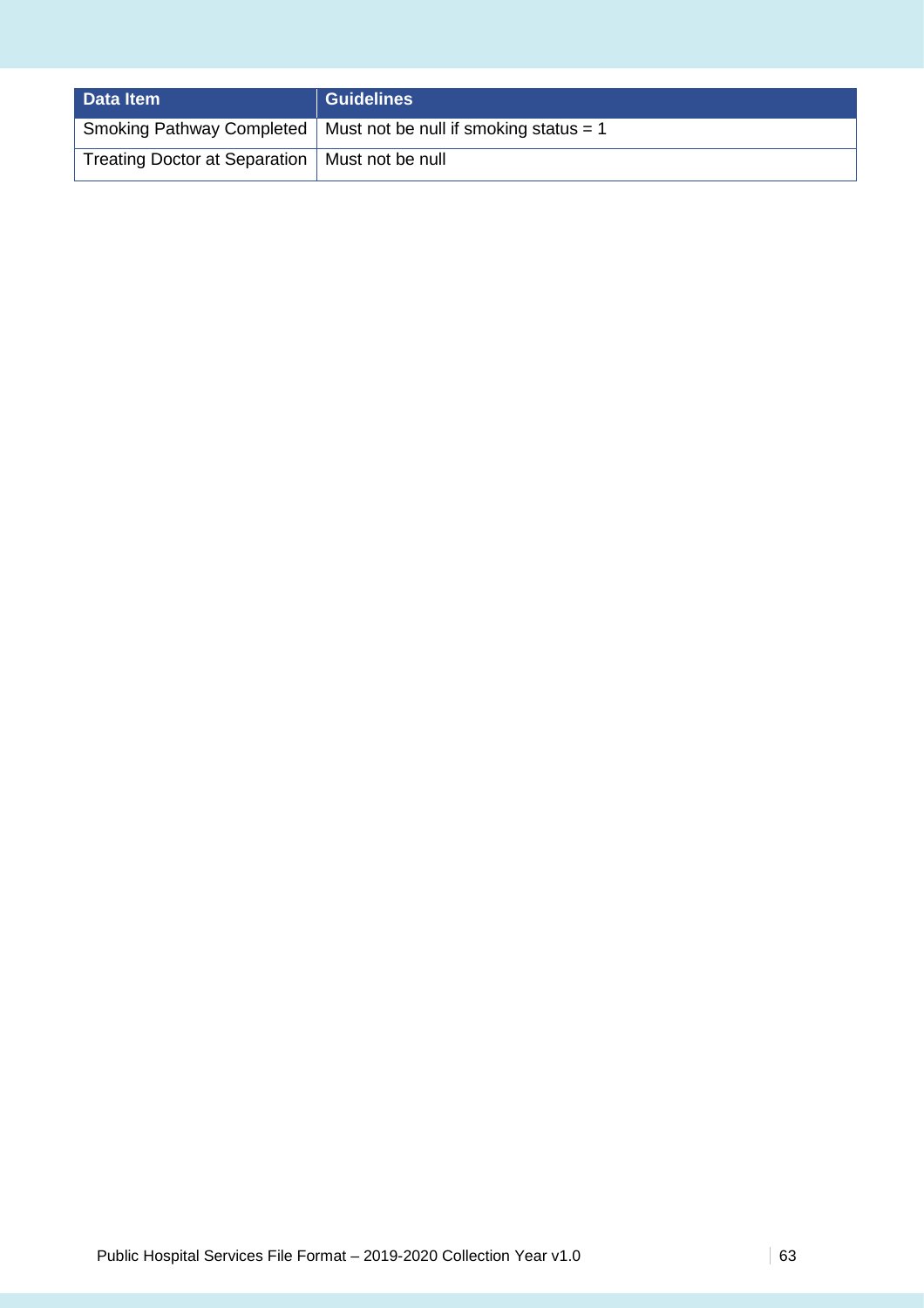| Data Item | Guidelines |
| --- | --- |
| Smoking Pathway Completed | Must not be null if smoking status = 1 |
| Treating Doctor at Separation | Must not be null |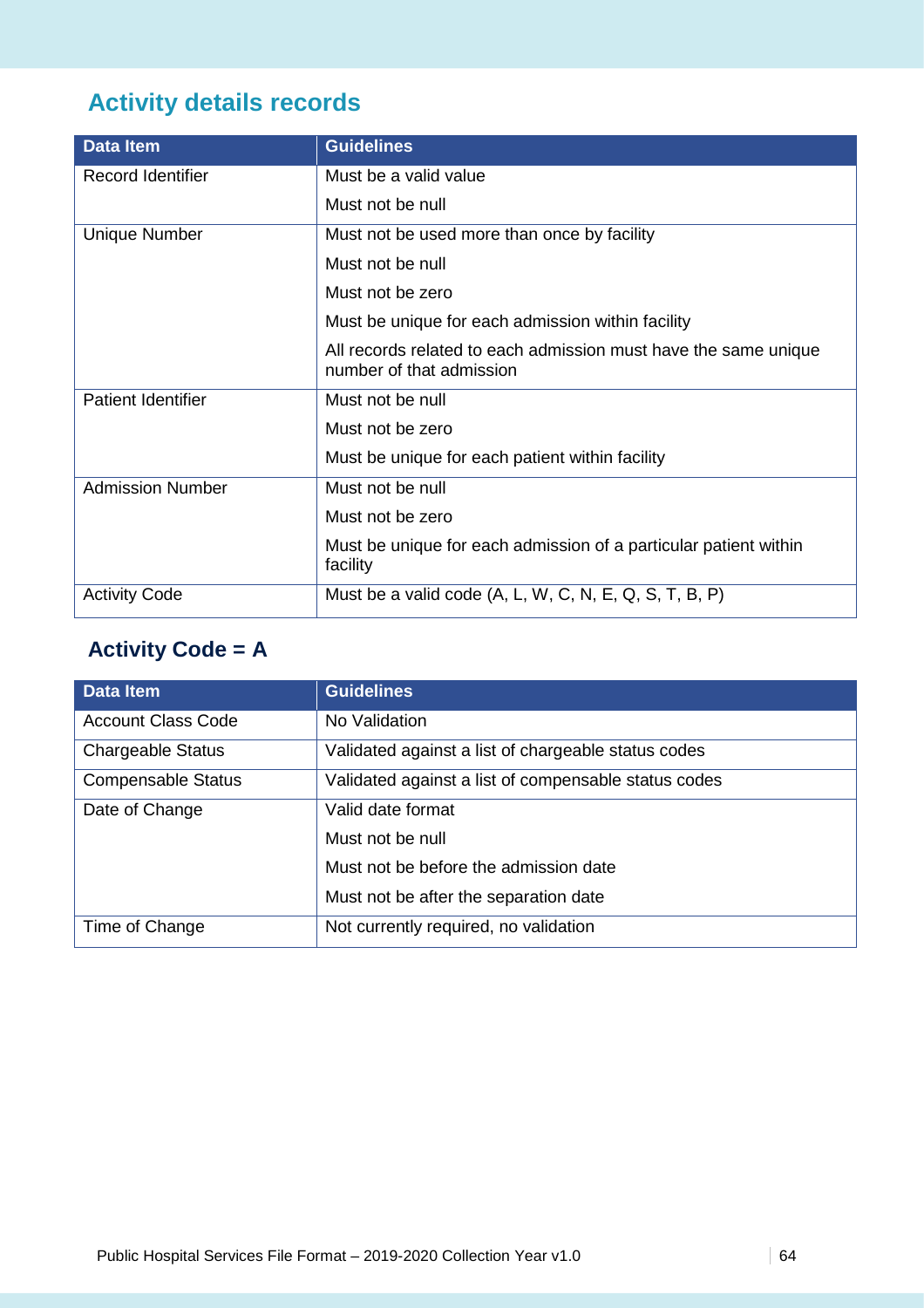## Activity details records

| Data Item | Guidelines |
|---|---|
| Record Identifier | Must be a valid value |
| | Must not be null |
| Unique Number | Must not be used more than once by facility |
| | Must not be null |
| | Must not be zero |
| | Must be unique for each admission within facility |
| | All records related to each admission must have the same unique number of that admission |
| Patient Identifier | Must not be null |
| | Must not be zero |
| | Must be unique for each patient within facility |
| Admission Number | Must not be null |
| | Must not be zero |
| | Must be unique for each admission of a particular patient within facility |
| Activity Code | Must be a valid code (A, L, W, C, N, E, Q, S, T, B, P) |

### Activity Code = A

| Data Item | Guidelines |
|---|---|
| Account Class Code | No Validation |
| Chargeable Status | Validated against a list of chargeable status codes |
| Compensable Status | Validated against a list of compensable status codes |
| Date of Change | Valid date format |
| | Must not be null |
| | Must not be before the admission date |
| | Must not be after the separation date |
| Time of Change | Not currently required, no validation |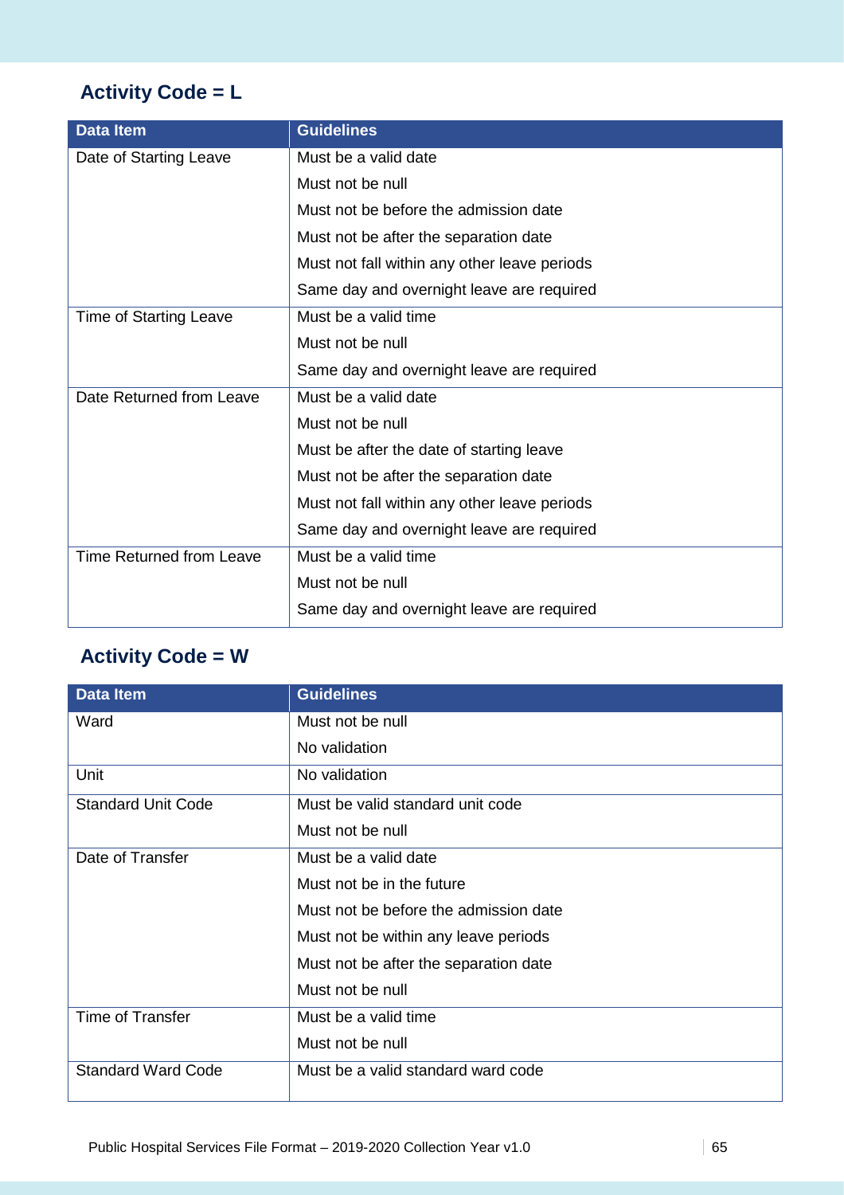## Activity Code = L

| Data Item | Guidelines |
|---|---|
| Date of Starting Leave | Must be a valid date<br>Must not be null<br>Must not be before the admission date<br>Must not be after the separation date<br>Must not fall within any other leave periods<br>Same day and overnight leave are required |
| Time of Starting Leave | Must be a valid time<br>Must not be null<br>Same day and overnight leave are required |
| Date Returned from Leave | Must be a valid date<br>Must not be null<br>Must be after the date of starting leave<br>Must not be after the separation date<br>Must not fall within any other leave periods<br>Same day and overnight leave are required |
| Time Returned from Leave | Must be a valid time<br>Must not be null<br>Same day and overnight leave are required |

## Activity Code = W

| Data Item | Guidelines |
|---|---|
| Ward | Must not be null<br>No validation |
| Unit | No validation |
| Standard Unit Code | Must be valid standard unit code<br>Must not be null |
| Date of Transfer | Must be a valid date<br>Must not be in the future<br>Must not be before the admission date<br>Must not be within any leave periods<br>Must not be after the separation date<br>Must not be null |
| Time of Transfer | Must be a valid time<br>Must not be null |
| Standard Ward Code | Must be a valid standard ward code |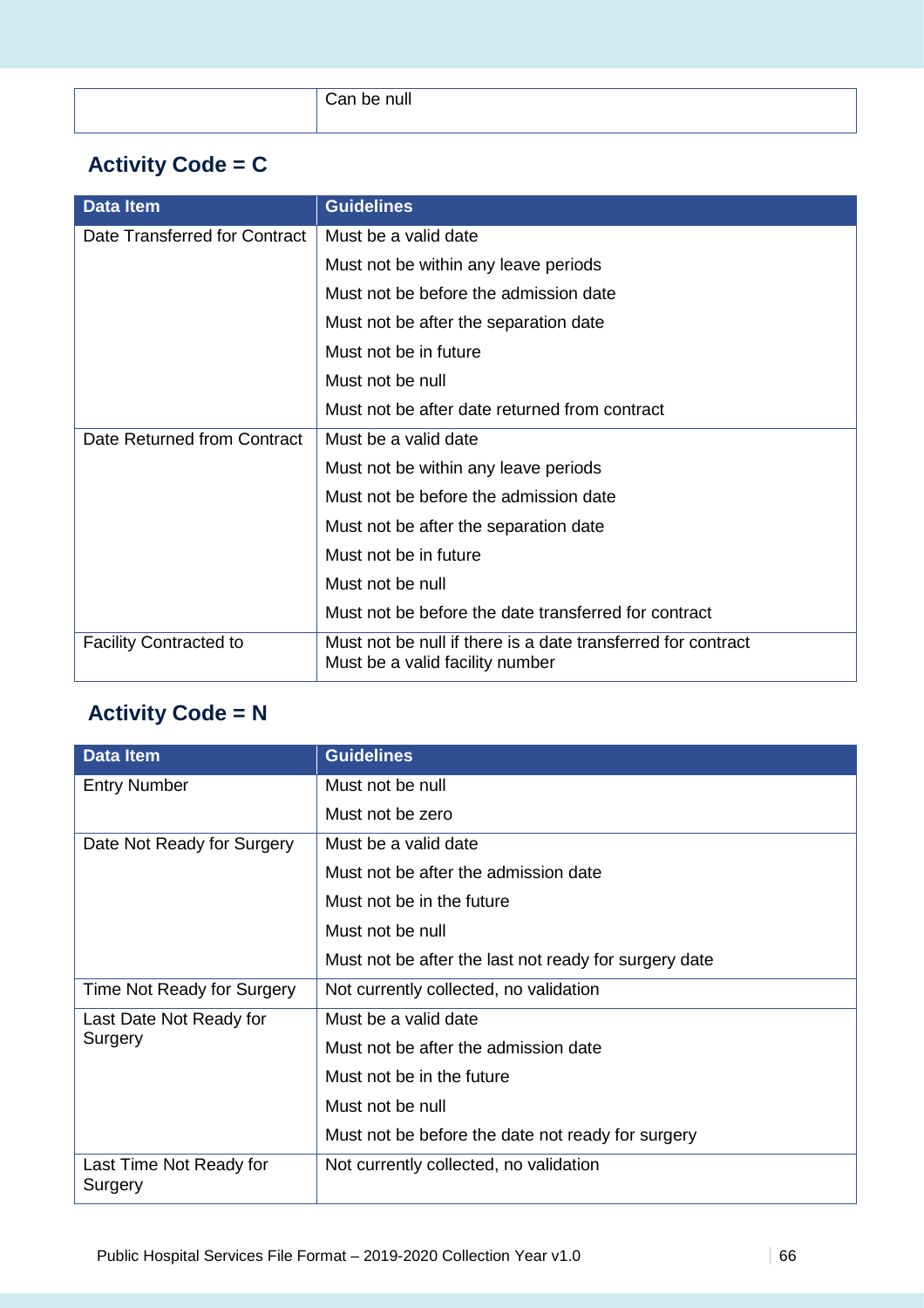| | |
|---|---|
| | Can be null |

## Activity Code = C

| Data Item | Guidelines |
|---|---|
| Date Transferred for Contract | Must be a valid date |
| | Must not be within any leave periods |
| | Must not be before the admission date |
| | Must not be after the separation date |
| | Must not be in future |
| | Must not be null |
| | Must not be after date returned from contract |
| Date Returned from Contract | Must be a valid date |
| | Must not be within any leave periods |
| | Must not be before the admission date |
| | Must not be after the separation date |
| | Must not be in future |
| | Must not be null |
| | Must not be before the date transferred for contract |
| Facility Contracted to | Must not be null if there is a date transferred for contract<br>Must be a valid facility number |

## Activity Code = N

| Data Item | Guidelines |
|---|---|
| Entry Number | Must not be null |
| | Must not be zero |
| Date Not Ready for Surgery | Must be a valid date |
| | Must not be after the admission date |
| | Must not be in the future |
| | Must not be null |
| | Must not be after the last not ready for surgery date |
| Time Not Ready for Surgery | Not currently collected, no validation |
| Last Date Not Ready for Surgery | Must be a valid date |
| | Must not be after the admission date |
| | Must not be in the future |
| | Must not be null |
| | Must not be before the date not ready for surgery |
| Last Time Not Ready for Surgery | Not currently collected, no validation |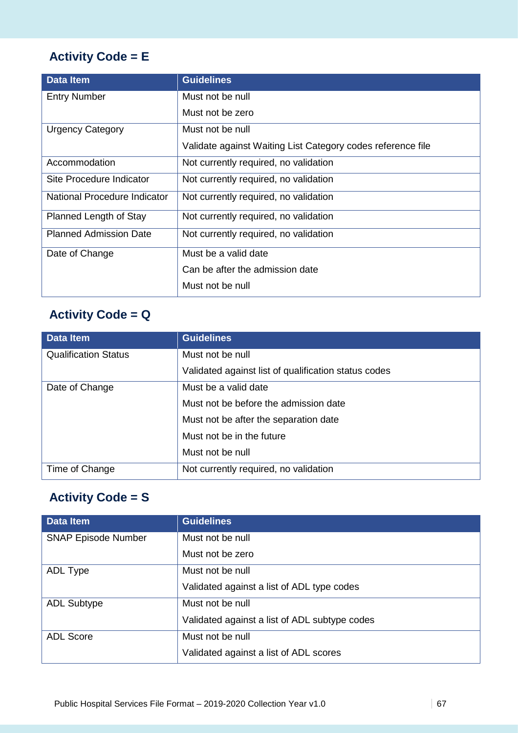## Activity Code = E

| Data Item | Guidelines |
|---|---|
| Entry Number | Must not be null<br>Must not be zero |
| Urgency Category | Must not be null<br>Validate against Waiting List Category codes reference file |
| Accommodation | Not currently required, no validation |
| Site Procedure Indicator | Not currently required, no validation |
| National Procedure Indicator | Not currently required, no validation |
| Planned Length of Stay | Not currently required, no validation |
| Planned Admission Date | Not currently required, no validation |
| Date of Change | Must be a valid date<br>Can be after the admission date<br>Must not be null |

## Activity Code = Q

| Data Item | Guidelines |
|---|---|
| Qualification Status | Must not be null<br>Validated against list of qualification status codes |
| Date of Change | Must be a valid date<br>Must not be before the admission date<br>Must not be after the separation date<br>Must not be in the future<br>Must not be null |
| Time of Change | Not currently required, no validation |

## Activity Code = S

| Data Item | Guidelines |
|---|---|
| SNAP Episode Number | Must not be null<br>Must not be zero |
| ADL Type | Must not be null<br>Validated against a list of ADL type codes |
| ADL Subtype | Must not be null<br>Validated against a list of ADL subtype codes |
| ADL Score | Must not be null<br>Validated against a list of ADL scores |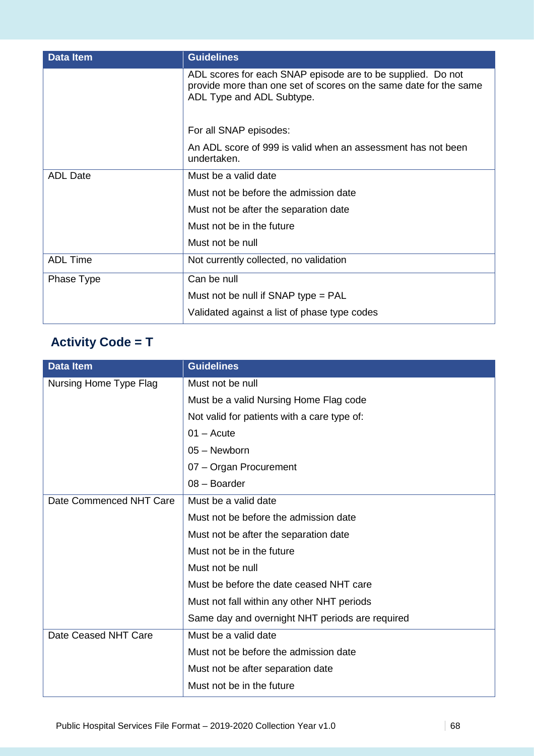| Data Item | Guidelines |
| --- | --- |
| | ADL scores for each SNAP episode are to be supplied. Do not provide more than one set of scores on the same date for the same ADL Type and ADL Subtype.<br><br>For all SNAP episodes:<br>An ADL score of 999 is valid when an assessment has not been undertaken. |
| ADL Date | Must be a valid date<br>Must not be before the admission date<br>Must not be after the separation date<br>Must not be in the future<br>Must not be null |
| ADL Time | Not currently collected, no validation |
| Phase Type | Can be null<br>Must not be null if SNAP type = PAL<br>Validated against a list of phase type codes |

## Activity Code = T

| Data Item | Guidelines |
| --- | --- |
| Nursing Home Type Flag | Must not be null<br>Must be a valid Nursing Home Flag code<br>Not valid for patients with a care type of:<br>01 – Acute<br>05 – Newborn<br>07 – Organ Procurement<br>08 – Boarder |
| Date Commenced NHT Care | Must be a valid date<br>Must not be before the admission date<br>Must not be after the separation date<br>Must not be in the future<br>Must not be null<br>Must be before the date ceased NHT care<br>Must not fall within any other NHT periods<br>Same day and overnight NHT periods are required |
| Date Ceased NHT Care | Must be a valid date<br>Must not be before the admission date<br>Must not be after separation date<br>Must not be in the future |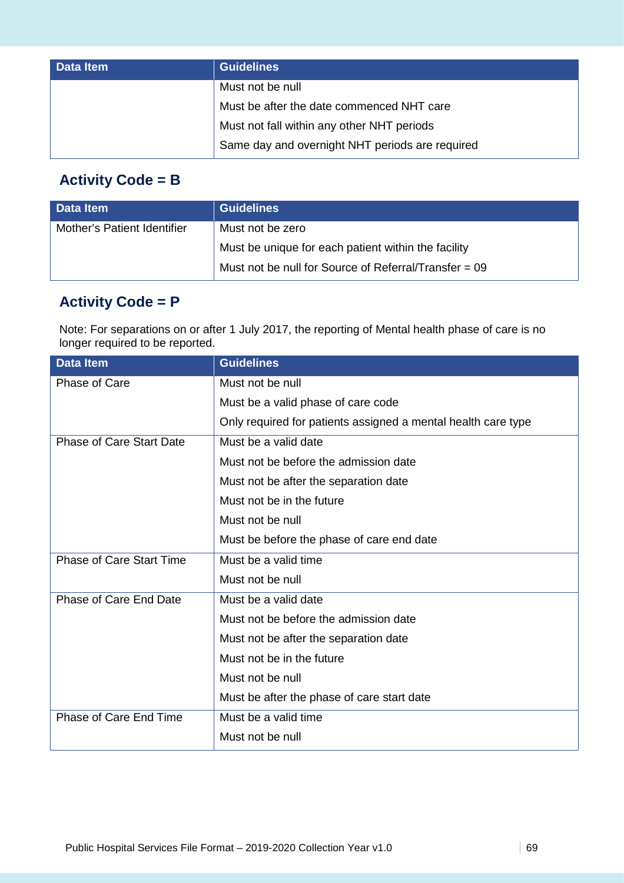| Data Item | Guidelines |
|---|---|
| | Must not be null<br>Must be after the date commenced NHT care<br>Must not fall within any other NHT periods<br>Same day and overnight NHT periods are required |

## Activity Code = B

| Data Item | Guidelines |
|---|---|
| Mother's Patient Identifier | Must not be zero<br>Must be unique for each patient within the facility<br>Must not be null for Source of Referral/Transfer = 09 |

## Activity Code = P

Note: For separations on or after 1 July 2017, the reporting of Mental health phase of care is no longer required to be reported.

| Data Item | Guidelines |
|---|---|
| Phase of Care | Must not be null<br>Must be a valid phase of care code<br>Only required for patients assigned a mental health care type |
| Phase of Care Start Date | Must be a valid date<br>Must not be before the admission date<br>Must not be after the separation date<br>Must not be in the future<br>Must not be null<br>Must be before the phase of care end date |
| Phase of Care Start Time | Must be a valid time<br>Must not be null |
| Phase of Care End Date | Must be a valid date<br>Must not be before the admission date<br>Must not be after the separation date<br>Must not be in the future<br>Must not be null<br>Must be after the phase of care start date |
| Phase of Care End Time | Must be a valid time<br>Must not be null |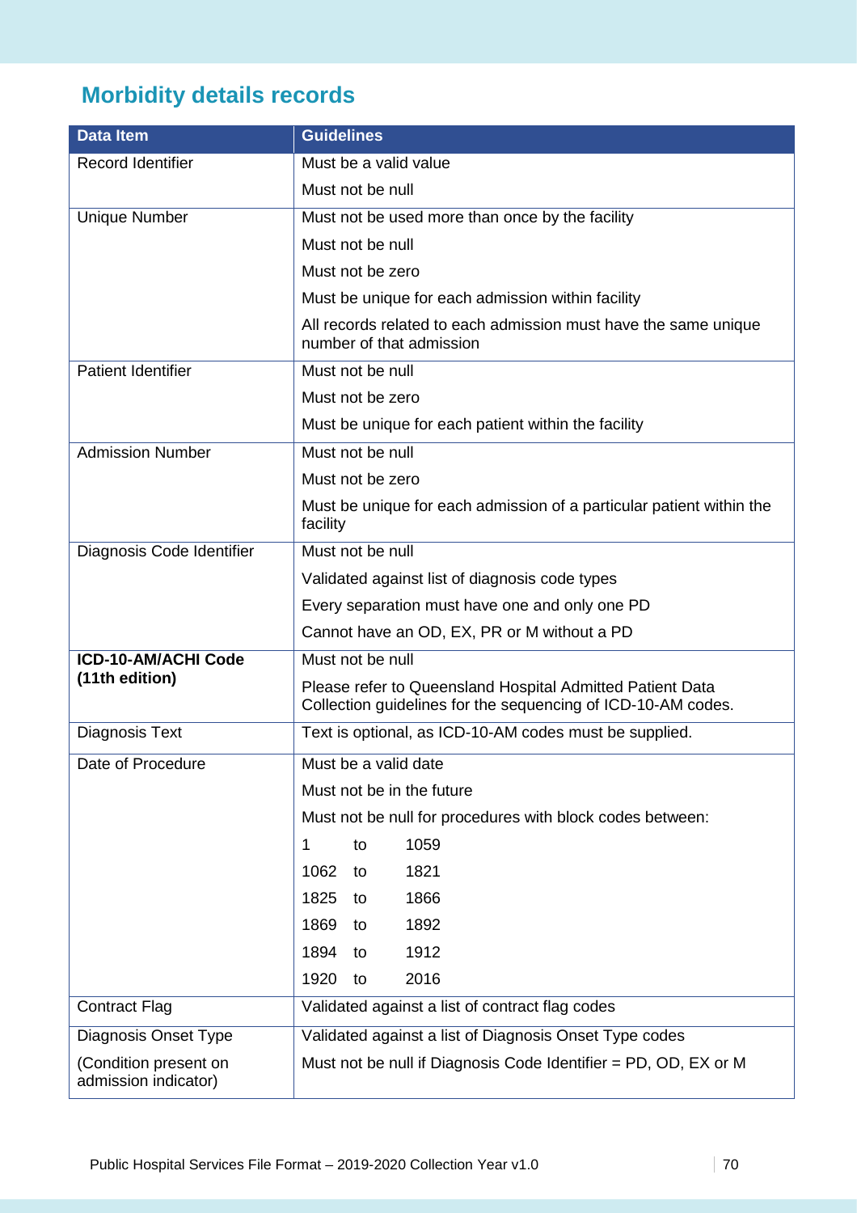## Morbidity details records

| Data Item | Guidelines |
|---|---|
| Record Identifier | Must be a valid value |
| | Must not be null |
| Unique Number | Must not be used more than once by the facility |
| | Must not be null |
| | Must not be zero |
| | Must be unique for each admission within facility |
| | All records related to each admission must have the same unique number of that admission |
| Patient Identifier | Must not be null |
| | Must not be zero |
| | Must be unique for each patient within the facility |
| Admission Number | Must not be null |
| | Must not be zero |
| | Must be unique for each admission of a particular patient within the facility |
| Diagnosis Code Identifier | Must not be null |
| | Validated against list of diagnosis code types |
| | Every separation must have one and only one PD |
| | Cannot have an OD, EX, PR or M without a PD |
| **ICD-10-AM/ACHI Code (11th edition)** | Must not be null |
| | Please refer to Queensland Hospital Admitted Patient Data Collection guidelines for the sequencing of ICD-10-AM codes. |
| Diagnosis Text | Text is optional, as ICD-10-AM codes must be supplied. |
| Date of Procedure | Must be a valid date |
| | Must not be in the future |
| | Must not be null for procedures with block codes between: |
| | 1 to 1059 |
| | 1062 to 1821 |
| | 1825 to 1866 |
| | 1869 to 1892 |
| | 1894 to 1912 |
| | 1920 to 2016 |
| Contract Flag | Validated against a list of contract flag codes |
| Diagnosis Onset Type | Validated against a list of Diagnosis Onset Type codes |
| (Condition present on admission indicator) | Must not be null if Diagnosis Code Identifier = PD, OD, EX or M |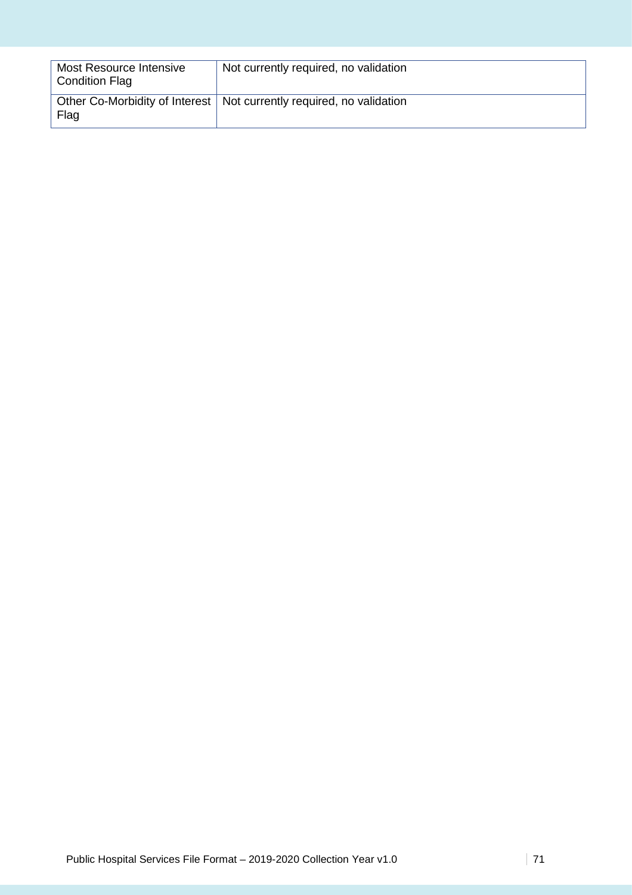| | |
|---|---|
| Most Resource Intensive Condition Flag | Not currently required, no validation |
| Other Co-Morbidity of Interest Flag | Not currently required, no validation |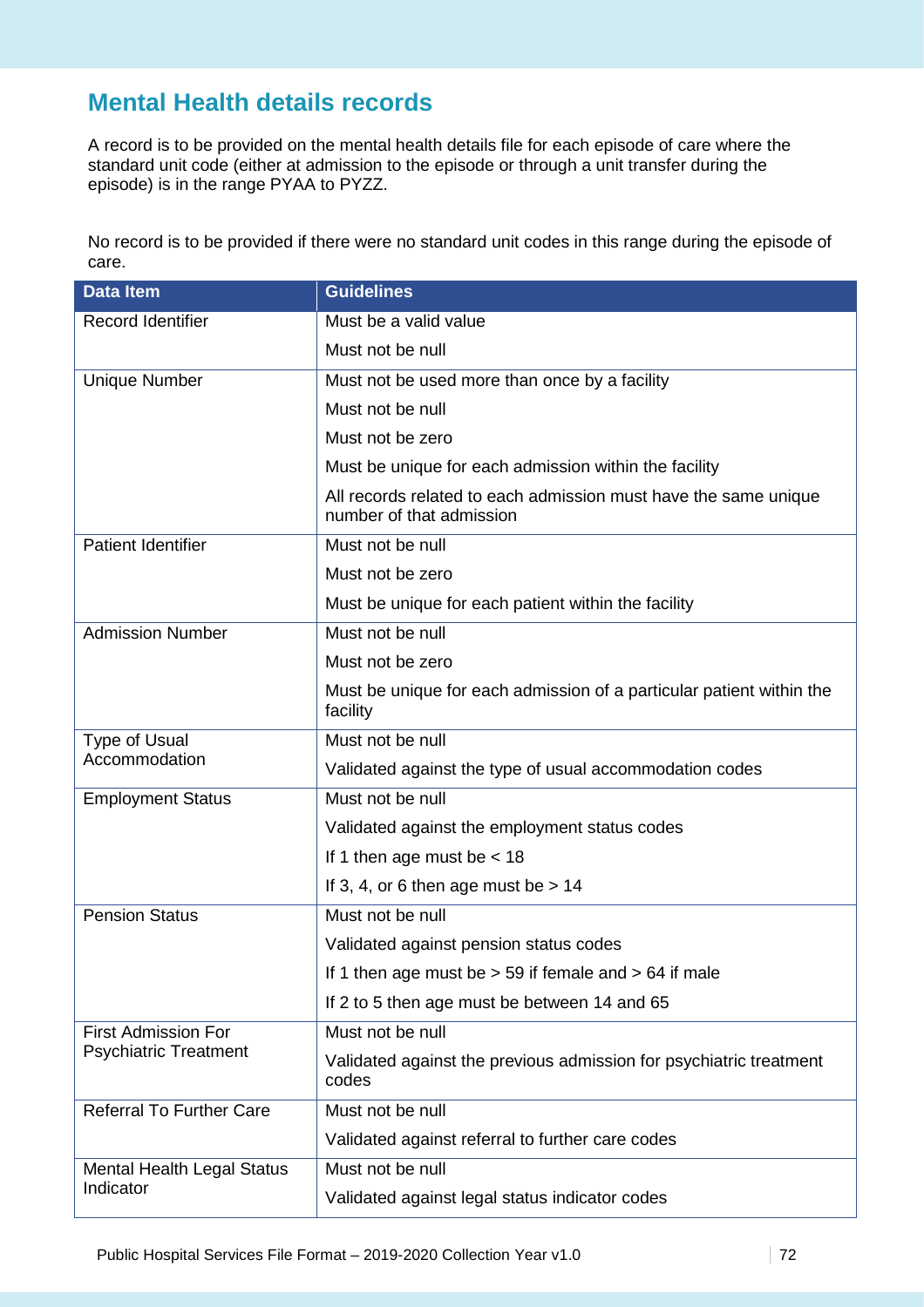## Mental Health details records

A record is to be provided on the mental health details file for each episode of care where the standard unit code (either at admission to the episode or through a unit transfer during the episode) is in the range PYAA to PYZZ.

No record is to be provided if there were no standard unit codes in this range during the episode of care.

| Data Item | Guidelines |
|---|---|
| Record Identifier | Must be a valid value |
| | Must not be null |
| Unique Number | Must not be used more than once by a facility |
| | Must not be null |
| | Must not be zero |
| | Must be unique for each admission within the facility |
| | All records related to each admission must have the same unique number of that admission |
| Patient Identifier | Must not be null |
| | Must not be zero |
| | Must be unique for each patient within the facility |
| Admission Number | Must not be null |
| | Must not be zero |
| | Must be unique for each admission of a particular patient within the facility |
| Type of Usual Accommodation | Must not be null |
| | Validated against the type of usual accommodation codes |
| Employment Status | Must not be null |
| | Validated against the employment status codes |
| | If 1 then age must be < 18 |
| | If 3, 4, or 6 then age must be > 14 |
| Pension Status | Must not be null |
| | Validated against pension status codes |
| | If 1 then age must be > 59 if female and > 64 if male |
| | If 2 to 5 then age must be between 14 and 65 |
| First Admission For Psychiatric Treatment | Must not be null |
| | Validated against the previous admission for psychiatric treatment codes |
| Referral To Further Care | Must not be null |
| | Validated against referral to further care codes |
| Mental Health Legal Status Indicator | Must not be null |
| | Validated against legal status indicator codes |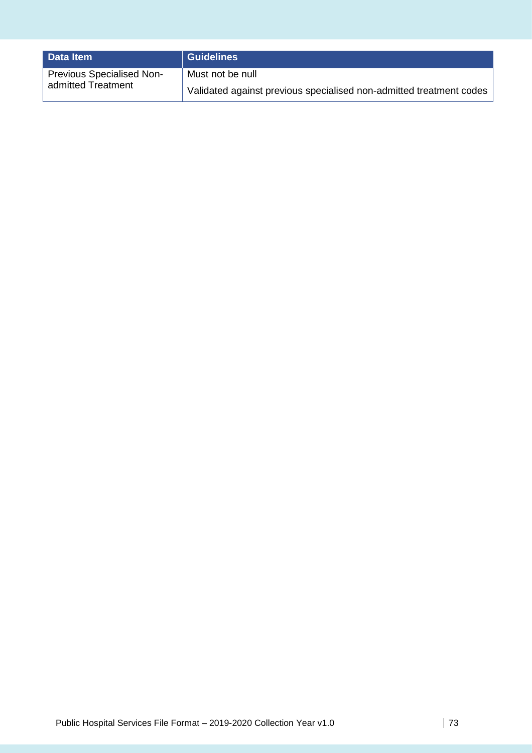| Data Item | Guidelines |
| --- | --- |
| Previous Specialised Non-admitted Treatment | Must not be null<br>Validated against previous specialised non-admitted treatment codes |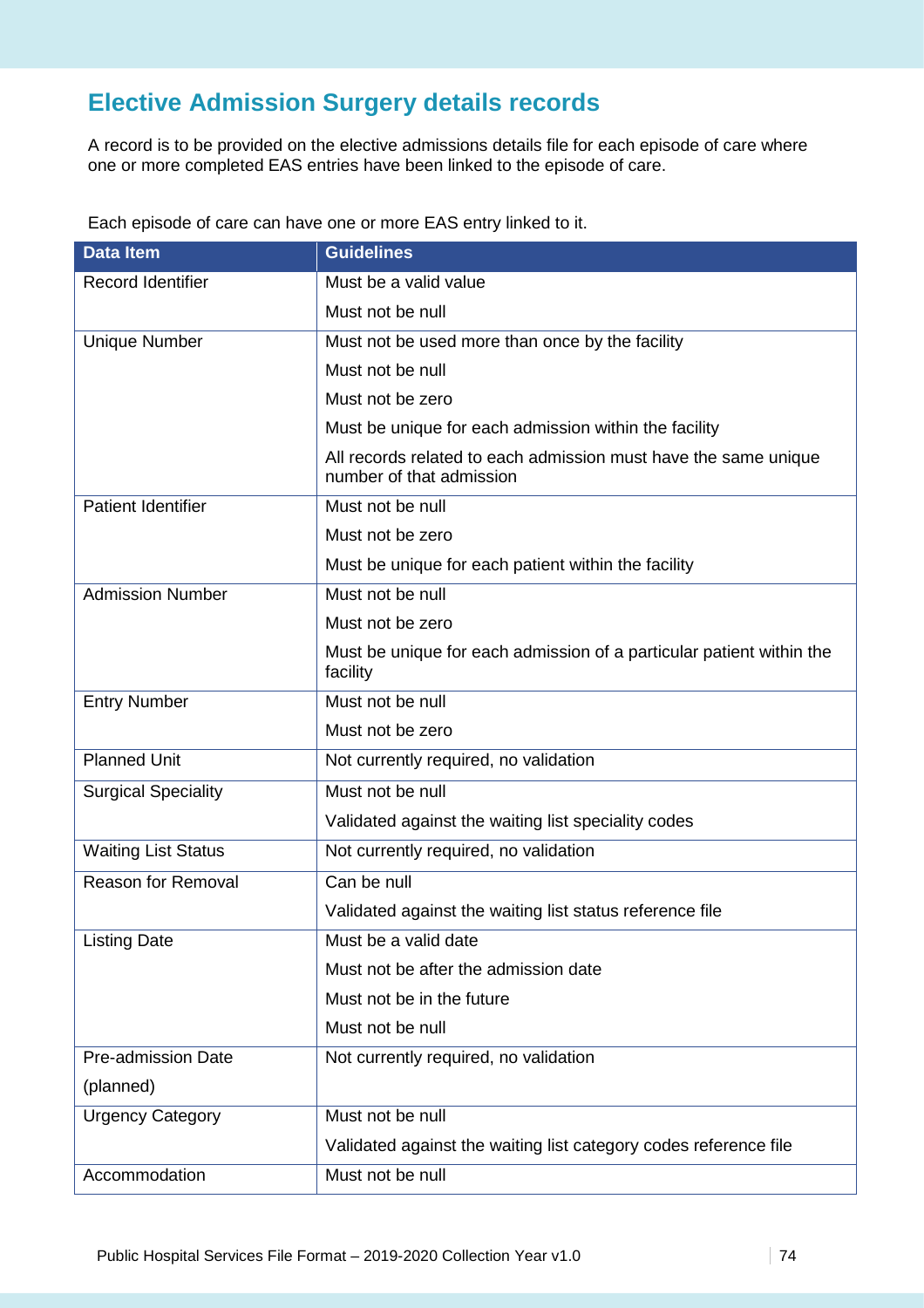## Elective Admission Surgery details records

A record is to be provided on the elective admissions details file for each episode of care where one or more completed EAS entries have been linked to the episode of care.

Each episode of care can have one or more EAS entry linked to it.

| Data Item | Guidelines |
|---|---|
| Record Identifier | Must be a valid value |
| | Must not be null |
| Unique Number | Must not be used more than once by the facility |
| | Must not be null |
| | Must not be zero |
| | Must be unique for each admission within the facility |
| | All records related to each admission must have the same unique number of that admission |
| Patient Identifier | Must not be null |
| | Must not be zero |
| | Must be unique for each patient within the facility |
| Admission Number | Must not be null |
| | Must not be zero |
| | Must be unique for each admission of a particular patient within the facility |
| Entry Number | Must not be null |
| | Must not be zero |
| Planned Unit | Not currently required, no validation |
| Surgical Speciality | Must not be null |
| | Validated against the waiting list speciality codes |
| Waiting List Status | Not currently required, no validation |
| Reason for Removal | Can be null |
| | Validated against the waiting list status reference file |
| Listing Date | Must be a valid date |
| | Must not be after the admission date |
| | Must not be in the future |
| | Must not be null |
| Pre-admission Date (planned) | Not currently required, no validation |
| Urgency Category | Must not be null |
| | Validated against the waiting list category codes reference file |
| Accommodation | Must not be null |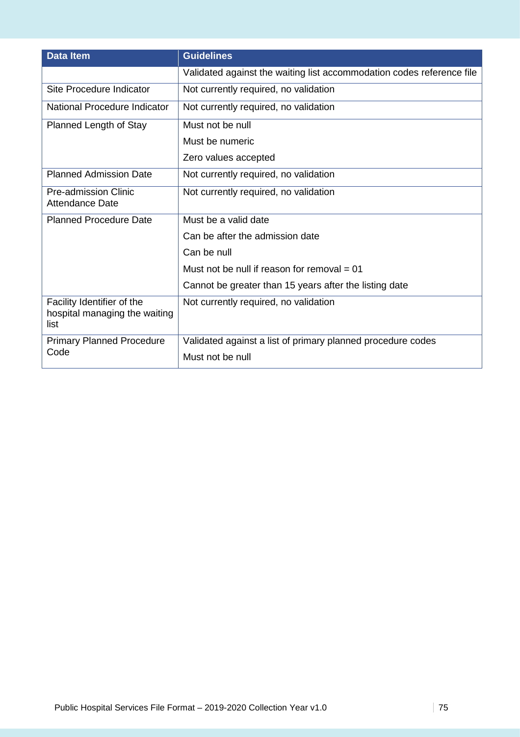| Data Item | Guidelines |
| --- | --- |
| | Validated against the waiting list accommodation codes reference file |
| Site Procedure Indicator | Not currently required, no validation |
| National Procedure Indicator | Not currently required, no validation |
| Planned Length of Stay | Must not be null<br>Must be numeric<br>Zero values accepted |
| Planned Admission Date | Not currently required, no validation |
| Pre-admission Clinic Attendance Date | Not currently required, no validation |
| Planned Procedure Date | Must be a valid date<br>Can be after the admission date<br>Can be null<br>Must not be null if reason for removal = 01<br>Cannot be greater than 15 years after the listing date |
| Facility Identifier of the hospital managing the waiting list | Not currently required, no validation |
| Primary Planned Procedure Code | Validated against a list of primary planned procedure codes<br>Must not be null |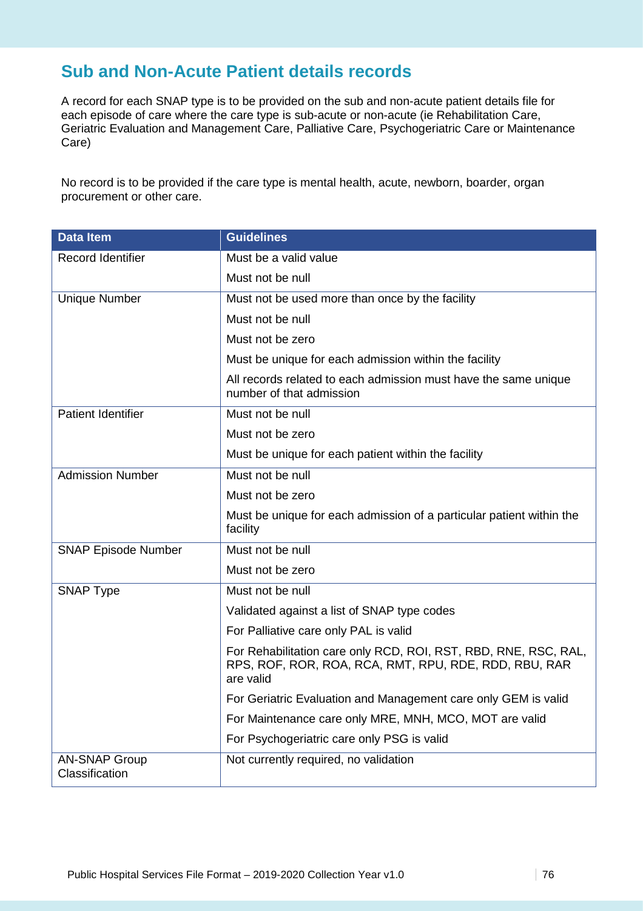## Sub and Non-Acute Patient details records

A record for each SNAP type is to be provided on the sub and non-acute patient details file for each episode of care where the care type is sub-acute or non-acute (ie Rehabilitation Care, Geriatric Evaluation and Management Care, Palliative Care, Psychogeriatric Care or Maintenance Care)

No record is to be provided if the care type is mental health, acute, newborn, boarder, organ procurement or other care.

| Data Item | Guidelines |
|---|---|
| Record Identifier | Must be a valid value |
| | Must not be null |
| Unique Number | Must not be used more than once by the facility |
| | Must not be null |
| | Must not be zero |
| | Must be unique for each admission within the facility |
| | All records related to each admission must have the same unique number of that admission |
| Patient Identifier | Must not be null |
| | Must not be zero |
| | Must be unique for each patient within the facility |
| Admission Number | Must not be null |
| | Must not be zero |
| | Must be unique for each admission of a particular patient within the facility |
| SNAP Episode Number | Must not be null |
| | Must not be zero |
| SNAP Type | Must not be null |
| | Validated against a list of SNAP type codes |
| | For Palliative care only PAL is valid |
| | For Rehabilitation care only RCD, ROI, RST, RBD, RNE, RSC, RAL, RPS, ROF, ROR, ROA, RCA, RMT, RPU, RDE, RDD, RBU, RAR are valid |
| | For Geriatric Evaluation and Management care only GEM is valid |
| | For Maintenance care only MRE, MNH, MCO, MOT are valid |
| | For Psychogeriatric care only PSG is valid |
| AN-SNAP Group Classification | Not currently required, no validation |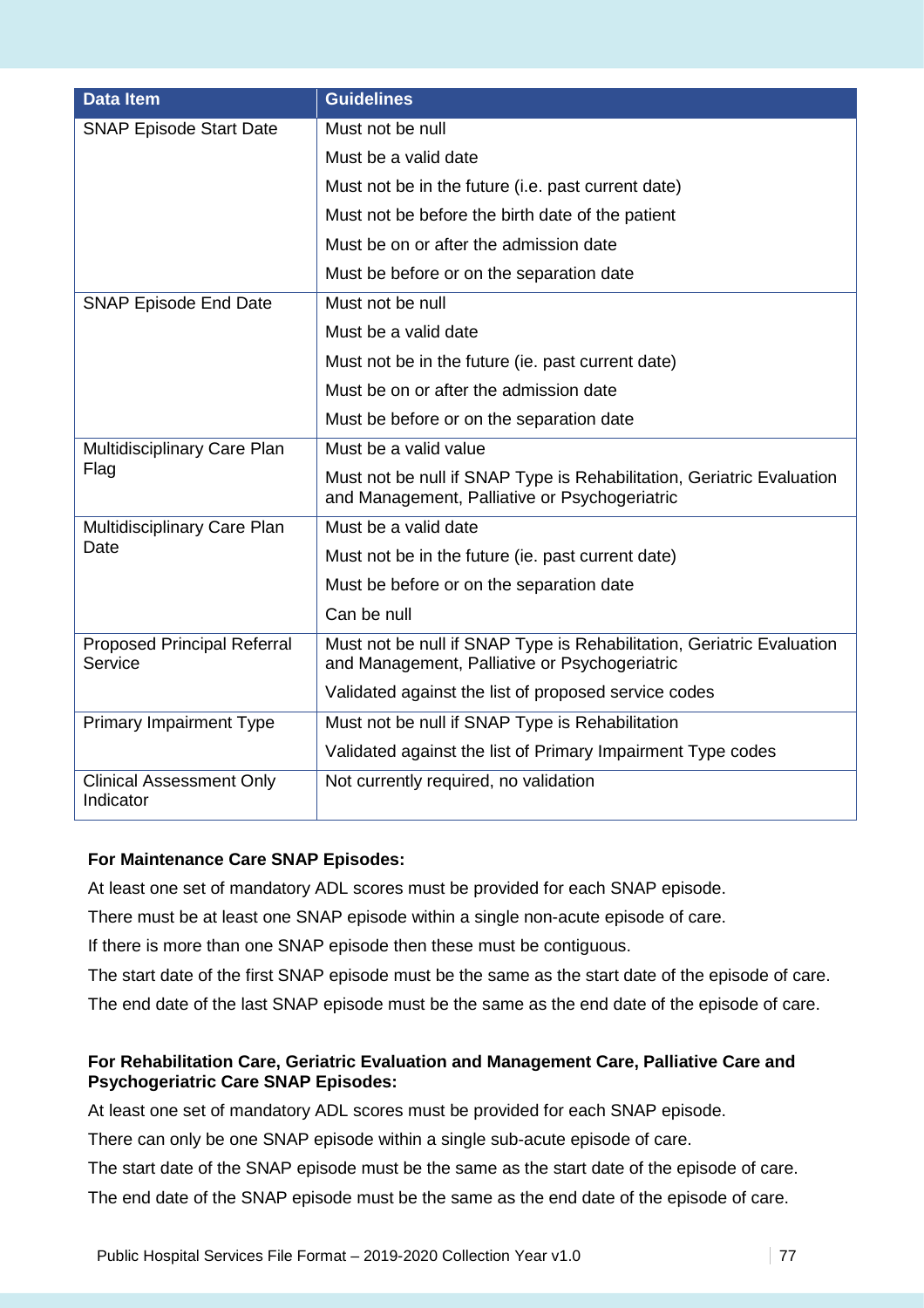| Data Item | Guidelines |
|---|---|
| SNAP Episode Start Date | Must not be null |
| | Must be a valid date |
| | Must not be in the future (i.e. past current date) |
| | Must not be before the birth date of the patient |
| | Must be on or after the admission date |
| | Must be before or on the separation date |
| SNAP Episode End Date | Must not be null |
| | Must be a valid date |
| | Must not be in the future (ie. past current date) |
| | Must be on or after the admission date |
| | Must be before or on the separation date |
| Multidisciplinary Care Plan Flag | Must be a valid value |
| | Must not be null if SNAP Type is Rehabilitation, Geriatric Evaluation and Management, Palliative or Psychogeriatric |
| Multidisciplinary Care Plan Date | Must be a valid date |
| | Must not be in the future (ie. past current date) |
| | Must be before or on the separation date |
| | Can be null |
| Proposed Principal Referral Service | Must not be null if SNAP Type is Rehabilitation, Geriatric Evaluation and Management, Palliative or Psychogeriatric |
| | Validated against the list of proposed service codes |
| Primary Impairment Type | Must not be null if SNAP Type is Rehabilitation |
| | Validated against the list of Primary Impairment Type codes |
| Clinical Assessment Only Indicator | Not currently required, no validation |

**For Maintenance Care SNAP Episodes:**

At least one set of mandatory ADL scores must be provided for each SNAP episode.

There must be at least one SNAP episode within a single non-acute episode of care.

If there is more than one SNAP episode then these must be contiguous.

The start date of the first SNAP episode must be the same as the start date of the episode of care.

The end date of the last SNAP episode must be the same as the end date of the episode of care.

**For Rehabilitation Care, Geriatric Evaluation and Management Care, Palliative Care and Psychogeriatric Care SNAP Episodes:**

At least one set of mandatory ADL scores must be provided for each SNAP episode.

There can only be one SNAP episode within a single sub-acute episode of care.

The start date of the SNAP episode must be the same as the start date of the episode of care.

The end date of the SNAP episode must be the same as the end date of the episode of care.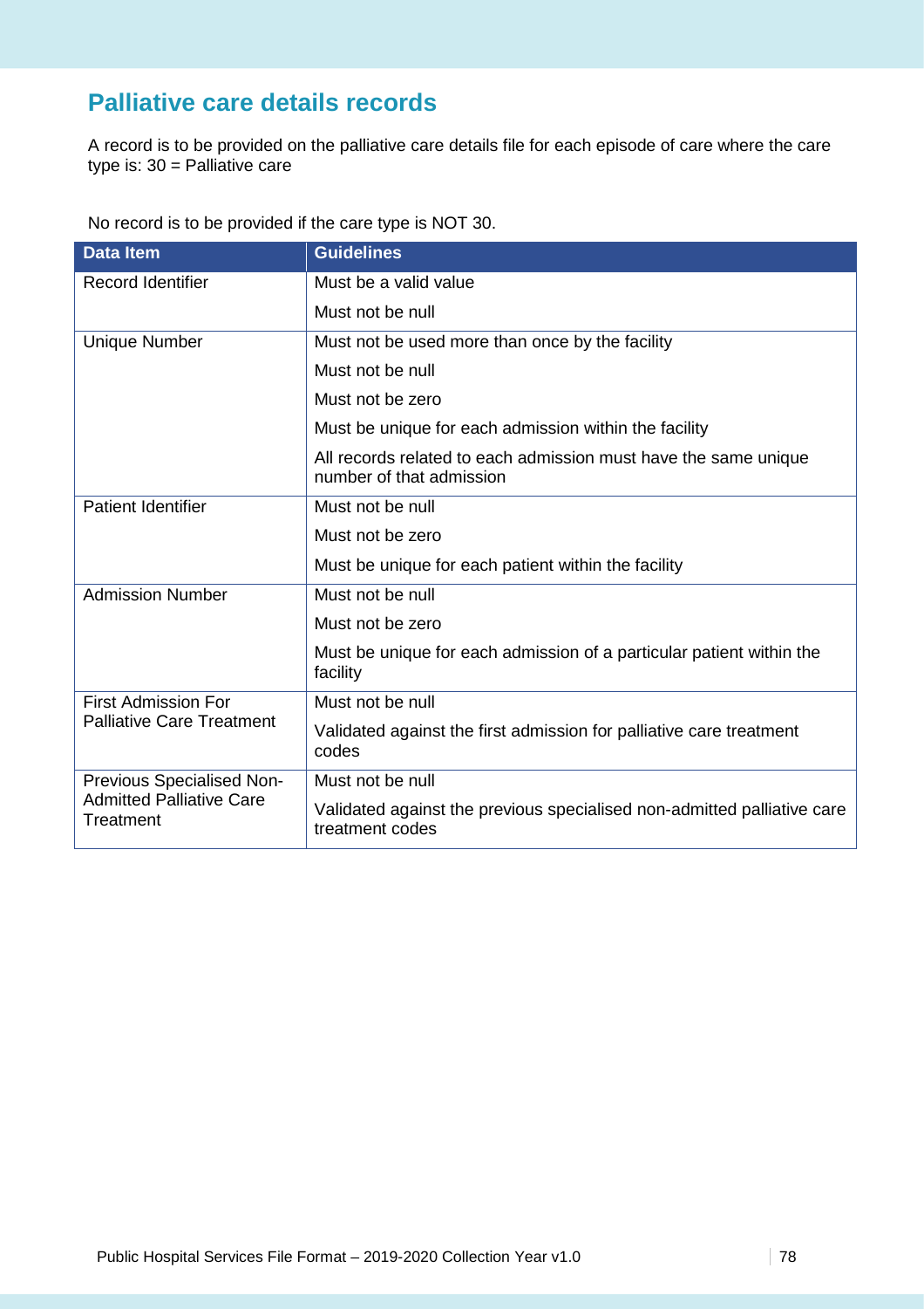## Palliative care details records

A record is to be provided on the palliative care details file for each episode of care where the care type is: 30 = Palliative care

No record is to be provided if the care type is NOT 30.

| Data Item | Guidelines |
|---|---|
| Record Identifier | Must be a valid value |
| | Must not be null |
| Unique Number | Must not be used more than once by the facility |
| | Must not be null |
| | Must not be zero |
| | Must be unique for each admission within the facility |
| | All records related to each admission must have the same unique number of that admission |
| Patient Identifier | Must not be null |
| | Must not be zero |
| | Must be unique for each patient within the facility |
| Admission Number | Must not be null |
| | Must not be zero |
| | Must be unique for each admission of a particular patient within the facility |
| First Admission For Palliative Care Treatment | Must not be null |
| | Validated against the first admission for palliative care treatment codes |
| Previous Specialised Non-Admitted Palliative Care Treatment | Must not be null |
| | Validated against the previous specialised non-admitted palliative care treatment codes |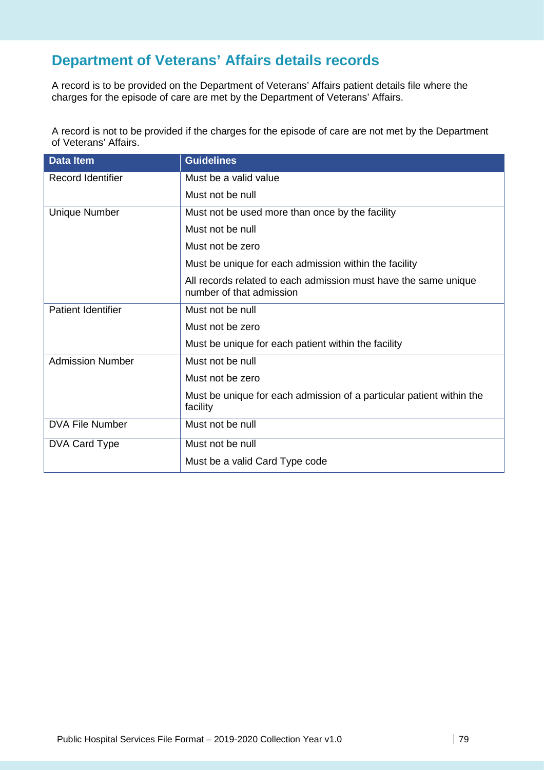## Department of Veterans' Affairs details records

A record is to be provided on the Department of Veterans' Affairs patient details file where the charges for the episode of care are met by the Department of Veterans' Affairs.

A record is not to be provided if the charges for the episode of care are not met by the Department of Veterans' Affairs.

| Data Item | Guidelines |
|---|---|
| Record Identifier | Must be a valid value |
| | Must not be null |
| Unique Number | Must not be used more than once by the facility |
| | Must not be null |
| | Must not be zero |
| | Must be unique for each admission within the facility |
| | All records related to each admission must have the same unique number of that admission |
| Patient Identifier | Must not be null |
| | Must not be zero |
| | Must be unique for each patient within the facility |
| Admission Number | Must not be null |
| | Must not be zero |
| | Must be unique for each admission of a particular patient within the facility |
| DVA File Number | Must not be null |
| DVA Card Type | Must not be null |
| | Must be a valid Card Type code |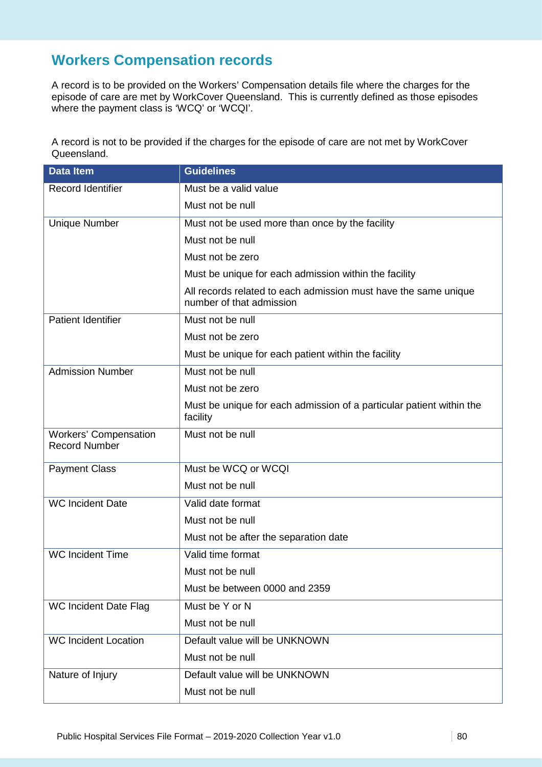## Workers Compensation records

A record is to be provided on the Workers' Compensation details file where the charges for the episode of care are met by WorkCover Queensland. This is currently defined as those episodes where the payment class is 'WCQ' or 'WCQI'.

A record is not to be provided if the charges for the episode of care are not met by WorkCover Queensland.

| Data Item | Guidelines |
|---|---|
| Record Identifier | Must be a valid value |
| | Must not be null |
| Unique Number | Must not be used more than once by the facility |
| | Must not be null |
| | Must not be zero |
| | Must be unique for each admission within the facility |
| | All records related to each admission must have the same unique number of that admission |
| Patient Identifier | Must not be null |
| | Must not be zero |
| | Must be unique for each patient within the facility |
| Admission Number | Must not be null |
| | Must not be zero |
| | Must be unique for each admission of a particular patient within the facility |
| Workers' Compensation Record Number | Must not be null |
| Payment Class | Must be WCQ or WCQI |
| | Must not be null |
| WC Incident Date | Valid date format |
| | Must not be null |
| | Must not be after the separation date |
| WC Incident Time | Valid time format |
| | Must not be null |
| | Must be between 0000 and 2359 |
| WC Incident Date Flag | Must be Y or N |
| | Must not be null |
| WC Incident Location | Default value will be UNKNOWN |
| | Must not be null |
| Nature of Injury | Default value will be UNKNOWN |
| | Must not be null |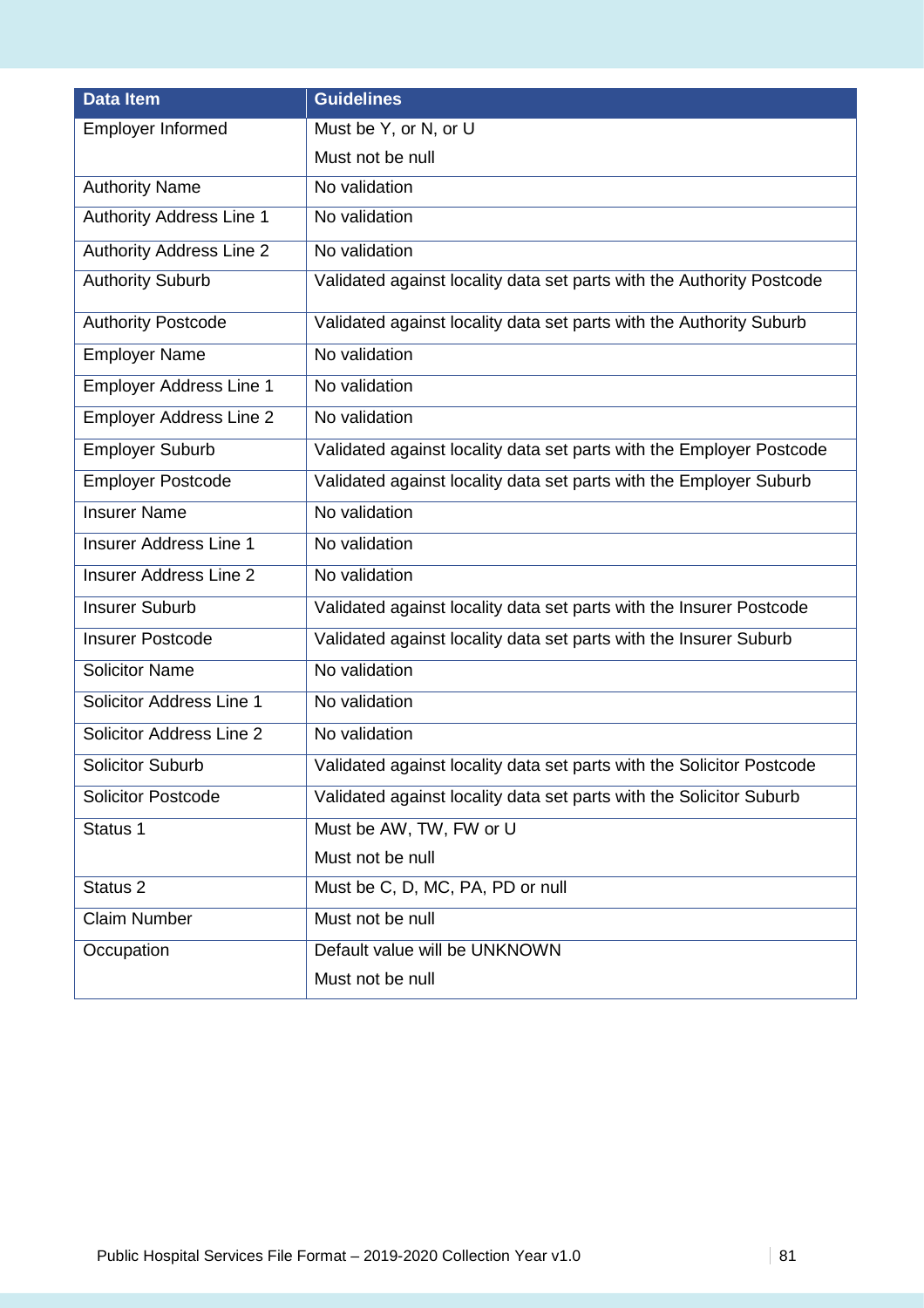| Data Item | Guidelines |
|---|---|
| Employer Informed | Must be Y, or N, or U<br>Must not be null |
| Authority Name | No validation |
| Authority Address Line 1 | No validation |
| Authority Address Line 2 | No validation |
| Authority Suburb | Validated against locality data set parts with the Authority Postcode |
| Authority Postcode | Validated against locality data set parts with the Authority Suburb |
| Employer Name | No validation |
| Employer Address Line 1 | No validation |
| Employer Address Line 2 | No validation |
| Employer Suburb | Validated against locality data set parts with the Employer Postcode |
| Employer Postcode | Validated against locality data set parts with the Employer Suburb |
| Insurer Name | No validation |
| Insurer Address Line 1 | No validation |
| Insurer Address Line 2 | No validation |
| Insurer Suburb | Validated against locality data set parts with the Insurer Postcode |
| Insurer Postcode | Validated against locality data set parts with the Insurer Suburb |
| Solicitor Name | No validation |
| Solicitor Address Line 1 | No validation |
| Solicitor Address Line 2 | No validation |
| Solicitor Suburb | Validated against locality data set parts with the Solicitor Postcode |
| Solicitor Postcode | Validated against locality data set parts with the Solicitor Suburb |
| Status 1 | Must be AW, TW, FW or U<br>Must not be null |
| Status 2 | Must be C, D, MC, PA, PD or null |
| Claim Number | Must not be null |
| Occupation | Default value will be UNKNOWN<br>Must not be null |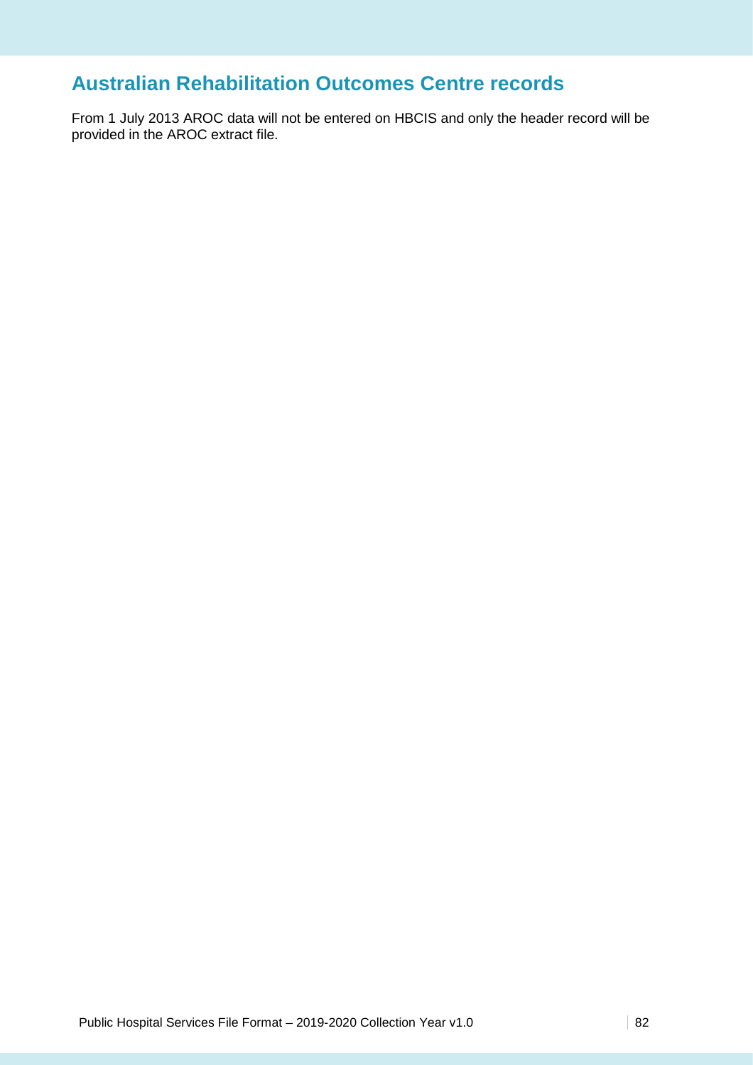# Australian Rehabilitation Outcomes Centre records

From 1 July 2013 AROC data will not be entered on HBCIS and only the header record will be provided in the AROC extract file.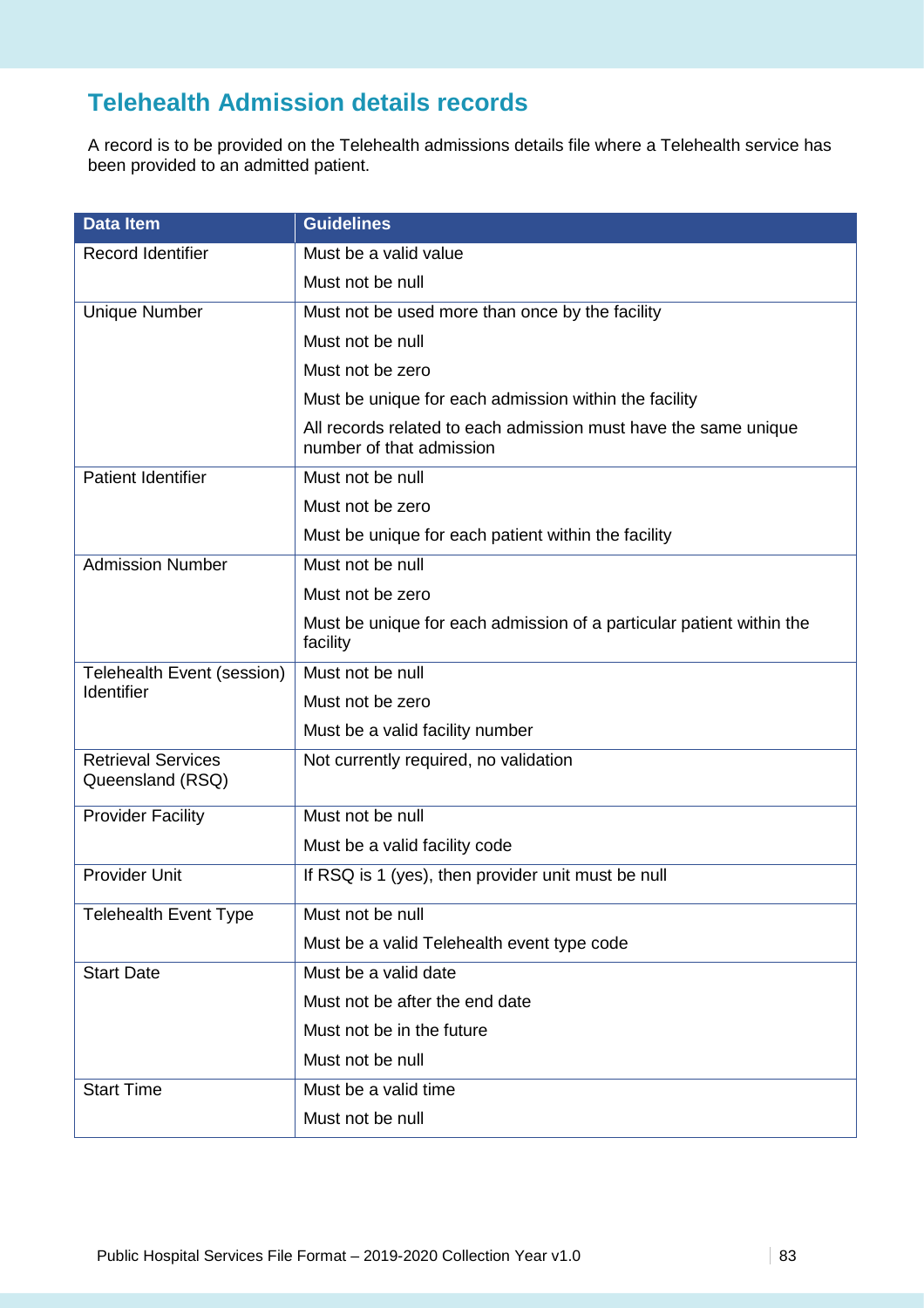## Telehealth Admission details records

A record is to be provided on the Telehealth admissions details file where a Telehealth service has been provided to an admitted patient.

| Data Item | Guidelines |
|---|---|
| Record Identifier | Must be a valid value |
| | Must not be null |
| Unique Number | Must not be used more than once by the facility |
| | Must not be null |
| | Must not be zero |
| | Must be unique for each admission within the facility |
| | All records related to each admission must have the same unique number of that admission |
| Patient Identifier | Must not be null |
| | Must not be zero |
| | Must be unique for each patient within the facility |
| Admission Number | Must not be null |
| | Must not be zero |
| | Must be unique for each admission of a particular patient within the facility |
| Telehealth Event (session) Identifier | Must not be null |
| | Must not be zero |
| | Must be a valid facility number |
| Retrieval Services Queensland (RSQ) | Not currently required, no validation |
| Provider Facility | Must not be null |
| | Must be a valid facility code |
| Provider Unit | If RSQ is 1 (yes), then provider unit must be null |
| Telehealth Event Type | Must not be null |
| | Must be a valid Telehealth event type code |
| Start Date | Must be a valid date |
| | Must not be after the end date |
| | Must not be in the future |
| | Must not be null |
| Start Time | Must be a valid time |
| | Must not be null |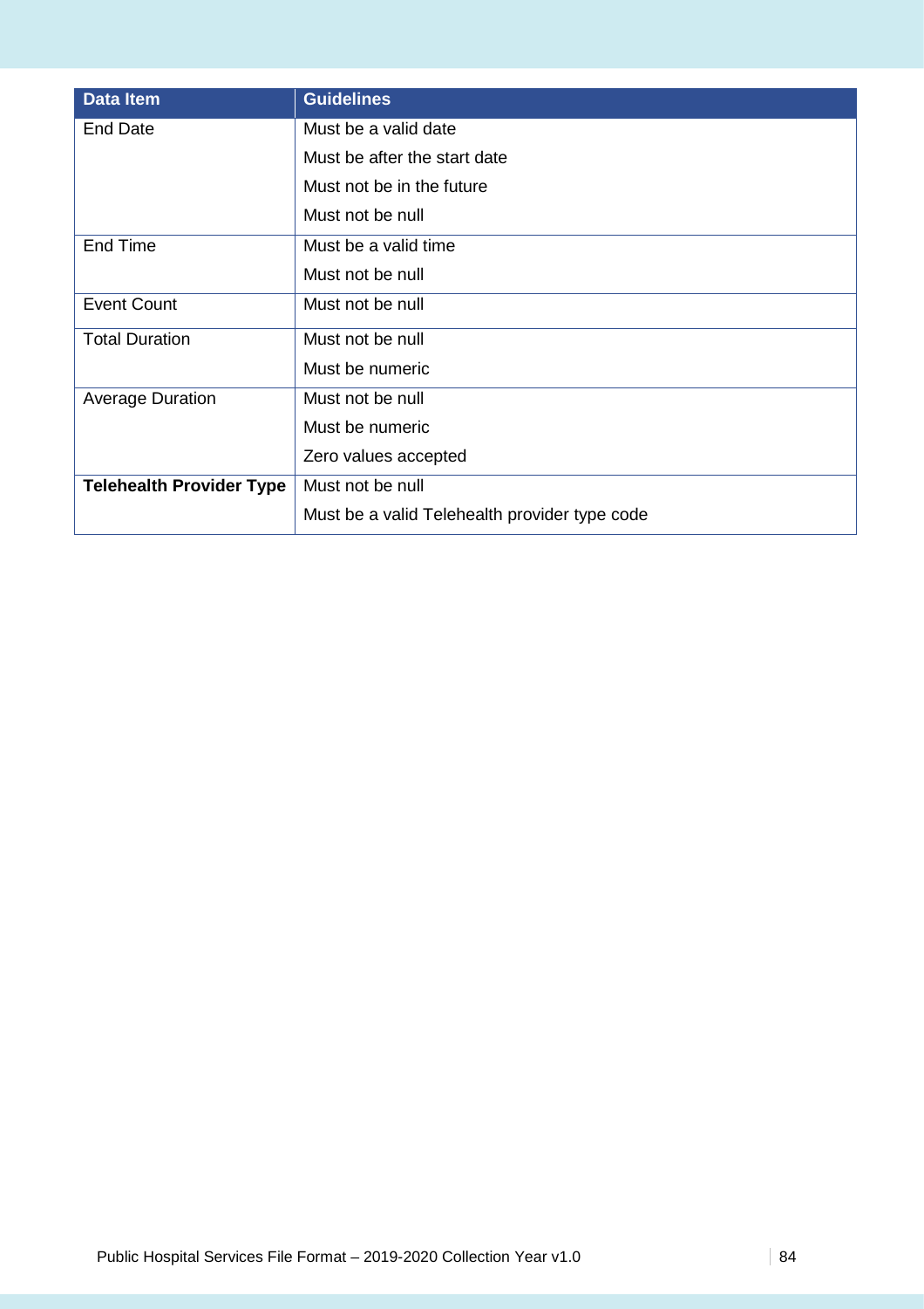| Data Item | Guidelines |
|---|---|
| End Date | Must be a valid date<br>Must be after the start date<br>Must not be in the future<br>Must not be null |
| End Time | Must be a valid time<br>Must not be null |
| Event Count | Must not be null |
| Total Duration | Must not be null<br>Must be numeric |
| Average Duration | Must not be null<br>Must be numeric<br>Zero values accepted |
| **Telehealth Provider Type** | Must not be null<br>Must be a valid Telehealth provider type code |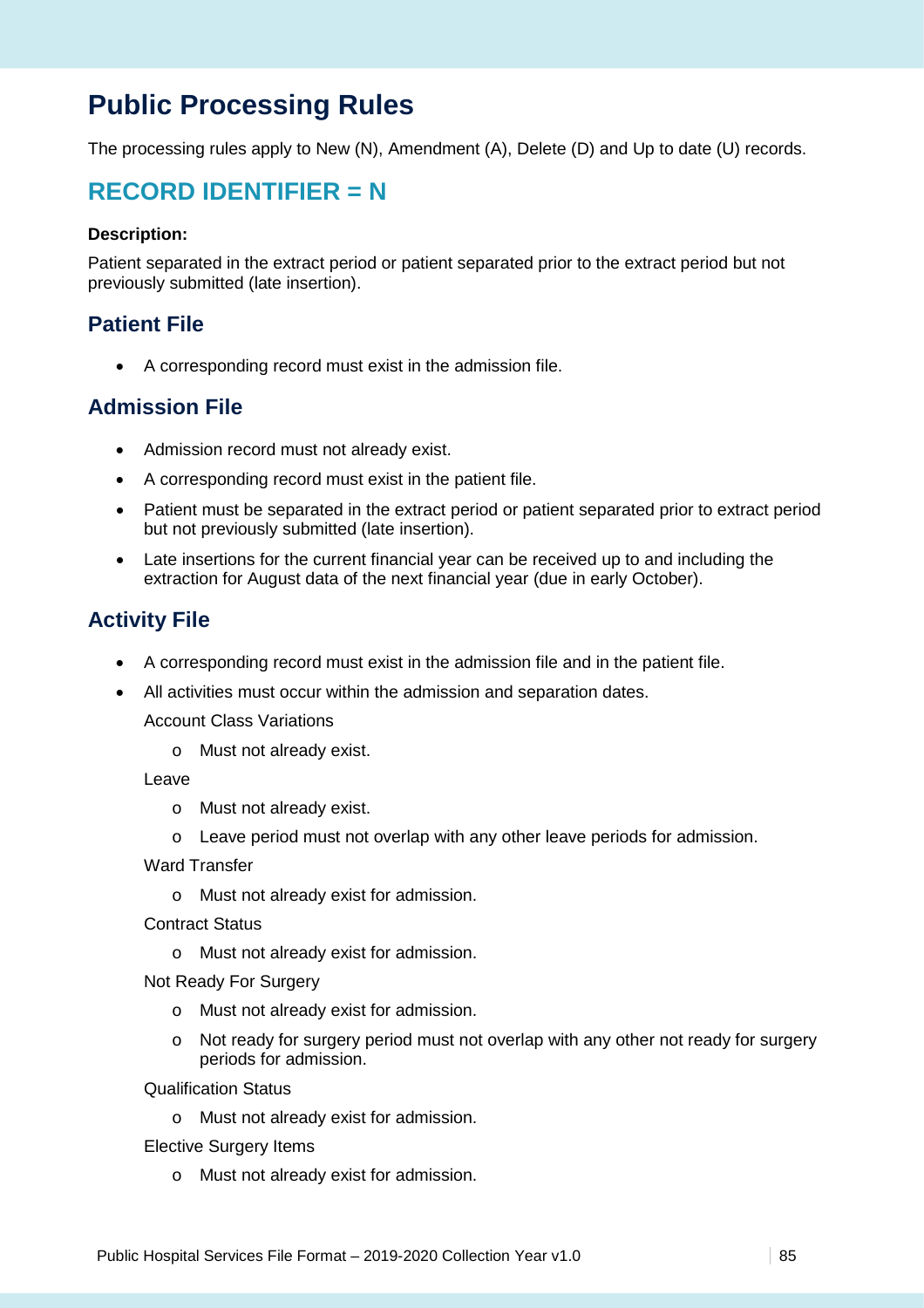# Public Processing Rules

The processing rules apply to New (N), Amendment (A), Delete (D) and Up to date (U) records.

## RECORD IDENTIFIER = N

**Description:**

Patient separated in the extract period or patient separated prior to the extract period but not previously submitted (late insertion).

### Patient File

- A corresponding record must exist in the admission file.

### Admission File

- Admission record must not already exist.
- A corresponding record must exist in the patient file.
- Patient must be separated in the extract period or patient separated prior to extract period but not previously submitted (late insertion).
- Late insertions for the current financial year can be received up to and including the extraction for August data of the next financial year (due in early October).

### Activity File

- A corresponding record must exist in the admission file and in the patient file.
- All activities must occur within the admission and separation dates.

  Account Class Variations

  - Must not already exist.

  Leave

  - Must not already exist.
  - Leave period must not overlap with any other leave periods for admission.

  Ward Transfer

  - Must not already exist for admission.

  Contract Status

  - Must not already exist for admission.

  Not Ready For Surgery

  - Must not already exist for admission.
  - Not ready for surgery period must not overlap with any other not ready for surgery periods for admission.

  Qualification Status

  - Must not already exist for admission.

  Elective Surgery Items

  - Must not already exist for admission.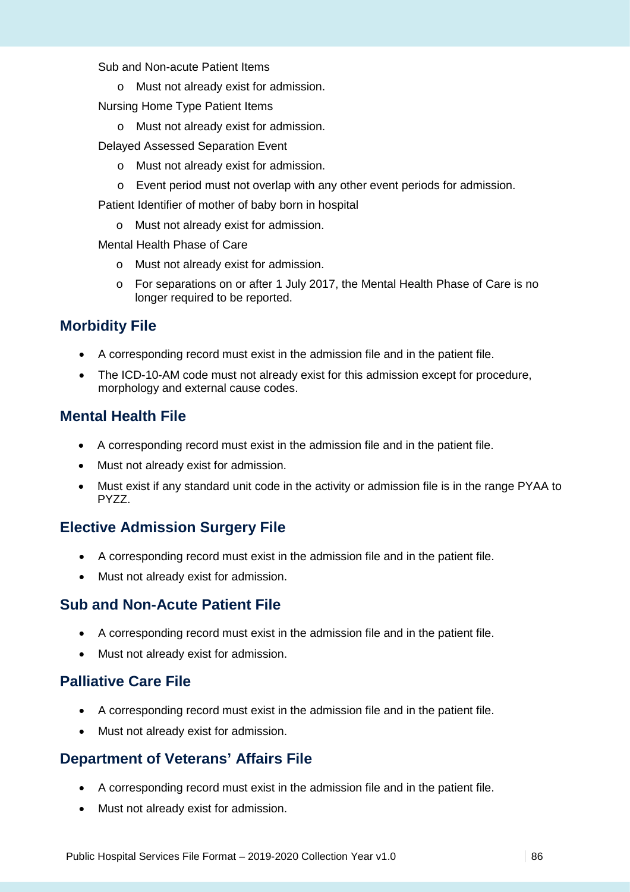Sub and Non-acute Patient Items

- Must not already exist for admission.

Nursing Home Type Patient Items

- Must not already exist for admission.

Delayed Assessed Separation Event

- Must not already exist for admission.
- Event period must not overlap with any other event periods for admission.

Patient Identifier of mother of baby born in hospital

- Must not already exist for admission.

Mental Health Phase of Care

- Must not already exist for admission.
- For separations on or after 1 July 2017, the Mental Health Phase of Care is no longer required to be reported.

## Morbidity File

- A corresponding record must exist in the admission file and in the patient file.
- The ICD-10-AM code must not already exist for this admission except for procedure, morphology and external cause codes.

## Mental Health File

- A corresponding record must exist in the admission file and in the patient file.
- Must not already exist for admission.
- Must exist if any standard unit code in the activity or admission file is in the range PYAA to PYZZ.

## Elective Admission Surgery File

- A corresponding record must exist in the admission file and in the patient file.
- Must not already exist for admission.

## Sub and Non-Acute Patient File

- A corresponding record must exist in the admission file and in the patient file.
- Must not already exist for admission.

## Palliative Care File

- A corresponding record must exist in the admission file and in the patient file.
- Must not already exist for admission.

## Department of Veterans' Affairs File

- A corresponding record must exist in the admission file and in the patient file.
- Must not already exist for admission.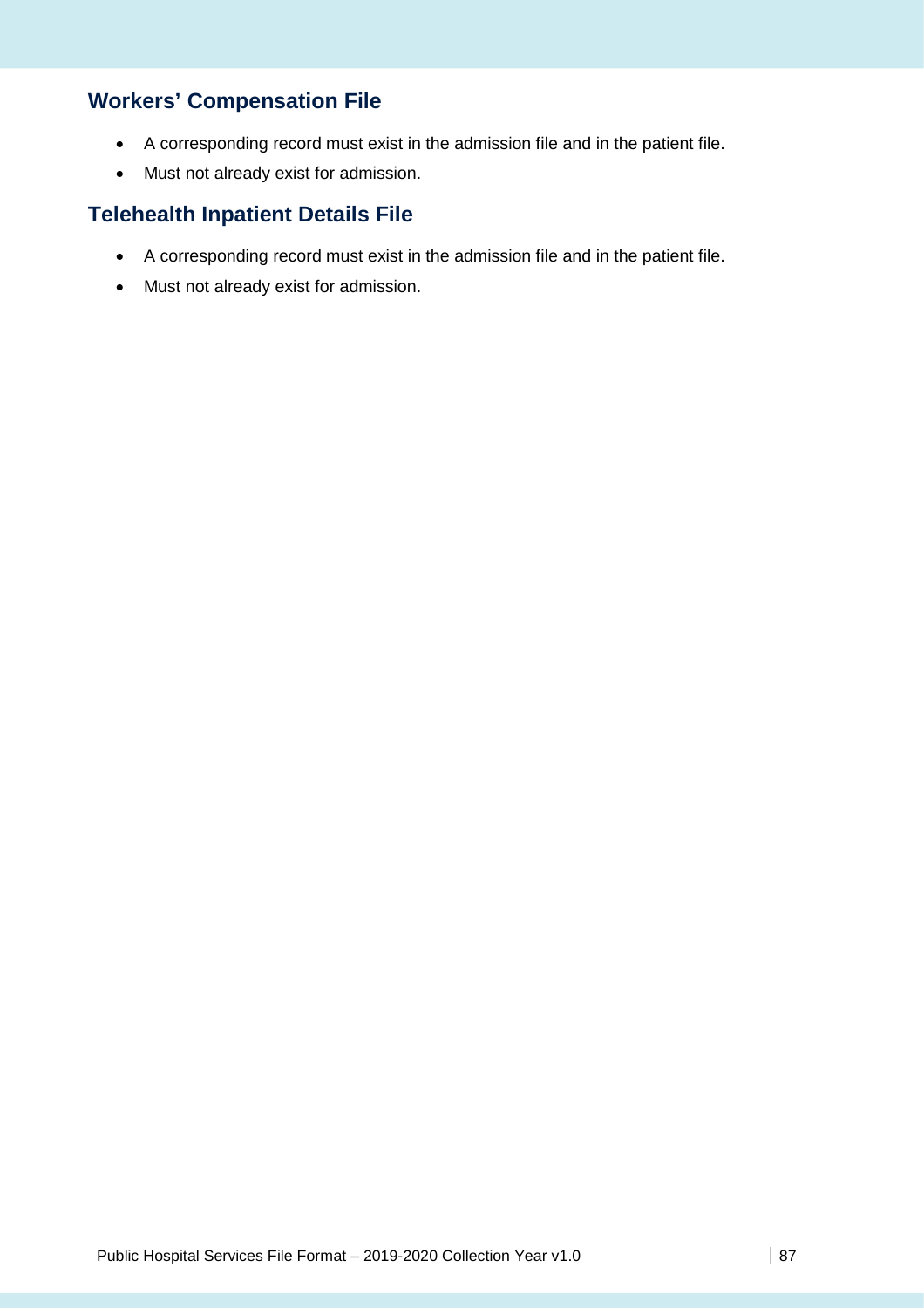## Workers' Compensation File

- A corresponding record must exist in the admission file and in the patient file.
- Must not already exist for admission.

## Telehealth Inpatient Details File

- A corresponding record must exist in the admission file and in the patient file.
- Must not already exist for admission.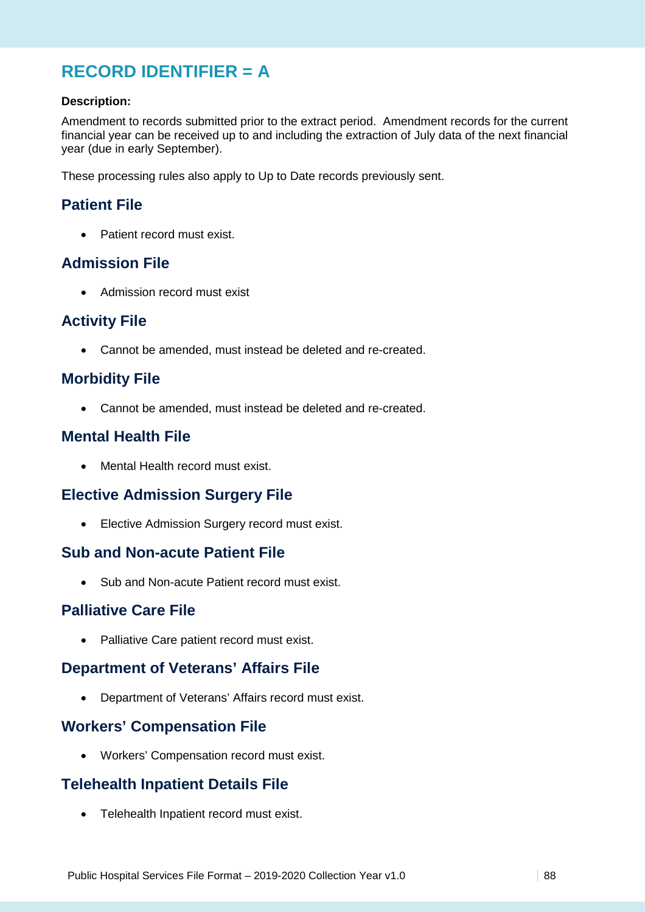# RECORD IDENTIFIER = A

**Description:**

Amendment to records submitted prior to the extract period. Amendment records for the current financial year can be received up to and including the extraction of July data of the next financial year (due in early September).

These processing rules also apply to Up to Date records previously sent.

## Patient File

- Patient record must exist.

## Admission File

- Admission record must exist

## Activity File

- Cannot be amended, must instead be deleted and re-created.

## Morbidity File

- Cannot be amended, must instead be deleted and re-created.

## Mental Health File

- Mental Health record must exist.

## Elective Admission Surgery File

- Elective Admission Surgery record must exist.

## Sub and Non-acute Patient File

- Sub and Non-acute Patient record must exist.

## Palliative Care File

- Palliative Care patient record must exist.

## Department of Veterans' Affairs File

- Department of Veterans' Affairs record must exist.

## Workers' Compensation File

- Workers' Compensation record must exist.

## Telehealth Inpatient Details File

- Telehealth Inpatient record must exist.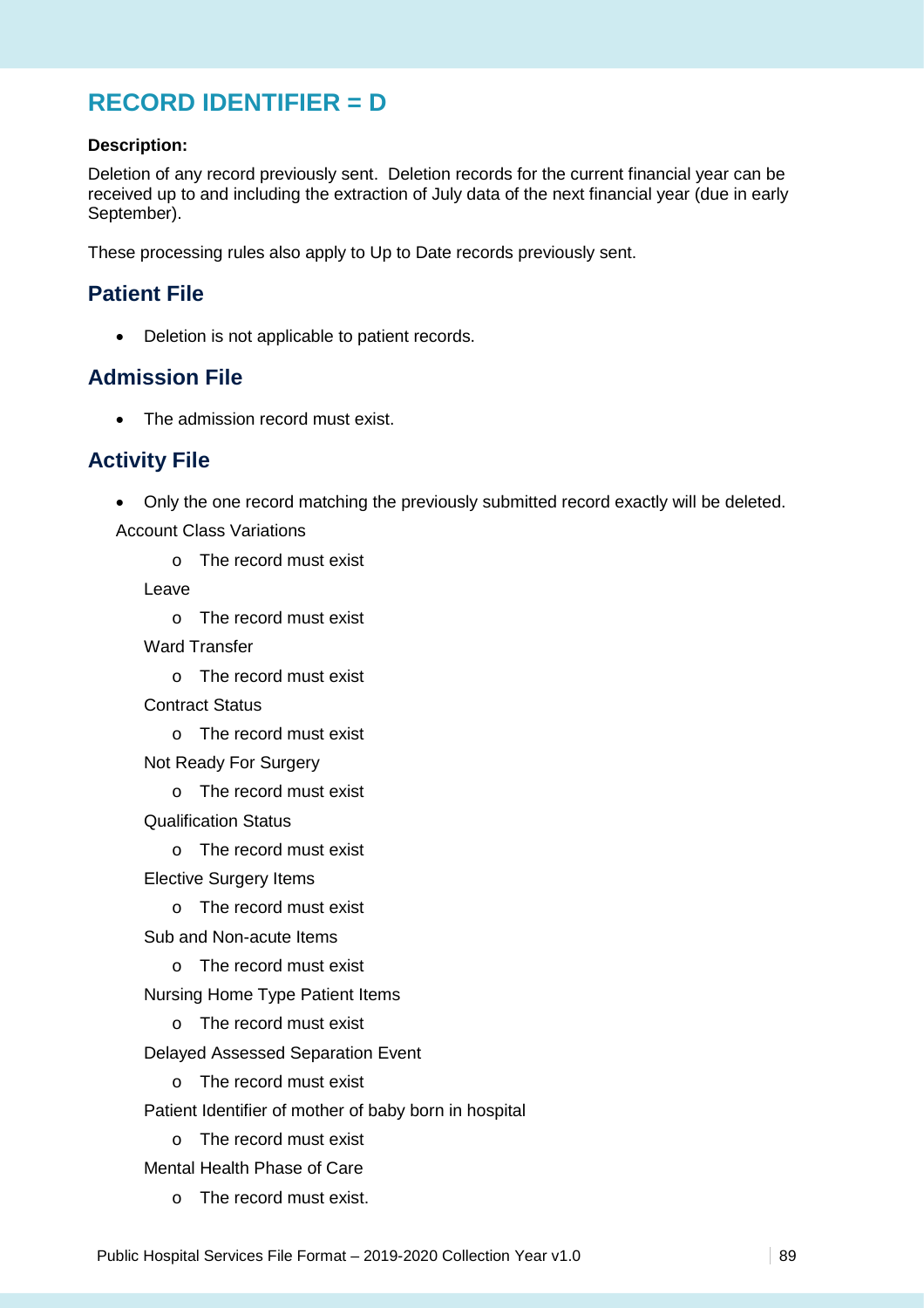# RECORD IDENTIFIER = D

**Description:**

Deletion of any record previously sent. Deletion records for the current financial year can be received up to and including the extraction of July data of the next financial year (due in early September).

These processing rules also apply to Up to Date records previously sent.

## Patient File

- Deletion is not applicable to patient records.

## Admission File

- The admission record must exist.

## Activity File

- Only the one record matching the previously submitted record exactly will be deleted.

  Account Class Variations
  - The record must exist

  Leave
  - The record must exist

  Ward Transfer
  - The record must exist

  Contract Status
  - The record must exist

  Not Ready For Surgery
  - The record must exist

  Qualification Status
  - The record must exist

  Elective Surgery Items
  - The record must exist

  Sub and Non-acute Items
  - The record must exist

  Nursing Home Type Patient Items
  - The record must exist

  Delayed Assessed Separation Event
  - The record must exist

  Patient Identifier of mother of baby born in hospital
  - The record must exist

  Mental Health Phase of Care
  - The record must exist.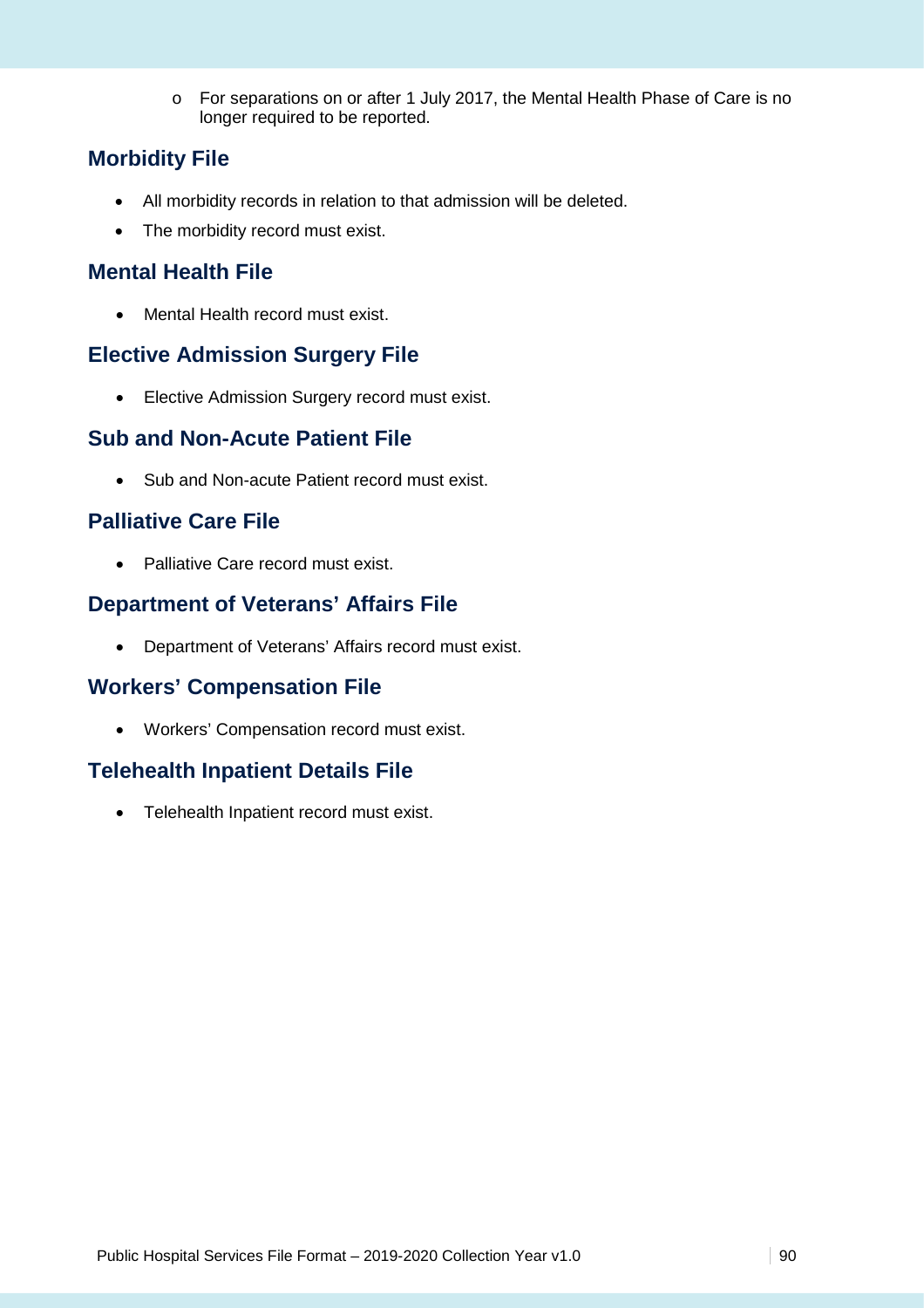- For separations on or after 1 July 2017, the Mental Health Phase of Care is no longer required to be reported.

## Morbidity File

- All morbidity records in relation to that admission will be deleted.
- The morbidity record must exist.

## Mental Health File

- Mental Health record must exist.

## Elective Admission Surgery File

- Elective Admission Surgery record must exist.

## Sub and Non-Acute Patient File

- Sub and Non-acute Patient record must exist.

## Palliative Care File

- Palliative Care record must exist.

## Department of Veterans' Affairs File

- Department of Veterans' Affairs record must exist.

## Workers' Compensation File

- Workers' Compensation record must exist.

## Telehealth Inpatient Details File

- Telehealth Inpatient record must exist.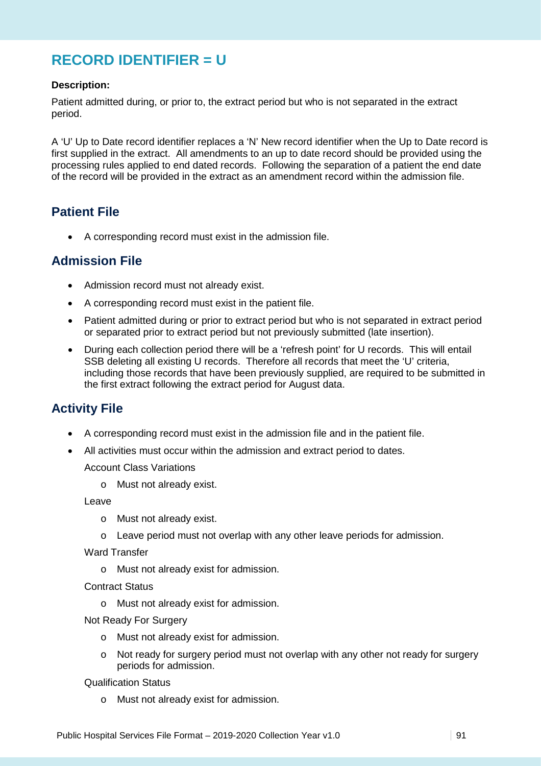# RECORD IDENTIFIER = U

**Description:**

Patient admitted during, or prior to, the extract period but who is not separated in the extract period.

A 'U' Up to Date record identifier replaces a 'N' New record identifier when the Up to Date record is first supplied in the extract. All amendments to an up to date record should be provided using the processing rules applied to end dated records. Following the separation of a patient the end date of the record will be provided in the extract as an amendment record within the admission file.

## Patient File

- A corresponding record must exist in the admission file.

## Admission File

- Admission record must not already exist.
- A corresponding record must exist in the patient file.
- Patient admitted during or prior to extract period but who is not separated in extract period or separated prior to extract period but not previously submitted (late insertion).
- During each collection period there will be a 'refresh point' for U records. This will entail SSB deleting all existing U records. Therefore all records that meet the 'U' criteria, including those records that have been previously supplied, are required to be submitted in the first extract following the extract period for August data.

## Activity File

- A corresponding record must exist in the admission file and in the patient file.
- All activities must occur within the admission and extract period to dates.

  Account Class Variations
    - Must not already exist.

  Leave
    - Must not already exist.
    - Leave period must not overlap with any other leave periods for admission.

  Ward Transfer
    - Must not already exist for admission.

  Contract Status
    - Must not already exist for admission.

  Not Ready For Surgery
    - Must not already exist for admission.
    - Not ready for surgery period must not overlap with any other not ready for surgery periods for admission.

  Qualification Status
    - Must not already exist for admission.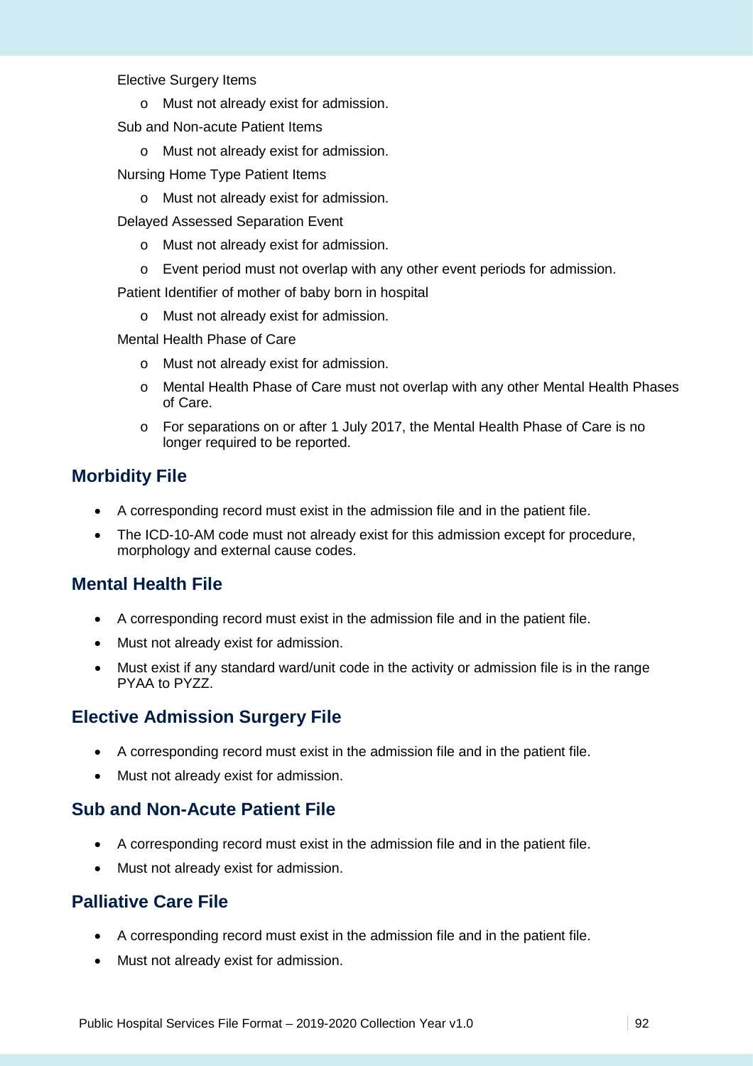- Elective Surgery Items
  - Must not already exist for admission.
- Sub and Non-acute Patient Items
  - Must not already exist for admission.
- Nursing Home Type Patient Items
  - Must not already exist for admission.
- Delayed Assessed Separation Event
  - Must not already exist for admission.
  - Event period must not overlap with any other event periods for admission.
- Patient Identifier of mother of baby born in hospital
  - Must not already exist for admission.
- Mental Health Phase of Care
  - Must not already exist for admission.
  - Mental Health Phase of Care must not overlap with any other Mental Health Phases of Care.
  - For separations on or after 1 July 2017, the Mental Health Phase of Care is no longer required to be reported.

## Morbidity File

- A corresponding record must exist in the admission file and in the patient file.
- The ICD-10-AM code must not already exist for this admission except for procedure, morphology and external cause codes.

## Mental Health File

- A corresponding record must exist in the admission file and in the patient file.
- Must not already exist for admission.
- Must exist if any standard ward/unit code in the activity or admission file is in the range PYAA to PYZZ.

## Elective Admission Surgery File

- A corresponding record must exist in the admission file and in the patient file.
- Must not already exist for admission.

## Sub and Non-Acute Patient File

- A corresponding record must exist in the admission file and in the patient file.
- Must not already exist for admission.

## Palliative Care File

- A corresponding record must exist in the admission file and in the patient file.
- Must not already exist for admission.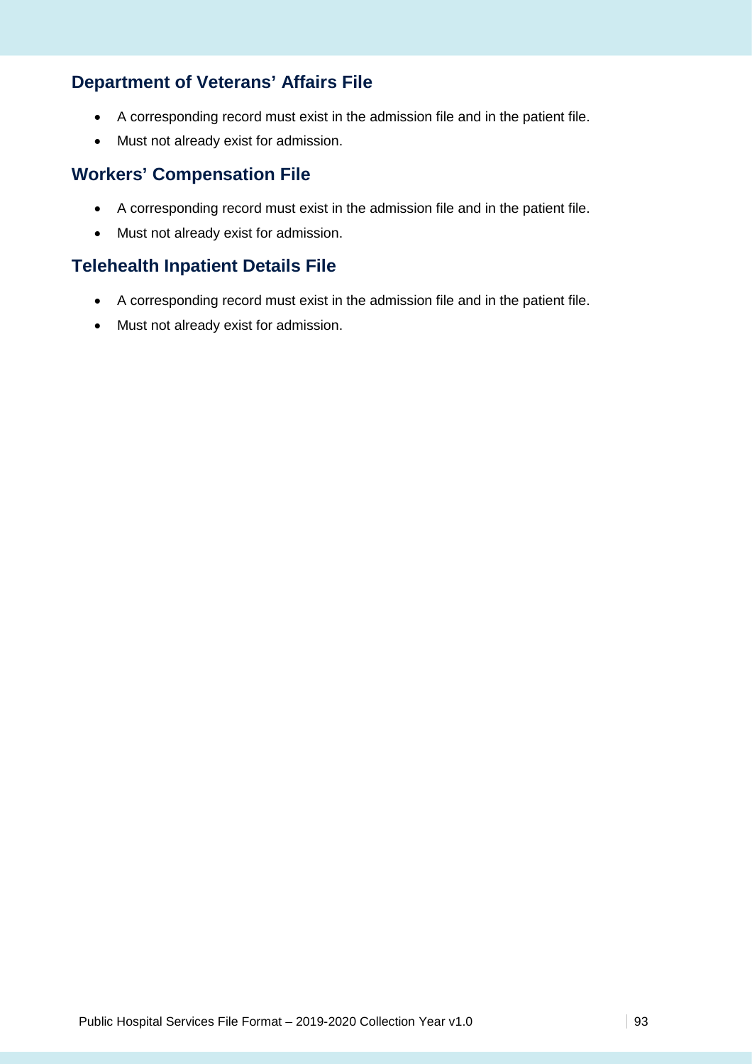## Department of Veterans' Affairs File

- A corresponding record must exist in the admission file and in the patient file.
- Must not already exist for admission.

## Workers' Compensation File

- A corresponding record must exist in the admission file and in the patient file.
- Must not already exist for admission.

## Telehealth Inpatient Details File

- A corresponding record must exist in the admission file and in the patient file.
- Must not already exist for admission.